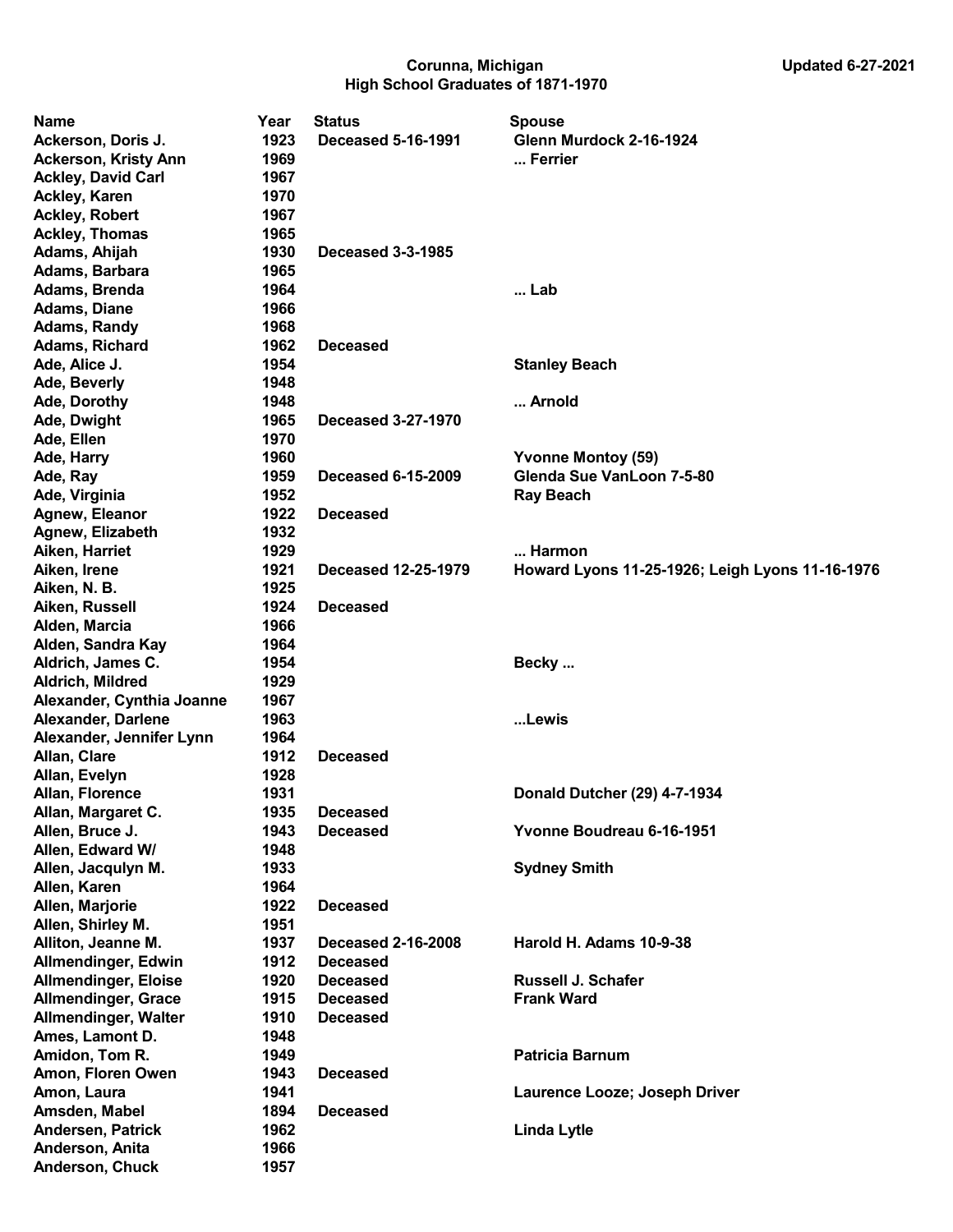# Corunna, Michigan
## High School Graduates of 1871-1970

Updated 6-27-2021

| Name | Year | Status | Spouse |
|---|---|---|---|
| Ackerson, Doris J. | 1923 | Deceased 5-16-1991 | Glenn Murdock 2-16-1924 |
| Ackerson, Kristy Ann | 1969 | | ... Ferrier |
| Ackley, David Carl | 1967 | | |
| Ackley, Karen | 1970 | | |
| Ackley, Robert | 1967 | | |
| Ackley, Thomas | 1965 | | |
| Adams, Ahijah | 1930 | Deceased 3-3-1985 | |
| Adams, Barbara | 1965 | | |
| Adams, Brenda | 1964 | | ... Lab |
| Adams, Diane | 1966 | | |
| Adams, Randy | 1968 | | |
| Adams, Richard | 1962 | Deceased | |
| Ade, Alice J. | 1954 | | Stanley Beach |
| Ade, Beverly | 1948 | | |
| Ade, Dorothy | 1948 | | ... Arnold |
| Ade, Dwight | 1965 | Deceased 3-27-1970 | |
| Ade, Ellen | 1970 | | |
| Ade, Harry | 1960 | | Yvonne Montoy (59) |
| Ade, Ray | 1959 | Deceased 6-15-2009 | Glenda Sue VanLoon 7-5-80 |
| Ade, Virginia | 1952 | | Ray Beach |
| Agnew, Eleanor | 1922 | Deceased | |
| Agnew, Elizabeth | 1932 | | |
| Aiken, Harriet | 1929 | | ... Harmon |
| Aiken, Irene | 1921 | Deceased 12-25-1979 | Howard Lyons 11-25-1926; Leigh Lyons 11-16-1976 |
| Aiken, N. B. | 1925 | | |
| Aiken, Russell | 1924 | Deceased | |
| Alden, Marcia | 1966 | | |
| Alden, Sandra Kay | 1964 | | |
| Aldrich, James C. | 1954 | | Becky ... |
| Aldrich, Mildred | 1929 | | |
| Alexander, Cynthia Joanne | 1967 | | |
| Alexander, Darlene | 1963 | | ...Lewis |
| Alexander, Jennifer Lynn | 1964 | | |
| Allan, Clare | 1912 | Deceased | |
| Allan, Evelyn | 1928 | | |
| Allan, Florence | 1931 | | Donald Dutcher (29) 4-7-1934 |
| Allan, Margaret C. | 1935 | Deceased | |
| Allen, Bruce J. | 1943 | Deceased | Yvonne Boudreau 6-16-1951 |
| Allen, Edward W/ | 1948 | | |
| Allen, Jacqulyn M. | 1933 | | Sydney Smith |
| Allen, Karen | 1964 | | |
| Allen, Marjorie | 1922 | Deceased | |
| Allen, Shirley M. | 1951 | | |
| Alliton, Jeanne M. | 1937 | Deceased 2-16-2008 | Harold H. Adams 10-9-38 |
| Allmendinger, Edwin | 1912 | Deceased | |
| Allmendinger, Eloise | 1920 | Deceased | Russell J. Schafer |
| Allmendinger, Grace | 1915 | Deceased | Frank Ward |
| Allmendinger, Walter | 1910 | Deceased | |
| Ames, Lamont D. | 1948 | | |
| Amidon, Tom R. | 1949 | | Patricia Barnum |
| Amon, Floren Owen | 1943 | Deceased | |
| Amon, Laura | 1941 | | Laurence Looze; Joseph Driver |
| Amsden, Mabel | 1894 | Deceased | |
| Andersen, Patrick | 1962 | | Linda Lytle |
| Anderson, Anita | 1966 | | |
| Anderson, Chuck | 1957 | | |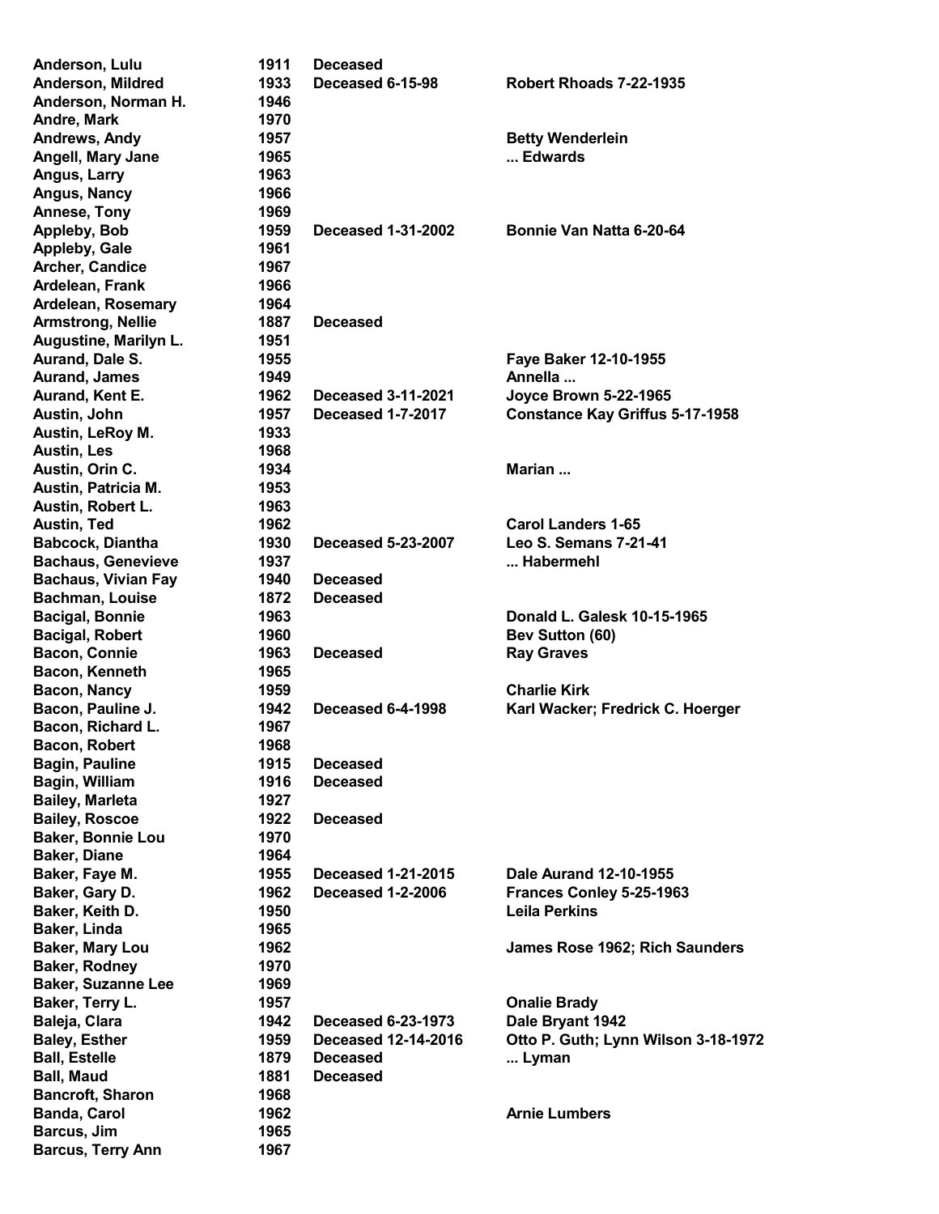| | | | |
|---|---|---|---|
| **Anderson, Lulu** | **1911** | **Deceased** | |
| **Anderson, Mildred** | **1933** | **Deceased 6-15-98** | **Robert Rhoads 7-22-1935** |
| **Anderson, Norman H.** | **1946** | | |
| **Andre, Mark** | **1970** | | |
| **Andrews, Andy** | **1957** | | **Betty Wenderlein** |
| **Angell, Mary Jane** | **1965** | | **... Edwards** |
| **Angus, Larry** | **1963** | | |
| **Angus, Nancy** | **1966** | | |
| **Annese, Tony** | **1969** | | |
| **Appleby, Bob** | **1959** | **Deceased 1-31-2002** | **Bonnie Van Natta 6-20-64** |
| **Appleby, Gale** | **1961** | | |
| **Archer, Candice** | **1967** | | |
| **Ardelean, Frank** | **1966** | | |
| **Ardelean, Rosemary** | **1964** | | |
| **Armstrong, Nellie** | **1887** | **Deceased** | |
| **Augustine, Marilyn L.** | **1951** | | |
| **Aurand, Dale S.** | **1955** | | **Faye Baker 12-10-1955** |
| **Aurand, James** | **1949** | | **Annella ...** |
| **Aurand, Kent E.** | **1962** | **Deceased 3-11-2021** | **Joyce Brown 5-22-1965** |
| **Austin, John** | **1957** | **Deceased 1-7-2017** | **Constance Kay Griffus 5-17-1958** |
| **Austin, LeRoy M.** | **1933** | | |
| **Austin, Les** | **1968** | | |
| **Austin, Orin C.** | **1934** | | **Marian ...** |
| **Austin, Patricia M.** | **1953** | | |
| **Austin, Robert L.** | **1963** | | |
| **Austin, Ted** | **1962** | | **Carol Landers 1-65** |
| **Babcock, Diantha** | **1930** | **Deceased 5-23-2007** | **Leo S. Semans 7-21-41** |
| **Bachaus, Genevieve** | **1937** | | **... Habermehl** |
| **Bachaus, Vivian Fay** | **1940** | **Deceased** | |
| **Bachman, Louise** | **1872** | **Deceased** | |
| **Bacigal, Bonnie** | **1963** | | **Donald L. Galesk 10-15-1965** |
| **Bacigal, Robert** | **1960** | | **Bev Sutton (60)** |
| **Bacon, Connie** | **1963** | **Deceased** | **Ray Graves** |
| **Bacon, Kenneth** | **1965** | | |
| **Bacon, Nancy** | **1959** | | **Charlie Kirk** |
| **Bacon, Pauline J.** | **1942** | **Deceased 6-4-1998** | **Karl Wacker; Fredrick C. Hoerger** |
| **Bacon, Richard L.** | **1967** | | |
| **Bacon, Robert** | **1968** | | |
| **Bagin, Pauline** | **1915** | **Deceased** | |
| **Bagin, William** | **1916** | **Deceased** | |
| **Bailey, Marleta** | **1927** | | |
| **Bailey, Roscoe** | **1922** | **Deceased** | |
| **Baker, Bonnie Lou** | **1970** | | |
| **Baker, Diane** | **1964** | | |
| **Baker, Faye M.** | **1955** | **Deceased 1-21-2015** | **Dale Aurand 12-10-1955** |
| **Baker, Gary D.** | **1962** | **Deceased 1-2-2006** | **Frances Conley 5-25-1963** |
| **Baker, Keith D.** | **1950** | | **Leila Perkins** |
| **Baker, Linda** | **1965** | | |
| **Baker, Mary Lou** | **1962** | | **James Rose 1962; Rich Saunders** |
| **Baker, Rodney** | **1970** | | |
| **Baker, Suzanne Lee** | **1969** | | |
| **Baker, Terry L.** | **1957** | | **Onalie Brady** |
| **Baleja, Clara** | **1942** | **Deceased 6-23-1973** | **Dale Bryant 1942** |
| **Baley, Esther** | **1959** | **Deceased 12-14-2016** | **Otto P. Guth; Lynn Wilson 3-18-1972** |
| **Ball, Estelle** | **1879** | **Deceased** | **... Lyman** |
| **Ball, Maud** | **1881** | **Deceased** | |
| **Bancroft, Sharon** | **1968** | | |
| **Banda, Carol** | **1962** | | **Arnie Lumbers** |
| **Barcus, Jim** | **1965** | | |
| **Barcus, Terry Ann** | **1967** | | |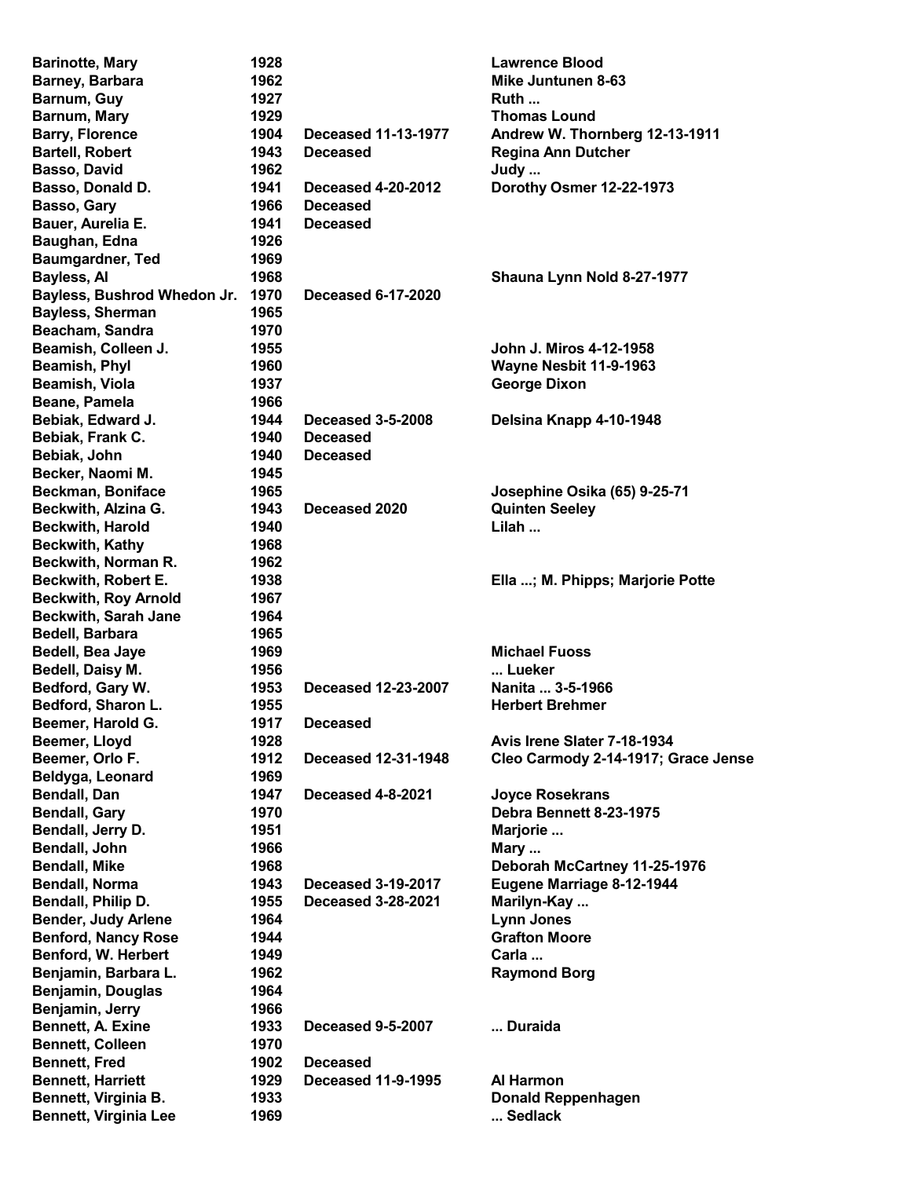| | | | |
|---|---|---|---|
| **Barinotte, Mary** | **1928** | | **Lawrence Blood** |
| **Barney, Barbara** | **1962** | | **Mike Juntunen 8-63** |
| **Barnum, Guy** | **1927** | | **Ruth ...** |
| **Barnum, Mary** | **1929** | | **Thomas Lound** |
| **Barry, Florence** | **1904** | **Deceased 11-13-1977** | **Andrew W. Thornberg 12-13-1911** |
| **Bartell, Robert** | **1943** | **Deceased** | **Regina Ann Dutcher** |
| **Basso, David** | **1962** | | **Judy ...** |
| **Basso, Donald D.** | **1941** | **Deceased 4-20-2012** | **Dorothy Osmer 12-22-1973** |
| **Basso, Gary** | **1966** | **Deceased** | |
| **Bauer, Aurelia E.** | **1941** | **Deceased** | |
| **Baughan, Edna** | **1926** | | |
| **Baumgardner, Ted** | **1969** | | |
| **Bayless, Al** | **1968** | | **Shauna Lynn Nold 8-27-1977** |
| **Bayless, Bushrod Whedon Jr.** | **1970** | **Deceased 6-17-2020** | |
| **Bayless, Sherman** | **1965** | | |
| **Beacham, Sandra** | **1970** | | |
| **Beamish, Colleen J.** | **1955** | | **John J. Miros 4-12-1958** |
| **Beamish, Phyl** | **1960** | | **Wayne Nesbit 11-9-1963** |
| **Beamish, Viola** | **1937** | | **George Dixon** |
| **Beane, Pamela** | **1966** | | |
| **Bebiak, Edward J.** | **1944** | **Deceased 3-5-2008** | **Delsina Knapp 4-10-1948** |
| **Bebiak, Frank C.** | **1940** | **Deceased** | |
| **Bebiak, John** | **1940** | **Deceased** | |
| **Becker, Naomi M.** | **1945** | | |
| **Beckman, Boniface** | **1965** | | **Josephine Osika (65) 9-25-71** |
| **Beckwith, Alzina G.** | **1943** | **Deceased 2020** | **Quinten Seeley** |
| **Beckwith, Harold** | **1940** | | **Lilah ...** |
| **Beckwith, Kathy** | **1968** | | |
| **Beckwith, Norman R.** | **1962** | | |
| **Beckwith, Robert E.** | **1938** | | **Ella ...; M. Phipps; Marjorie Potte** |
| **Beckwith, Roy Arnold** | **1967** | | |
| **Beckwith, Sarah Jane** | **1964** | | |
| **Bedell, Barbara** | **1965** | | |
| **Bedell, Bea Jaye** | **1969** | | **Michael Fuoss** |
| **Bedell, Daisy M.** | **1956** | | **... Lueker** |
| **Bedford, Gary W.** | **1953** | **Deceased 12-23-2007** | **Nanita ... 3-5-1966** |
| **Bedford, Sharon L.** | **1955** | | **Herbert Brehmer** |
| **Beemer, Harold G.** | **1917** | **Deceased** | |
| **Beemer, Lloyd** | **1928** | | **Avis Irene Slater 7-18-1934** |
| **Beemer, Orlo F.** | **1912** | **Deceased 12-31-1948** | **Cleo Carmody 2-14-1917; Grace Jense** |
| **Beldyga, Leonard** | **1969** | | |
| **Bendall, Dan** | **1947** | **Deceased 4-8-2021** | **Joyce Rosekrans** |
| **Bendall, Gary** | **1970** | | **Debra Bennett 8-23-1975** |
| **Bendall, Jerry D.** | **1951** | | **Marjorie ...** |
| **Bendall, John** | **1966** | | **Mary ...** |
| **Bendall, Mike** | **1968** | | **Deborah McCartney 11-25-1976** |
| **Bendall, Norma** | **1943** | **Deceased 3-19-2017** | **Eugene Marriage 8-12-1944** |
| **Bendall, Philip D.** | **1955** | **Deceased 3-28-2021** | **Marilyn-Kay ...** |
| **Bender, Judy Arlene** | **1964** | | **Lynn Jones** |
| **Benford, Nancy Rose** | **1944** | | **Grafton Moore** |
| **Benford, W. Herbert** | **1949** | | **Carla ...** |
| **Benjamin, Barbara L.** | **1962** | | **Raymond Borg** |
| **Benjamin, Douglas** | **1964** | | |
| **Benjamin, Jerry** | **1966** | | |
| **Bennett, A. Exine** | **1933** | **Deceased 9-5-2007** | **... Duraida** |
| **Bennett, Colleen** | **1970** | | |
| **Bennett, Fred** | **1902** | **Deceased** | |
| **Bennett, Harriett** | **1929** | **Deceased 11-9-1995** | **Al Harmon** |
| **Bennett, Virginia B.** | **1933** | | **Donald Reppenhagen** |
| **Bennett, Virginia Lee** | **1969** | | **... Sedlack** |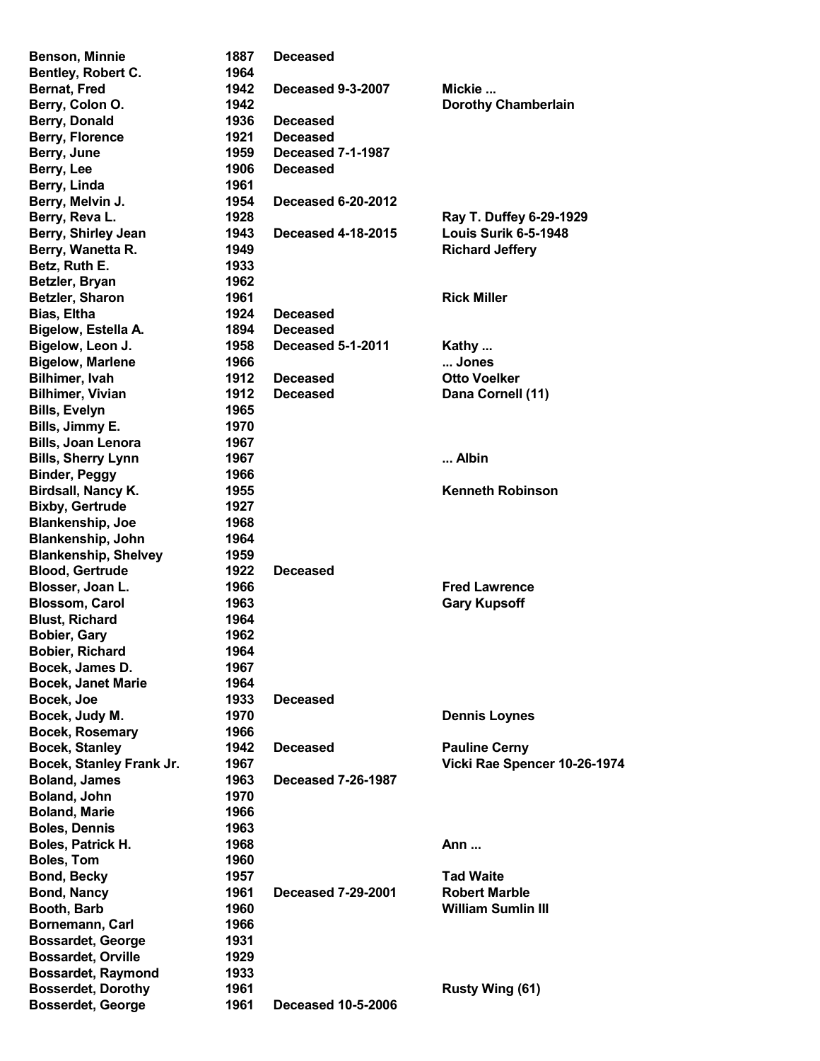| | | | |
|---|---|---|---|
| **Benson, Minnie** | **1887** | **Deceased** | |
| **Bentley, Robert C.** | **1964** | | |
| **Bernat, Fred** | **1942** | **Deceased 9-3-2007** | **Mickie ...** |
| **Berry, Colon O.** | **1942** | | **Dorothy Chamberlain** |
| **Berry, Donald** | **1936** | **Deceased** | |
| **Berry, Florence** | **1921** | **Deceased** | |
| **Berry, June** | **1959** | **Deceased 7-1-1987** | |
| **Berry, Lee** | **1906** | **Deceased** | |
| **Berry, Linda** | **1961** | | |
| **Berry, Melvin J.** | **1954** | **Deceased 6-20-2012** | |
| **Berry, Reva L.** | **1928** | | **Ray T. Duffey 6-29-1929** |
| **Berry, Shirley Jean** | **1943** | **Deceased 4-18-2015** | **Louis Surik 6-5-1948** |
| **Berry, Wanetta R.** | **1949** | | **Richard Jeffery** |
| **Betz, Ruth E.** | **1933** | | |
| **Betzler, Bryan** | **1962** | | |
| **Betzler, Sharon** | **1961** | | **Rick Miller** |
| **Bias, Eltha** | **1924** | **Deceased** | |
| **Bigelow, Estella A.** | **1894** | **Deceased** | |
| **Bigelow, Leon J.** | **1958** | **Deceased 5-1-2011** | **Kathy ...** |
| **Bigelow, Marlene** | **1966** | | **... Jones** |
| **Bilhimer, Ivah** | **1912** | **Deceased** | **Otto Voelker** |
| **Bilhimer, Vivian** | **1912** | **Deceased** | **Dana Cornell (11)** |
| **Bills, Evelyn** | **1965** | | |
| **Bills, Jimmy E.** | **1970** | | |
| **Bills, Joan Lenora** | **1967** | | |
| **Bills, Sherry Lynn** | **1967** | | **... Albin** |
| **Binder, Peggy** | **1966** | | |
| **Birdsall, Nancy K.** | **1955** | | **Kenneth Robinson** |
| **Bixby, Gertrude** | **1927** | | |
| **Blankenship, Joe** | **1968** | | |
| **Blankenship, John** | **1964** | | |
| **Blankenship, Shelvey** | **1959** | | |
| **Blood, Gertrude** | **1922** | **Deceased** | |
| **Blosser, Joan L.** | **1966** | | **Fred Lawrence** |
| **Blossom, Carol** | **1963** | | **Gary Kupsoff** |
| **Blust, Richard** | **1964** | | |
| **Bobier, Gary** | **1962** | | |
| **Bobier, Richard** | **1964** | | |
| **Bocek, James D.** | **1967** | | |
| **Bocek, Janet Marie** | **1964** | | |
| **Bocek, Joe** | **1933** | **Deceased** | |
| **Bocek, Judy M.** | **1970** | | **Dennis Loynes** |
| **Bocek, Rosemary** | **1966** | | |
| **Bocek, Stanley** | **1942** | **Deceased** | **Pauline Cerny** |
| **Bocek, Stanley Frank Jr.** | **1967** | | **Vicki Rae Spencer 10-26-1974** |
| **Boland, James** | **1963** | **Deceased 7-26-1987** | |
| **Boland, John** | **1970** | | |
| **Boland, Marie** | **1966** | | |
| **Boles, Dennis** | **1963** | | |
| **Boles, Patrick H.** | **1968** | | **Ann ...** |
| **Boles, Tom** | **1960** | | |
| **Bond, Becky** | **1957** | | **Tad Waite** |
| **Bond, Nancy** | **1961** | **Deceased 7-29-2001** | **Robert Marble** |
| **Booth, Barb** | **1960** | | **William Sumlin III** |
| **Bornemann, Carl** | **1966** | | |
| **Bossardet, George** | **1931** | | |
| **Bossardet, Orville** | **1929** | | |
| **Bossardet, Raymond** | **1933** | | |
| **Bosserdet, Dorothy** | **1961** | | **Rusty Wing (61)** |
| **Bosserdet, George** | **1961** | **Deceased 10-5-2006** | |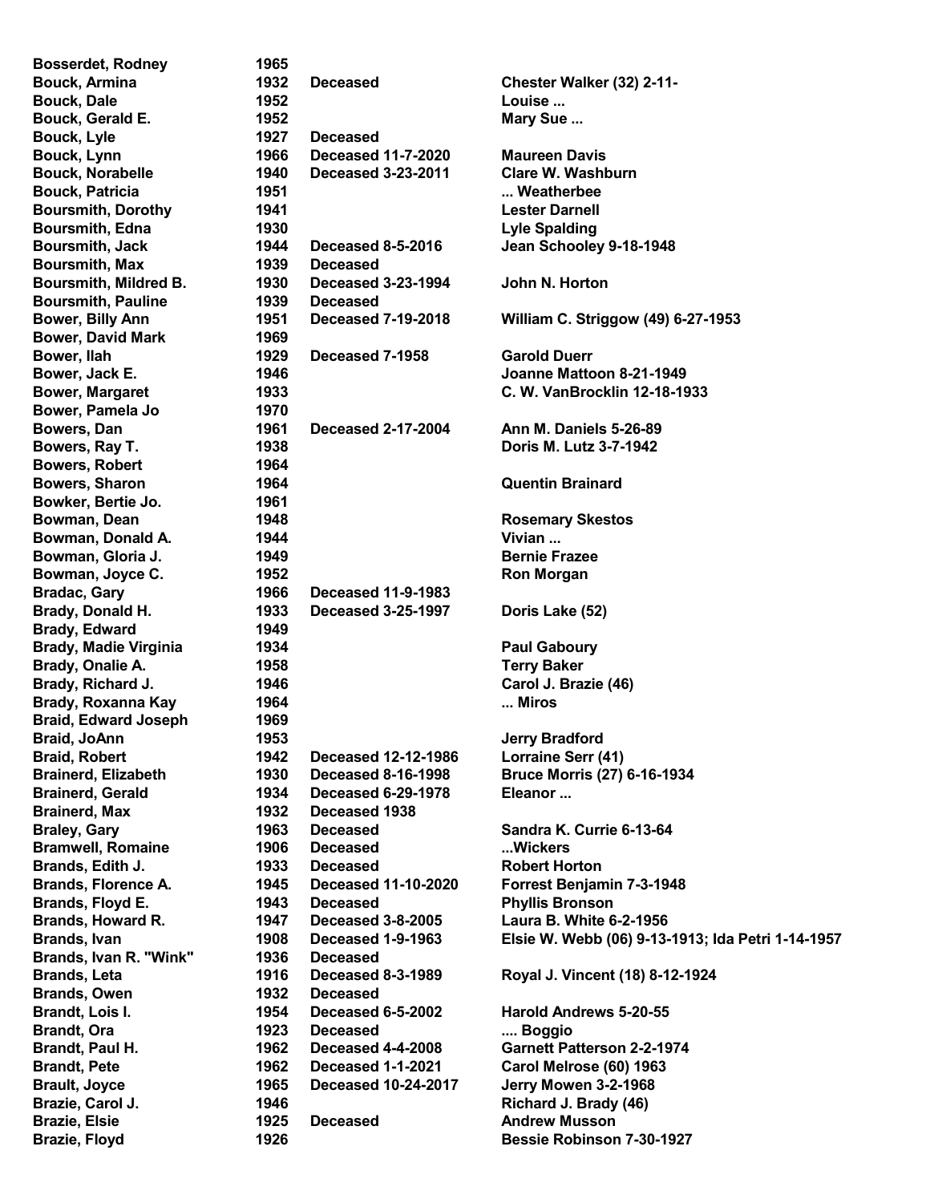| | | | |
|---|---|---|---|
| Bosserdet, Rodney | 1965 | | |
| Bouck, Armina | 1932 | Deceased | Chester Walker (32) 2-11- |
| Bouck, Dale | 1952 | | Louise ... |
| Bouck, Gerald E. | 1952 | | Mary Sue ... |
| Bouck, Lyle | 1927 | Deceased | |
| Bouck, Lynn | 1966 | Deceased 11-7-2020 | Maureen Davis |
| Bouck, Norabelle | 1940 | Deceased 3-23-2011 | Clare W. Washburn |
| Bouck, Patricia | 1951 | | ... Weatherbee |
| Boursmith, Dorothy | 1941 | | Lester Darnell |
| Boursmith, Edna | 1930 | | Lyle Spalding |
| Boursmith, Jack | 1944 | Deceased 8-5-2016 | Jean Schooley 9-18-1948 |
| Boursmith, Max | 1939 | Deceased | |
| Boursmith, Mildred B. | 1930 | Deceased 3-23-1994 | John N. Horton |
| Boursmith, Pauline | 1939 | Deceased | |
| Bower, Billy Ann | 1951 | Deceased 7-19-2018 | William C. Striggow (49) 6-27-1953 |
| Bower, David Mark | 1969 | | |
| Bower, Ilah | 1929 | Deceased 7-1958 | Garold Duerr |
| Bower, Jack E. | 1946 | | Joanne Mattoon 8-21-1949 |
| Bower, Margaret | 1933 | | C. W. VanBrocklin 12-18-1933 |
| Bower, Pamela Jo | 1970 | | |
| Bowers, Dan | 1961 | Deceased 2-17-2004 | Ann M. Daniels 5-26-89 |
| Bowers, Ray T. | 1938 | | Doris M. Lutz 3-7-1942 |
| Bowers, Robert | 1964 | | |
| Bowers, Sharon | 1964 | | Quentin Brainard |
| Bowker, Bertie Jo. | 1961 | | |
| Bowman, Dean | 1948 | | Rosemary Skestos |
| Bowman, Donald A. | 1944 | | Vivian ... |
| Bowman, Gloria J. | 1949 | | Bernie Frazee |
| Bowman, Joyce C. | 1952 | | Ron Morgan |
| Bradac, Gary | 1966 | Deceased 11-9-1983 | |
| Brady, Donald H. | 1933 | Deceased 3-25-1997 | Doris Lake (52) |
| Brady, Edward | 1949 | | |
| Brady, Madie Virginia | 1934 | | Paul Gaboury |
| Brady, Onalie A. | 1958 | | Terry Baker |
| Brady, Richard J. | 1946 | | Carol J. Brazie (46) |
| Brady, Roxanna Kay | 1964 | | ... Miros |
| Braid, Edward Joseph | 1969 | | |
| Braid, JoAnn | 1953 | | Jerry Bradford |
| Braid, Robert | 1942 | Deceased 12-12-1986 | Lorraine Serr (41) |
| Brainerd, Elizabeth | 1930 | Deceased 8-16-1998 | Bruce Morris (27) 6-16-1934 |
| Brainerd, Gerald | 1934 | Deceased 6-29-1978 | Eleanor ... |
| Brainerd, Max | 1932 | Deceased 1938 | |
| Braley, Gary | 1963 | Deceased | Sandra K. Currie 6-13-64 |
| Bramwell, Romaine | 1906 | Deceased | ...Wickers |
| Brands, Edith J. | 1933 | Deceased | Robert Horton |
| Brands, Florence A. | 1945 | Deceased 11-10-2020 | Forrest Benjamin 7-3-1948 |
| Brands, Floyd E. | 1943 | Deceased | Phyllis Bronson |
| Brands, Howard R. | 1947 | Deceased 3-8-2005 | Laura B. White 6-2-1956 |
| Brands, Ivan | 1908 | Deceased 1-9-1963 | Elsie W. Webb (06) 9-13-1913; Ida Petri 1-14-1957 |
| Brands, Ivan R. "Wink" | 1936 | Deceased | |
| Brands, Leta | 1916 | Deceased 8-3-1989 | Royal J. Vincent (18) 8-12-1924 |
| Brands, Owen | 1932 | Deceased | |
| Brandt, Lois I. | 1954 | Deceased 6-5-2002 | Harold Andrews 5-20-55 |
| Brandt, Ora | 1923 | Deceased | .... Boggio |
| Brandt, Paul H. | 1962 | Deceased 4-4-2008 | Garnett Patterson 2-2-1974 |
| Brandt, Pete | 1962 | Deceased 1-1-2021 | Carol Melrose (60) 1963 |
| Brault, Joyce | 1965 | Deceased 10-24-2017 | Jerry Mowen 3-2-1968 |
| Brazie, Carol J. | 1946 | | Richard J. Brady (46) |
| Brazie, Elsie | 1925 | Deceased | Andrew Musson |
| Brazie, Floyd | 1926 | | Bessie Robinson 7-30-1927 |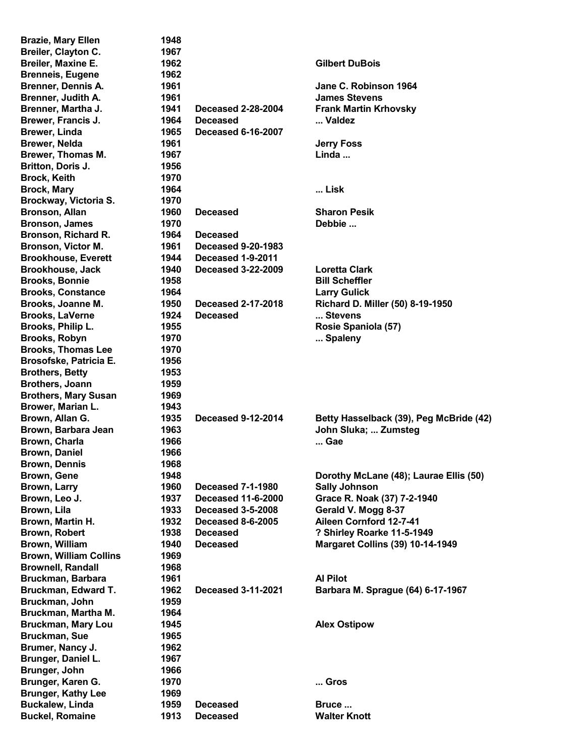| | | | |
|---|---|---|---|
| **Brazie, Mary Ellen** | **1948** | | |
| **Breiler, Clayton C.** | **1967** | | |
| **Breiler, Maxine E.** | **1962** | | **Gilbert DuBois** |
| **Brenneis, Eugene** | **1962** | | |
| **Brenner, Dennis A.** | **1961** | | **Jane C. Robinson 1964** |
| **Brenner, Judith A.** | **1961** | | **James Stevens** |
| **Brenner, Martha J.** | **1941** | **Deceased 2-28-2004** | **Frank Martin Krhovsky** |
| **Brewer, Francis J.** | **1964** | **Deceased** | **... Valdez** |
| **Brewer, Linda** | **1965** | **Deceased 6-16-2007** | |
| **Brewer, Nelda** | **1961** | | **Jerry Foss** |
| **Brewer, Thomas M.** | **1967** | | **Linda ...** |
| **Britton, Doris J.** | **1956** | | |
| **Brock, Keith** | **1970** | | |
| **Brock, Mary** | **1964** | | **... Lisk** |
| **Brockway, Victoria S.** | **1970** | | |
| **Bronson, Allan** | **1960** | **Deceased** | **Sharon Pesik** |
| **Bronson, James** | **1970** | | **Debbie ...** |
| **Bronson, Richard R.** | **1964** | **Deceased** | |
| **Bronson, Victor M.** | **1961** | **Deceased 9-20-1983** | |
| **Brookhouse, Everett** | **1944** | **Deceased 1-9-2011** | |
| **Brookhouse, Jack** | **1940** | **Deceased 3-22-2009** | **Loretta Clark** |
| **Brooks, Bonnie** | **1958** | | **Bill Scheffler** |
| **Brooks, Constance** | **1964** | | **Larry Gulick** |
| **Brooks, Joanne M.** | **1950** | **Deceased 2-17-2018** | **Richard D. Miller (50) 8-19-1950** |
| **Brooks, LaVerne** | **1924** | **Deceased** | **... Stevens** |
| **Brooks, Philip L.** | **1955** | | **Rosie Spaniola (57)** |
| **Brooks, Robyn** | **1970** | | **... Spaleny** |
| **Brooks, Thomas Lee** | **1970** | | |
| **Brosofske, Patricia E.** | **1956** | | |
| **Brothers, Betty** | **1953** | | |
| **Brothers, Joann** | **1959** | | |
| **Brothers, Mary Susan** | **1969** | | |
| **Brower, Marian L.** | **1943** | | |
| **Brown, Allan G.** | **1935** | **Deceased 9-12-2014** | **Betty Hasselback (39), Peg McBride (42)** |
| **Brown, Barbara Jean** | **1963** | | **John Sluka; ... Zumsteg** |
| **Brown, Charla** | **1966** | | **... Gae** |
| **Brown, Daniel** | **1966** | | |
| **Brown, Dennis** | **1968** | | |
| **Brown, Gene** | **1948** | | **Dorothy McLane (48); Laurae Ellis (50)** |
| **Brown, Larry** | **1960** | **Deceased 7-1-1980** | **Sally Johnson** |
| **Brown, Leo J.** | **1937** | **Deceased 11-6-2000** | **Grace R. Noak (37) 7-2-1940** |
| **Brown, Lila** | **1933** | **Deceased 3-5-2008** | **Gerald V. Mogg 8-37** |
| **Brown, Martin H.** | **1932** | **Deceased 8-6-2005** | **Aileen Cornford 12-7-41** |
| **Brown, Robert** | **1938** | **Deceased** | **? Shirley Roarke 11-5-1949** |
| **Brown, William** | **1940** | **Deceased** | **Margaret Collins (39) 10-14-1949** |
| **Brown, William Collins** | **1969** | | |
| **Brownell, Randall** | **1968** | | |
| **Bruckman, Barbara** | **1961** | | **Al Pilot** |
| **Bruckman, Edward T.** | **1962** | **Deceased 3-11-2021** | **Barbara M. Sprague (64) 6-17-1967** |
| **Bruckman, John** | **1959** | | |
| **Bruckman, Martha M.** | **1964** | | |
| **Bruckman, Mary Lou** | **1945** | | **Alex Ostipow** |
| **Bruckman, Sue** | **1965** | | |
| **Brumer, Nancy J.** | **1962** | | |
| **Brunger, Daniel L.** | **1967** | | |
| **Brunger, John** | **1966** | | |
| **Brunger, Karen G.** | **1970** | | **... Gros** |
| **Brunger, Kathy Lee** | **1969** | | |
| **Buckalew, Linda** | **1959** | **Deceased** | **Bruce ...** |
| **Buckel, Romaine** | **1913** | **Deceased** | **Walter Knott** |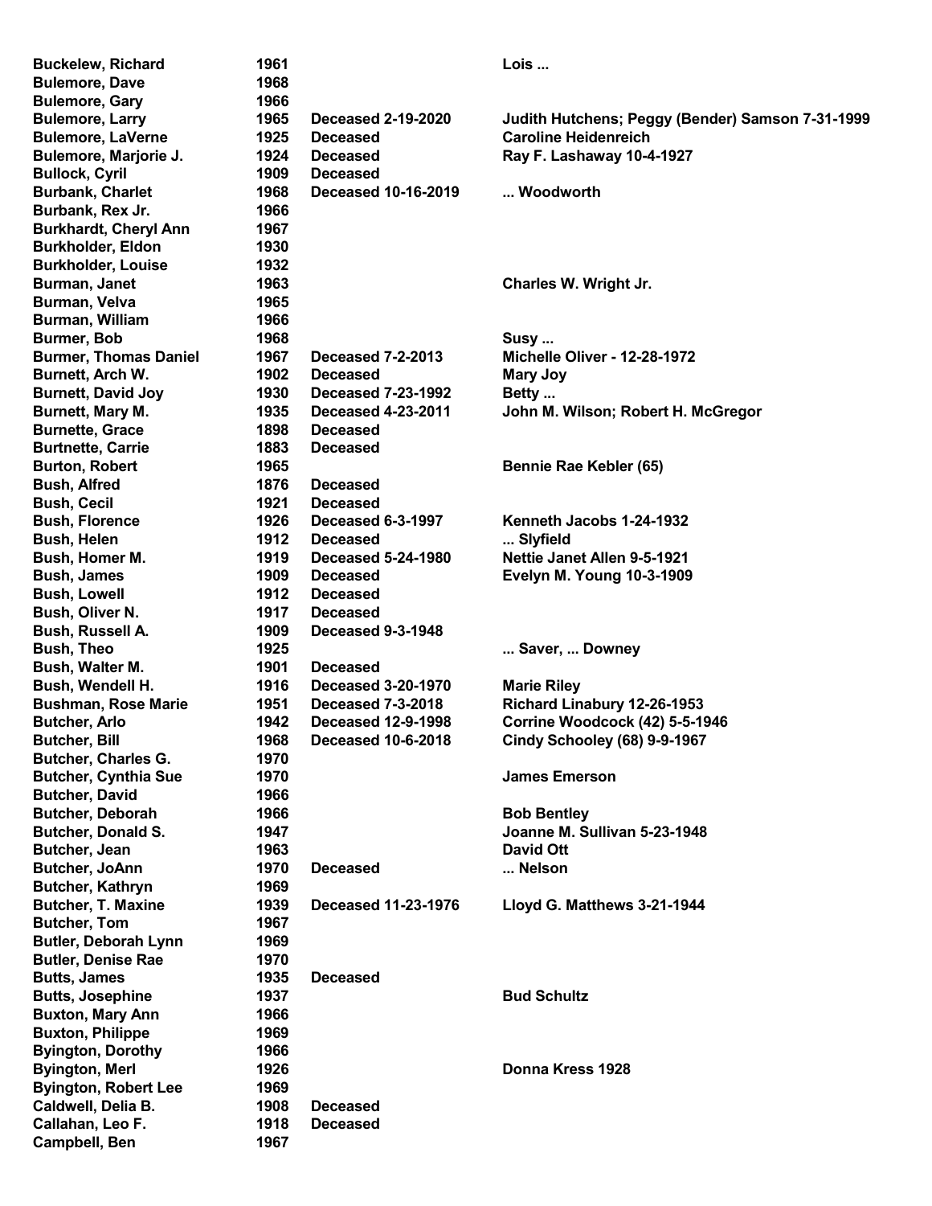| | | | |
|---|---|---|---|
| **Buckelew, Richard** | **1961** | | **Lois ...** |
| **Bulemore, Dave** | **1968** | | |
| **Bulemore, Gary** | **1966** | | |
| **Bulemore, Larry** | **1965** | **Deceased 2-19-2020** | **Judith Hutchens; Peggy (Bender) Samson 7-31-1999** |
| **Bulemore, LaVerne** | **1925** | **Deceased** | **Caroline Heidenreich** |
| **Bulemore, Marjorie J.** | **1924** | **Deceased** | **Ray F. Lashaway 10-4-1927** |
| **Bullock, Cyril** | **1909** | **Deceased** | |
| **Burbank, Charlet** | **1968** | **Deceased 10-16-2019** | **... Woodworth** |
| **Burbank, Rex Jr.** | **1966** | | |
| **Burkhardt, Cheryl Ann** | **1967** | | |
| **Burkholder, Eldon** | **1930** | | |
| **Burkholder, Louise** | **1932** | | |
| **Burman, Janet** | **1963** | | **Charles W. Wright Jr.** |
| **Burman, Velva** | **1965** | | |
| **Burman, William** | **1966** | | |
| **Burmer, Bob** | **1968** | | **Susy ...** |
| **Burmer, Thomas Daniel** | **1967** | **Deceased 7-2-2013** | **Michelle Oliver - 12-28-1972** |
| **Burnett, Arch W.** | **1902** | **Deceased** | **Mary Joy** |
| **Burnett, David Joy** | **1930** | **Deceased 7-23-1992** | **Betty ...** |
| **Burnett, Mary M.** | **1935** | **Deceased 4-23-2011** | **John M. Wilson; Robert H. McGregor** |
| **Burnette, Grace** | **1898** | **Deceased** | |
| **Burtnette, Carrie** | **1883** | **Deceased** | |
| **Burton, Robert** | **1965** | | **Bennie Rae Kebler (65)** |
| **Bush, Alfred** | **1876** | **Deceased** | |
| **Bush, Cecil** | **1921** | **Deceased** | |
| **Bush, Florence** | **1926** | **Deceased 6-3-1997** | **Kenneth Jacobs 1-24-1932** |
| **Bush, Helen** | **1912** | **Deceased** | **... Slyfield** |
| **Bush, Homer M.** | **1919** | **Deceased 5-24-1980** | **Nettie Janet Allen 9-5-1921** |
| **Bush, James** | **1909** | **Deceased** | **Evelyn M. Young 10-3-1909** |
| **Bush, Lowell** | **1912** | **Deceased** | |
| **Bush, Oliver N.** | **1917** | **Deceased** | |
| **Bush, Russell A.** | **1909** | **Deceased 9-3-1948** | |
| **Bush, Theo** | **1925** | | **... Saver, ... Downey** |
| **Bush, Walter M.** | **1901** | **Deceased** | |
| **Bush, Wendell H.** | **1916** | **Deceased 3-20-1970** | **Marie Riley** |
| **Bushman, Rose Marie** | **1951** | **Deceased 7-3-2018** | **Richard Linabury 12-26-1953** |
| **Butcher, Arlo** | **1942** | **Deceased 12-9-1998** | **Corrine Woodcock (42) 5-5-1946** |
| **Butcher, Bill** | **1968** | **Deceased 10-6-2018** | **Cindy Schooley (68) 9-9-1967** |
| **Butcher, Charles G.** | **1970** | | |
| **Butcher, Cynthia Sue** | **1970** | | **James Emerson** |
| **Butcher, David** | **1966** | | |
| **Butcher, Deborah** | **1966** | | **Bob Bentley** |
| **Butcher, Donald S.** | **1947** | | **Joanne M. Sullivan 5-23-1948** |
| **Butcher, Jean** | **1963** | | **David Ott** |
| **Butcher, JoAnn** | **1970** | **Deceased** | **... Nelson** |
| **Butcher, Kathryn** | **1969** | | |
| **Butcher, T. Maxine** | **1939** | **Deceased 11-23-1976** | **Lloyd G. Matthews 3-21-1944** |
| **Butcher, Tom** | **1967** | | |
| **Butler, Deborah Lynn** | **1969** | | |
| **Butler, Denise Rae** | **1970** | | |
| **Butts, James** | **1935** | **Deceased** | |
| **Butts, Josephine** | **1937** | | **Bud Schultz** |
| **Buxton, Mary Ann** | **1966** | | |
| **Buxton, Philippe** | **1969** | | |
| **Byington, Dorothy** | **1966** | | |
| **Byington, Merl** | **1926** | | **Donna Kress 1928** |
| **Byington, Robert Lee** | **1969** | | |
| **Caldwell, Delia B.** | **1908** | **Deceased** | |
| **Callahan, Leo F.** | **1918** | **Deceased** | |
| **Campbell, Ben** | **1967** | | |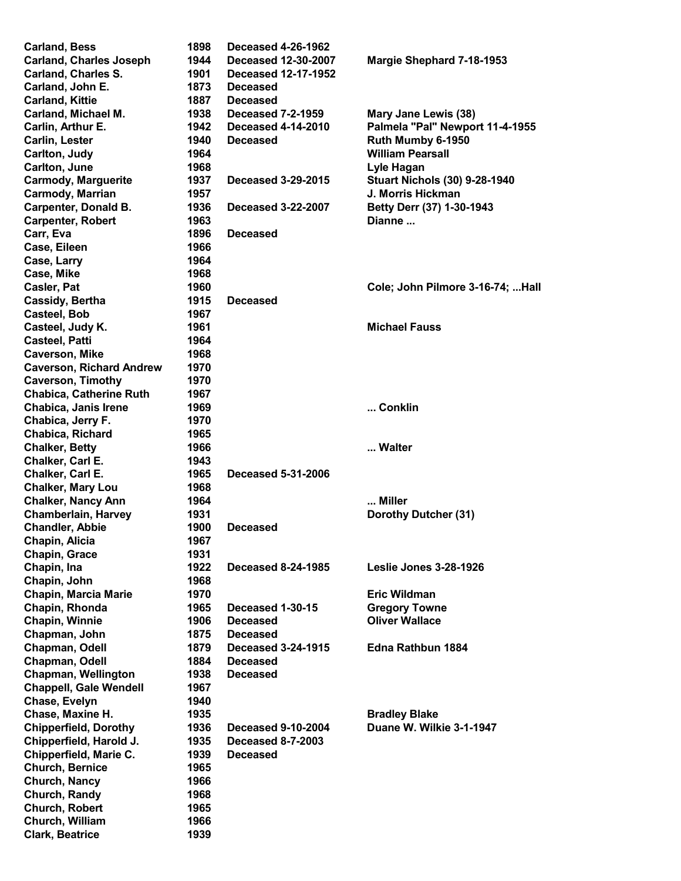| | | | |
|---|---|---|---|
| **Carland, Bess** | **1898** | **Deceased 4-26-1962** | |
| **Carland, Charles Joseph** | **1944** | **Deceased 12-30-2007** | **Margie Shephard 7-18-1953** |
| **Carland, Charles S.** | **1901** | **Deceased 12-17-1952** | |
| **Carland, John E.** | **1873** | **Deceased** | |
| **Carland, Kittie** | **1887** | **Deceased** | |
| **Carland, Michael M.** | **1938** | **Deceased 7-2-1959** | **Mary Jane Lewis (38)** |
| **Carlin, Arthur E.** | **1942** | **Deceased 4-14-2010** | **Palmela "Pal" Newport 11-4-1955** |
| **Carlin, Lester** | **1940** | **Deceased** | **Ruth Mumby 6-1950** |
| **Carlton, Judy** | **1964** | | **William Pearsall** |
| **Carlton, June** | **1968** | | **Lyle Hagan** |
| **Carmody, Marguerite** | **1937** | **Deceased 3-29-2015** | **Stuart Nichols (30) 9-28-1940** |
| **Carmody, Marrian** | **1957** | | **J. Morris Hickman** |
| **Carpenter, Donald B.** | **1936** | **Deceased 3-22-2007** | **Betty Derr (37) 1-30-1943** |
| **Carpenter, Robert** | **1963** | | **Dianne ...** |
| **Carr, Eva** | **1896** | **Deceased** | |
| **Case, Eileen** | **1966** | | |
| **Case, Larry** | **1964** | | |
| **Case, Mike** | **1968** | | |
| **Casler, Pat** | **1960** | | **Cole; John Pilmore 3-16-74; ...Hall** |
| **Cassidy, Bertha** | **1915** | **Deceased** | |
| **Casteel, Bob** | **1967** | | |
| **Casteel, Judy K.** | **1961** | | **Michael Fauss** |
| **Casteel, Patti** | **1964** | | |
| **Caverson, Mike** | **1968** | | |
| **Caverson, Richard Andrew** | **1970** | | |
| **Caverson, Timothy** | **1970** | | |
| **Chabica, Catherine Ruth** | **1967** | | |
| **Chabica, Janis Irene** | **1969** | | **... Conklin** |
| **Chabica, Jerry F.** | **1970** | | |
| **Chabica, Richard** | **1965** | | |
| **Chalker, Betty** | **1966** | | **... Walter** |
| **Chalker, Carl E.** | **1943** | | |
| **Chalker, Carl E.** | **1965** | **Deceased 5-31-2006** | |
| **Chalker, Mary Lou** | **1968** | | |
| **Chalker, Nancy Ann** | **1964** | | **... Miller** |
| **Chamberlain, Harvey** | **1931** | | **Dorothy Dutcher (31)** |
| **Chandler, Abbie** | **1900** | **Deceased** | |
| **Chapin, Alicia** | **1967** | | |
| **Chapin, Grace** | **1931** | | |
| **Chapin, Ina** | **1922** | **Deceased 8-24-1985** | **Leslie Jones 3-28-1926** |
| **Chapin, John** | **1968** | | |
| **Chapin, Marcia Marie** | **1970** | | **Eric Wildman** |
| **Chapin, Rhonda** | **1965** | **Deceased 1-30-15** | **Gregory Towne** |
| **Chapin, Winnie** | **1906** | **Deceased** | **Oliver Wallace** |
| **Chapman, John** | **1875** | **Deceased** | |
| **Chapman, Odell** | **1879** | **Deceased 3-24-1915** | **Edna Rathbun 1884** |
| **Chapman, Odell** | **1884** | **Deceased** | |
| **Chapman, Wellington** | **1938** | **Deceased** | |
| **Chappell, Gale Wendell** | **1967** | | |
| **Chase, Evelyn** | **1940** | | |
| **Chase, Maxine H.** | **1935** | | **Bradley Blake** |
| **Chipperfield, Dorothy** | **1936** | **Deceased 9-10-2004** | **Duane W. Wilkie 3-1-1947** |
| **Chipperfield, Harold J.** | **1935** | **Deceased 8-7-2003** | |
| **Chipperfield, Marie C.** | **1939** | **Deceased** | |
| **Church, Bernice** | **1965** | | |
| **Church, Nancy** | **1966** | | |
| **Church, Randy** | **1968** | | |
| **Church, Robert** | **1965** | | |
| **Church, William** | **1966** | | |
| **Clark, Beatrice** | **1939** | | |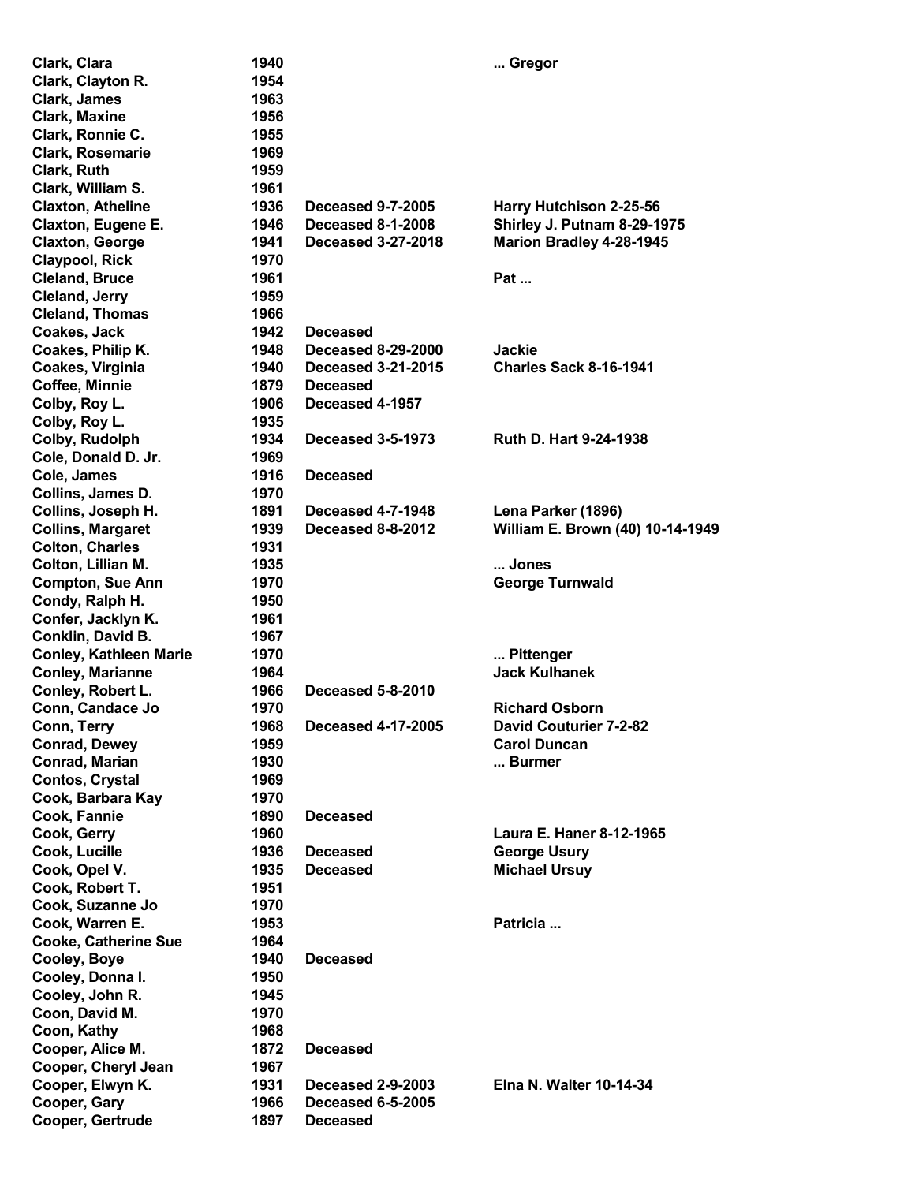| | | | |
|---|---|---|---|
| **Clark, Clara** | **1940** | | **... Gregor** |
| **Clark, Clayton R.** | **1954** | | |
| **Clark, James** | **1963** | | |
| **Clark, Maxine** | **1956** | | |
| **Clark, Ronnie C.** | **1955** | | |
| **Clark, Rosemarie** | **1969** | | |
| **Clark, Ruth** | **1959** | | |
| **Clark, William S.** | **1961** | | |
| **Claxton, Atheline** | **1936** | **Deceased 9-7-2005** | **Harry Hutchison 2-25-56** |
| **Claxton, Eugene E.** | **1946** | **Deceased 8-1-2008** | **Shirley J. Putnam 8-29-1975** |
| **Claxton, George** | **1941** | **Deceased 3-27-2018** | **Marion Bradley 4-28-1945** |
| **Claypool, Rick** | **1970** | | |
| **Cleland, Bruce** | **1961** | | **Pat ...** |
| **Cleland, Jerry** | **1959** | | |
| **Cleland, Thomas** | **1966** | | |
| **Coakes, Jack** | **1942** | **Deceased** | |
| **Coakes, Philip K.** | **1948** | **Deceased 8-29-2000** | **Jackie** |
| **Coakes, Virginia** | **1940** | **Deceased 3-21-2015** | **Charles Sack 8-16-1941** |
| **Coffee, Minnie** | **1879** | **Deceased** | |
| **Colby, Roy L.** | **1906** | **Deceased 4-1957** | |
| **Colby, Roy L.** | **1935** | | |
| **Colby, Rudolph** | **1934** | **Deceased 3-5-1973** | **Ruth D. Hart 9-24-1938** |
| **Cole, Donald D. Jr.** | **1969** | | |
| **Cole, James** | **1916** | **Deceased** | |
| **Collins, James D.** | **1970** | | |
| **Collins, Joseph H.** | **1891** | **Deceased 4-7-1948** | **Lena Parker (1896)** |
| **Collins, Margaret** | **1939** | **Deceased 8-8-2012** | **William E. Brown (40) 10-14-1949** |
| **Colton, Charles** | **1931** | | |
| **Colton, Lillian M.** | **1935** | | **... Jones** |
| **Compton, Sue Ann** | **1970** | | **George Turnwald** |
| **Condy, Ralph H.** | **1950** | | |
| **Confer, Jacklyn K.** | **1961** | | |
| **Conklin, David B.** | **1967** | | |
| **Conley, Kathleen Marie** | **1970** | | **... Pittenger** |
| **Conley, Marianne** | **1964** | | **Jack Kulhanek** |
| **Conley, Robert L.** | **1966** | **Deceased 5-8-2010** | |
| **Conn, Candace Jo** | **1970** | | **Richard Osborn** |
| **Conn, Terry** | **1968** | **Deceased 4-17-2005** | **David Couturier 7-2-82** |
| **Conrad, Dewey** | **1959** | | **Carol Duncan** |
| **Conrad, Marian** | **1930** | | **... Burmer** |
| **Contos, Crystal** | **1969** | | |
| **Cook, Barbara Kay** | **1970** | | |
| **Cook, Fannie** | **1890** | **Deceased** | |
| **Cook, Gerry** | **1960** | | **Laura E. Haner 8-12-1965** |
| **Cook, Lucille** | **1936** | **Deceased** | **George Usury** |
| **Cook, Opel V.** | **1935** | **Deceased** | **Michael Ursuy** |
| **Cook, Robert T.** | **1951** | | |
| **Cook, Suzanne Jo** | **1970** | | |
| **Cook, Warren E.** | **1953** | | **Patricia ...** |
| **Cooke, Catherine Sue** | **1964** | | |
| **Cooley, Boye** | **1940** | **Deceased** | |
| **Cooley, Donna I.** | **1950** | | |
| **Cooley, John R.** | **1945** | | |
| **Coon, David M.** | **1970** | | |
| **Coon, Kathy** | **1968** | | |
| **Cooper, Alice M.** | **1872** | **Deceased** | |
| **Cooper, Cheryl Jean** | **1967** | | |
| **Cooper, Elwyn K.** | **1931** | **Deceased 2-9-2003** | **Elna N. Walter 10-14-34** |
| **Cooper, Gary** | **1966** | **Deceased 6-5-2005** | |
| **Cooper, Gertrude** | **1897** | **Deceased** | |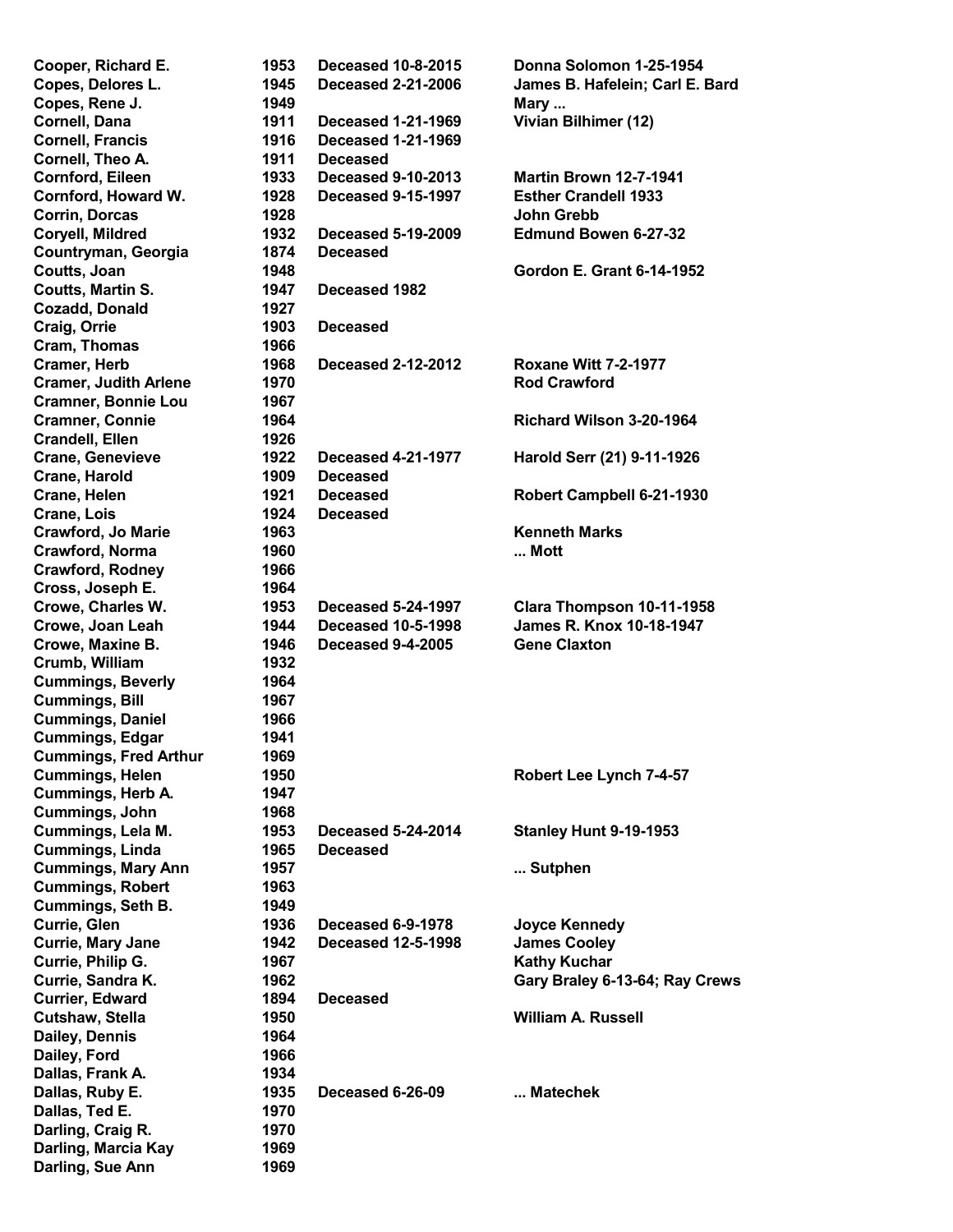| | | | |
|---|---|---|---|
| Cooper, Richard E. | 1953 | Deceased 10-8-2015 | Donna Solomon 1-25-1954 |
| Copes, Delores L. | 1945 | Deceased 2-21-2006 | James B. Hafelein; Carl E. Bard |
| Copes, Rene J. | 1949 | | Mary ... |
| Cornell, Dana | 1911 | Deceased 1-21-1969 | Vivian Bilhimer (12) |
| Cornell, Francis | 1916 | Deceased 1-21-1969 | |
| Cornell, Theo A. | 1911 | Deceased | |
| Cornford, Eileen | 1933 | Deceased 9-10-2013 | Martin Brown 12-7-1941 |
| Cornford, Howard W. | 1928 | Deceased 9-15-1997 | Esther Crandell 1933 |
| Corrin, Dorcas | 1928 | | John Grebb |
| Coryell, Mildred | 1932 | Deceased 5-19-2009 | Edmund Bowen 6-27-32 |
| Countryman, Georgia | 1874 | Deceased | |
| Coutts, Joan | 1948 | | Gordon E. Grant 6-14-1952 |
| Coutts, Martin S. | 1947 | Deceased 1982 | |
| Cozadd, Donald | 1927 | | |
| Craig, Orrie | 1903 | Deceased | |
| Cram, Thomas | 1966 | | |
| Cramer, Herb | 1968 | Deceased 2-12-2012 | Roxane Witt 7-2-1977 |
| Cramer, Judith Arlene | 1970 | | Rod Crawford |
| Cramner, Bonnie Lou | 1967 | | |
| Cramner, Connie | 1964 | | Richard Wilson 3-20-1964 |
| Crandell, Ellen | 1926 | | |
| Crane, Genevieve | 1922 | Deceased 4-21-1977 | Harold Serr (21) 9-11-1926 |
| Crane, Harold | 1909 | Deceased | |
| Crane, Helen | 1921 | Deceased | Robert Campbell 6-21-1930 |
| Crane, Lois | 1924 | Deceased | |
| Crawford, Jo Marie | 1963 | | Kenneth Marks |
| Crawford, Norma | 1960 | | ... Mott |
| Crawford, Rodney | 1966 | | |
| Cross, Joseph E. | 1964 | | |
| Crowe, Charles W. | 1953 | Deceased 5-24-1997 | Clara Thompson 10-11-1958 |
| Crowe, Joan Leah | 1944 | Deceased 10-5-1998 | James R. Knox 10-18-1947 |
| Crowe, Maxine B. | 1946 | Deceased 9-4-2005 | Gene Claxton |
| Crumb, William | 1932 | | |
| Cummings, Beverly | 1964 | | |
| Cummings, Bill | 1967 | | |
| Cummings, Daniel | 1966 | | |
| Cummings, Edgar | 1941 | | |
| Cummings, Fred Arthur | 1969 | | |
| Cummings, Helen | 1950 | | Robert Lee Lynch 7-4-57 |
| Cummings, Herb A. | 1947 | | |
| Cummings, John | 1968 | | |
| Cummings, Lela M. | 1953 | Deceased 5-24-2014 | Stanley Hunt 9-19-1953 |
| Cummings, Linda | 1965 | Deceased | |
| Cummings, Mary Ann | 1957 | | ... Sutphen |
| Cummings, Robert | 1963 | | |
| Cummings, Seth B. | 1949 | | |
| Currie, Glen | 1936 | Deceased 6-9-1978 | Joyce Kennedy |
| Currie, Mary Jane | 1942 | Deceased 12-5-1998 | James Cooley |
| Currie, Philip G. | 1967 | | Kathy Kuchar |
| Currie, Sandra K. | 1962 | | Gary Braley 6-13-64; Ray Crews |
| Currier, Edward | 1894 | Deceased | |
| Cutshaw, Stella | 1950 | | William A. Russell |
| Dailey, Dennis | 1964 | | |
| Dailey, Ford | 1966 | | |
| Dallas, Frank A. | 1934 | | |
| Dallas, Ruby E. | 1935 | Deceased 6-26-09 | ... Matechek |
| Dallas, Ted E. | 1970 | | |
| Darling, Craig R. | 1970 | | |
| Darling, Marcia Kay | 1969 | | |
| Darling, Sue Ann | 1969 | | |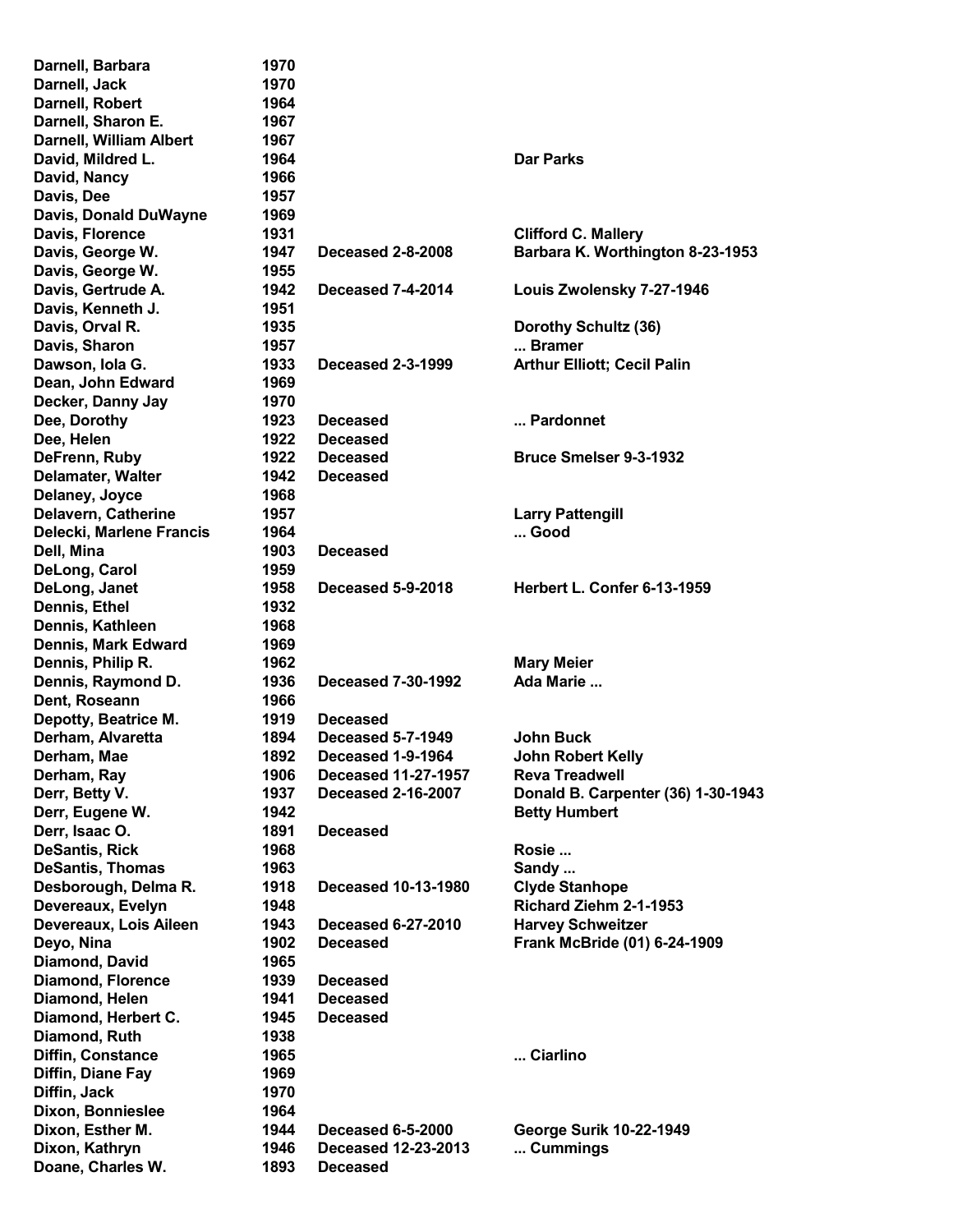| | | | |
|---|---|---|---|
| Darnell, Barbara | 1970 | | |
| Darnell, Jack | 1970 | | |
| Darnell, Robert | 1964 | | |
| Darnell, Sharon E. | 1967 | | |
| Darnell, William Albert | 1967 | | |
| David, Mildred L. | 1964 | | Dar Parks |
| David, Nancy | 1966 | | |
| Davis, Dee | 1957 | | |
| Davis, Donald DuWayne | 1969 | | |
| Davis, Florence | 1931 | | Clifford C. Mallery |
| Davis, George W. | 1947 | Deceased 2-8-2008 | Barbara K. Worthington 8-23-1953 |
| Davis, George W. | 1955 | | |
| Davis, Gertrude A. | 1942 | Deceased 7-4-2014 | Louis Zwolensky 7-27-1946 |
| Davis, Kenneth J. | 1951 | | |
| Davis, Orval R. | 1935 | | Dorothy Schultz (36) |
| Davis, Sharon | 1957 | | ... Bramer |
| Dawson, Iola G. | 1933 | Deceased 2-3-1999 | Arthur Elliott; Cecil Palin |
| Dean, John Edward | 1969 | | |
| Decker, Danny Jay | 1970 | | |
| Dee, Dorothy | 1923 | Deceased | ... Pardonnet |
| Dee, Helen | 1922 | Deceased | |
| DeFrenn, Ruby | 1922 | Deceased | Bruce Smelser 9-3-1932 |
| Delamater, Walter | 1942 | Deceased | |
| Delaney, Joyce | 1968 | | |
| Delavern, Catherine | 1957 | | Larry Pattengill |
| Delecki, Marlene Francis | 1964 | | ... Good |
| Dell, Mina | 1903 | Deceased | |
| DeLong, Carol | 1959 | | |
| DeLong, Janet | 1958 | Deceased 5-9-2018 | Herbert L. Confer 6-13-1959 |
| Dennis, Ethel | 1932 | | |
| Dennis, Kathleen | 1968 | | |
| Dennis, Mark Edward | 1969 | | |
| Dennis, Philip R. | 1962 | | Mary Meier |
| Dennis, Raymond D. | 1936 | Deceased 7-30-1992 | Ada Marie ... |
| Dent, Roseann | 1966 | | |
| Depotty, Beatrice M. | 1919 | Deceased | |
| Derham, Alvaretta | 1894 | Deceased 5-7-1949 | John Buck |
| Derham, Mae | 1892 | Deceased 1-9-1964 | John Robert Kelly |
| Derham, Ray | 1906 | Deceased 11-27-1957 | Reva Treadwell |
| Derr, Betty V. | 1937 | Deceased 2-16-2007 | Donald B. Carpenter (36) 1-30-1943 |
| Derr, Eugene W. | 1942 | | Betty Humbert |
| Derr, Isaac O. | 1891 | Deceased | |
| DeSantis, Rick | 1968 | | Rosie ... |
| DeSantis, Thomas | 1963 | | Sandy ... |
| Desborough, Delma R. | 1918 | Deceased 10-13-1980 | Clyde Stanhope |
| Devereaux, Evelyn | 1948 | | Richard Ziehm 2-1-1953 |
| Devereaux, Lois Aileen | 1943 | Deceased 6-27-2010 | Harvey Schweitzer |
| Deyo, Nina | 1902 | Deceased | Frank McBride (01) 6-24-1909 |
| Diamond, David | 1965 | | |
| Diamond, Florence | 1939 | Deceased | |
| Diamond, Helen | 1941 | Deceased | |
| Diamond, Herbert C. | 1945 | Deceased | |
| Diamond, Ruth | 1938 | | |
| Diffin, Constance | 1965 | | ... Ciarlino |
| Diffin, Diane Fay | 1969 | | |
| Diffin, Jack | 1970 | | |
| Dixon, Bonnieslee | 1964 | | |
| Dixon, Esther M. | 1944 | Deceased 6-5-2000 | George Surik 10-22-1949 |
| Dixon, Kathryn | 1946 | Deceased 12-23-2013 | ... Cummings |
| Doane, Charles W. | 1893 | Deceased | |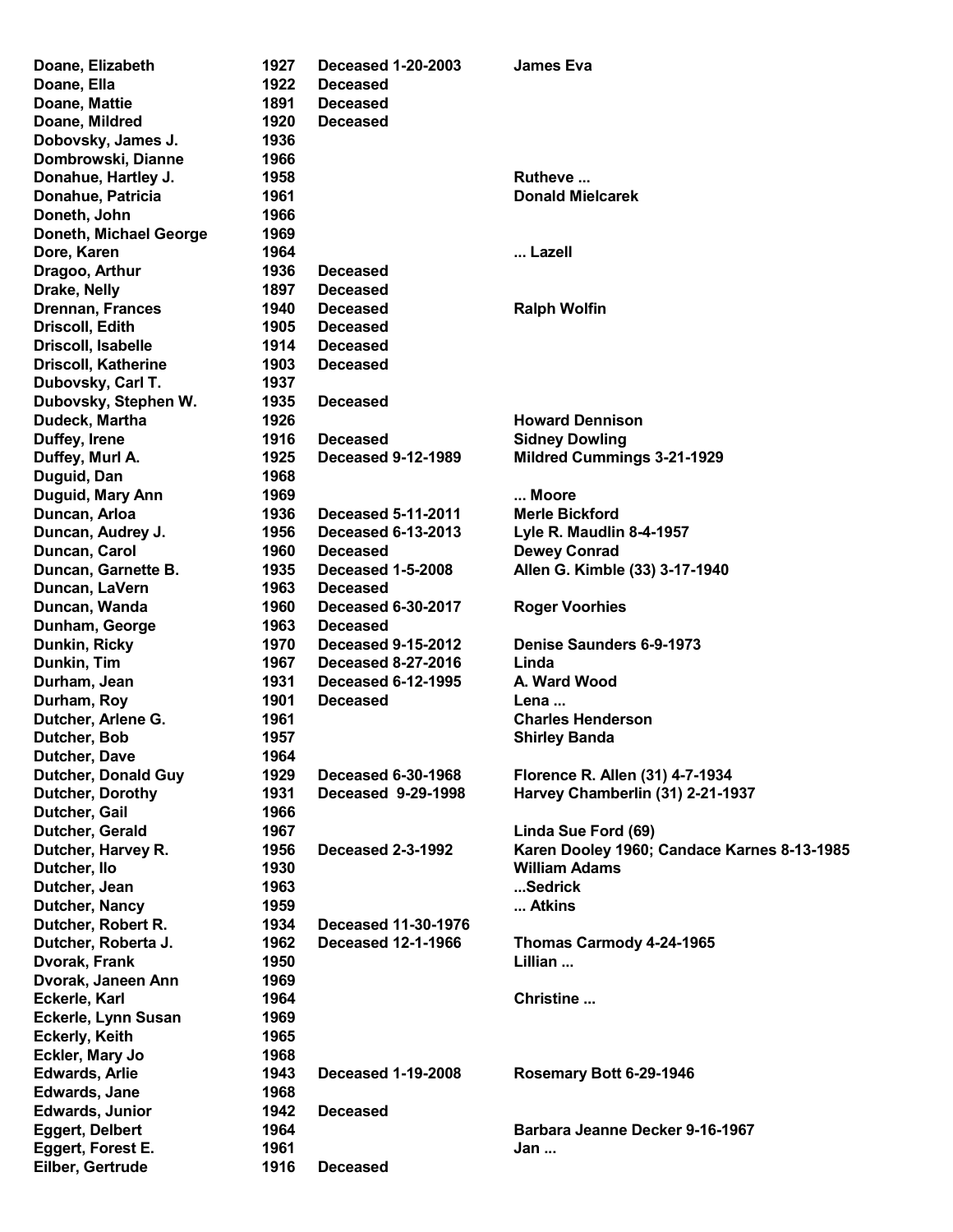| | | | |
|---|---|---|---|
| Doane, Elizabeth | 1927 | Deceased 1-20-2003 | James Eva |
| Doane, Ella | 1922 | Deceased | |
| Doane, Mattie | 1891 | Deceased | |
| Doane, Mildred | 1920 | Deceased | |
| Dobovsky, James J. | 1936 | | |
| Dombrowski, Dianne | 1966 | | |
| Donahue, Hartley J. | 1958 | | Rutheve ... |
| Donahue, Patricia | 1961 | | Donald Mielcarek |
| Doneth, John | 1966 | | |
| Doneth, Michael George | 1969 | | |
| Dore, Karen | 1964 | | ... Lazell |
| Dragoo, Arthur | 1936 | Deceased | |
| Drake, Nelly | 1897 | Deceased | |
| Drennan, Frances | 1940 | Deceased | Ralph Wolfin |
| Driscoll, Edith | 1905 | Deceased | |
| Driscoll, Isabelle | 1914 | Deceased | |
| Driscoll, Katherine | 1903 | Deceased | |
| Dubovsky, Carl T. | 1937 | | |
| Dubovsky, Stephen W. | 1935 | Deceased | |
| Dudeck, Martha | 1926 | | Howard Dennison |
| Duffey, Irene | 1916 | Deceased | Sidney Dowling |
| Duffey, Murl A. | 1925 | Deceased 9-12-1989 | Mildred Cummings 3-21-1929 |
| Duguid, Dan | 1968 | | |
| Duguid, Mary Ann | 1969 | | ... Moore |
| Duncan, Arloa | 1936 | Deceased 5-11-2011 | Merle Bickford |
| Duncan, Audrey J. | 1956 | Deceased 6-13-2013 | Lyle R. Maudlin 8-4-1957 |
| Duncan, Carol | 1960 | Deceased | Dewey Conrad |
| Duncan, Garnette B. | 1935 | Deceased 1-5-2008 | Allen G. Kimble (33) 3-17-1940 |
| Duncan, LaVern | 1963 | Deceased | |
| Duncan, Wanda | 1960 | Deceased 6-30-2017 | Roger Voorhies |
| Dunham, George | 1963 | Deceased | |
| Dunkin, Ricky | 1970 | Deceased 9-15-2012 | Denise Saunders 6-9-1973 |
| Dunkin, Tim | 1967 | Deceased 8-27-2016 | Linda |
| Durham, Jean | 1931 | Deceased 6-12-1995 | A. Ward Wood |
| Durham, Roy | 1901 | Deceased | Lena ... |
| Dutcher, Arlene G. | 1961 | | Charles Henderson |
| Dutcher, Bob | 1957 | | Shirley Banda |
| Dutcher, Dave | 1964 | | |
| Dutcher, Donald Guy | 1929 | Deceased 6-30-1968 | Florence R. Allen (31) 4-7-1934 |
| Dutcher, Dorothy | 1931 | Deceased 9-29-1998 | Harvey Chamberlin (31) 2-21-1937 |
| Dutcher, Gail | 1966 | | |
| Dutcher, Gerald | 1967 | | Linda Sue Ford (69) |
| Dutcher, Harvey R. | 1956 | Deceased 2-3-1992 | Karen Dooley 1960; Candace Karnes 8-13-1985 |
| Dutcher, Ilo | 1930 | | William Adams |
| Dutcher, Jean | 1963 | | ...Sedrick |
| Dutcher, Nancy | 1959 | | ... Atkins |
| Dutcher, Robert R. | 1934 | Deceased 11-30-1976 | |
| Dutcher, Roberta J. | 1962 | Deceased 12-1-1966 | Thomas Carmody 4-24-1965 |
| Dvorak, Frank | 1950 | | Lillian ... |
| Dvorak, Janeen Ann | 1969 | | |
| Eckerle, Karl | 1964 | | Christine ... |
| Eckerle, Lynn Susan | 1969 | | |
| Eckerly, Keith | 1965 | | |
| Eckler, Mary Jo | 1968 | | |
| Edwards, Arlie | 1943 | Deceased 1-19-2008 | Rosemary Bott 6-29-1946 |
| Edwards, Jane | 1968 | | |
| Edwards, Junior | 1942 | Deceased | |
| Eggert, Delbert | 1964 | | Barbara Jeanne Decker 9-16-1967 |
| Eggert, Forest E. | 1961 | | Jan ... |
| Eilber, Gertrude | 1916 | Deceased | |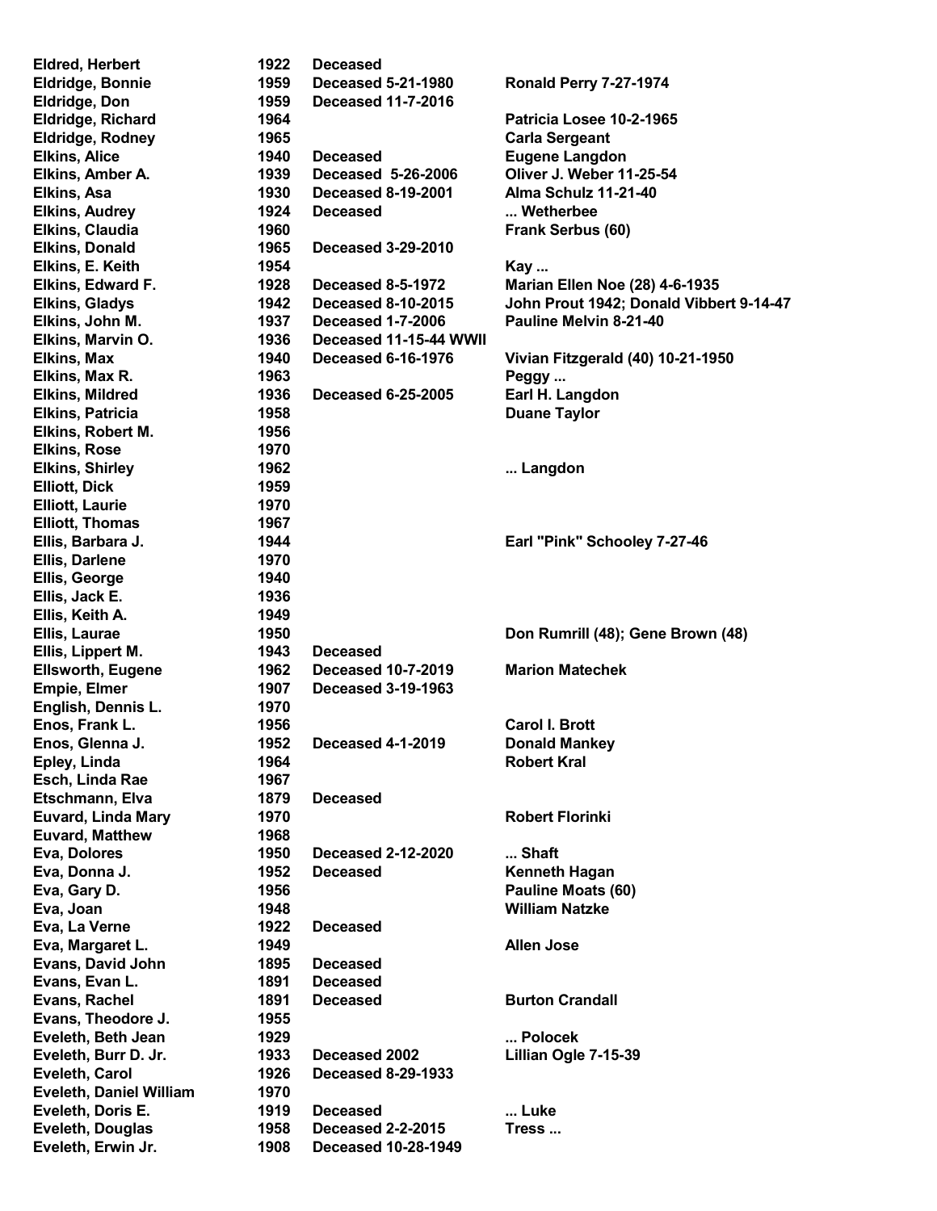| | | | |
|---|---|---|---|
| Eldred, Herbert | 1922 | Deceased | |
| Eldridge, Bonnie | 1959 | Deceased 5-21-1980 | Ronald Perry 7-27-1974 |
| Eldridge, Don | 1959 | Deceased 11-7-2016 | |
| Eldridge, Richard | 1964 | | Patricia Losee 10-2-1965 |
| Eldridge, Rodney | 1965 | | Carla Sergeant |
| Elkins, Alice | 1940 | Deceased | Eugene Langdon |
| Elkins, Amber A. | 1939 | Deceased 5-26-2006 | Oliver J. Weber 11-25-54 |
| Elkins, Asa | 1930 | Deceased 8-19-2001 | Alma Schulz 11-21-40 |
| Elkins, Audrey | 1924 | Deceased | ... Wetherbee |
| Elkins, Claudia | 1960 | | Frank Serbus (60) |
| Elkins, Donald | 1965 | Deceased 3-29-2010 | |
| Elkins, E. Keith | 1954 | | Kay ... |
| Elkins, Edward F. | 1928 | Deceased 8-5-1972 | Marian Ellen Noe (28) 4-6-1935 |
| Elkins, Gladys | 1942 | Deceased 8-10-2015 | John Prout 1942; Donald Vibbert 9-14-47 |
| Elkins, John M. | 1937 | Deceased 1-7-2006 | Pauline Melvin 8-21-40 |
| Elkins, Marvin O. | 1936 | Deceased 11-15-44 WWII | |
| Elkins, Max | 1940 | Deceased 6-16-1976 | Vivian Fitzgerald (40) 10-21-1950 |
| Elkins, Max R. | 1963 | | Peggy ... |
| Elkins, Mildred | 1936 | Deceased 6-25-2005 | Earl H. Langdon |
| Elkins, Patricia | 1958 | | Duane Taylor |
| Elkins, Robert M. | 1956 | | |
| Elkins, Rose | 1970 | | |
| Elkins, Shirley | 1962 | | ... Langdon |
| Elliott, Dick | 1959 | | |
| Elliott, Laurie | 1970 | | |
| Elliott, Thomas | 1967 | | |
| Ellis, Barbara J. | 1944 | | Earl "Pink" Schooley 7-27-46 |
| Ellis, Darlene | 1970 | | |
| Ellis, George | 1940 | | |
| Ellis, Jack E. | 1936 | | |
| Ellis, Keith A. | 1949 | | |
| Ellis, Laurae | 1950 | | Don Rumrill (48); Gene Brown (48) |
| Ellis, Lippert M. | 1943 | Deceased | |
| Ellsworth, Eugene | 1962 | Deceased 10-7-2019 | Marion Matechek |
| Empie, Elmer | 1907 | Deceased 3-19-1963 | |
| English, Dennis L. | 1970 | | |
| Enos, Frank L. | 1956 | | Carol I. Brott |
| Enos, Glenna J. | 1952 | Deceased 4-1-2019 | Donald Mankey |
| Epley, Linda | 1964 | | Robert Kral |
| Esch, Linda Rae | 1967 | | |
| Etschmann, Elva | 1879 | Deceased | |
| Euvard, Linda Mary | 1970 | | Robert Florinki |
| Euvard, Matthew | 1968 | | |
| Eva, Dolores | 1950 | Deceased 2-12-2020 | ... Shaft |
| Eva, Donna J. | 1952 | Deceased | Kenneth Hagan |
| Eva, Gary D. | 1956 | | Pauline Moats (60) |
| Eva, Joan | 1948 | | William Natzke |
| Eva, La Verne | 1922 | Deceased | |
| Eva, Margaret L. | 1949 | | Allen Jose |
| Evans, David John | 1895 | Deceased | |
| Evans, Evan L. | 1891 | Deceased | |
| Evans, Rachel | 1891 | Deceased | Burton Crandall |
| Evans, Theodore J. | 1955 | | |
| Eveleth, Beth Jean | 1929 | | ... Polocek |
| Eveleth, Burr D. Jr. | 1933 | Deceased 2002 | Lillian Ogle 7-15-39 |
| Eveleth, Carol | 1926 | Deceased 8-29-1933 | |
| Eveleth, Daniel William | 1970 | | |
| Eveleth, Doris E. | 1919 | Deceased | ... Luke |
| Eveleth, Douglas | 1958 | Deceased 2-2-2015 | Tress ... |
| Eveleth, Erwin Jr. | 1908 | Deceased 10-28-1949 | |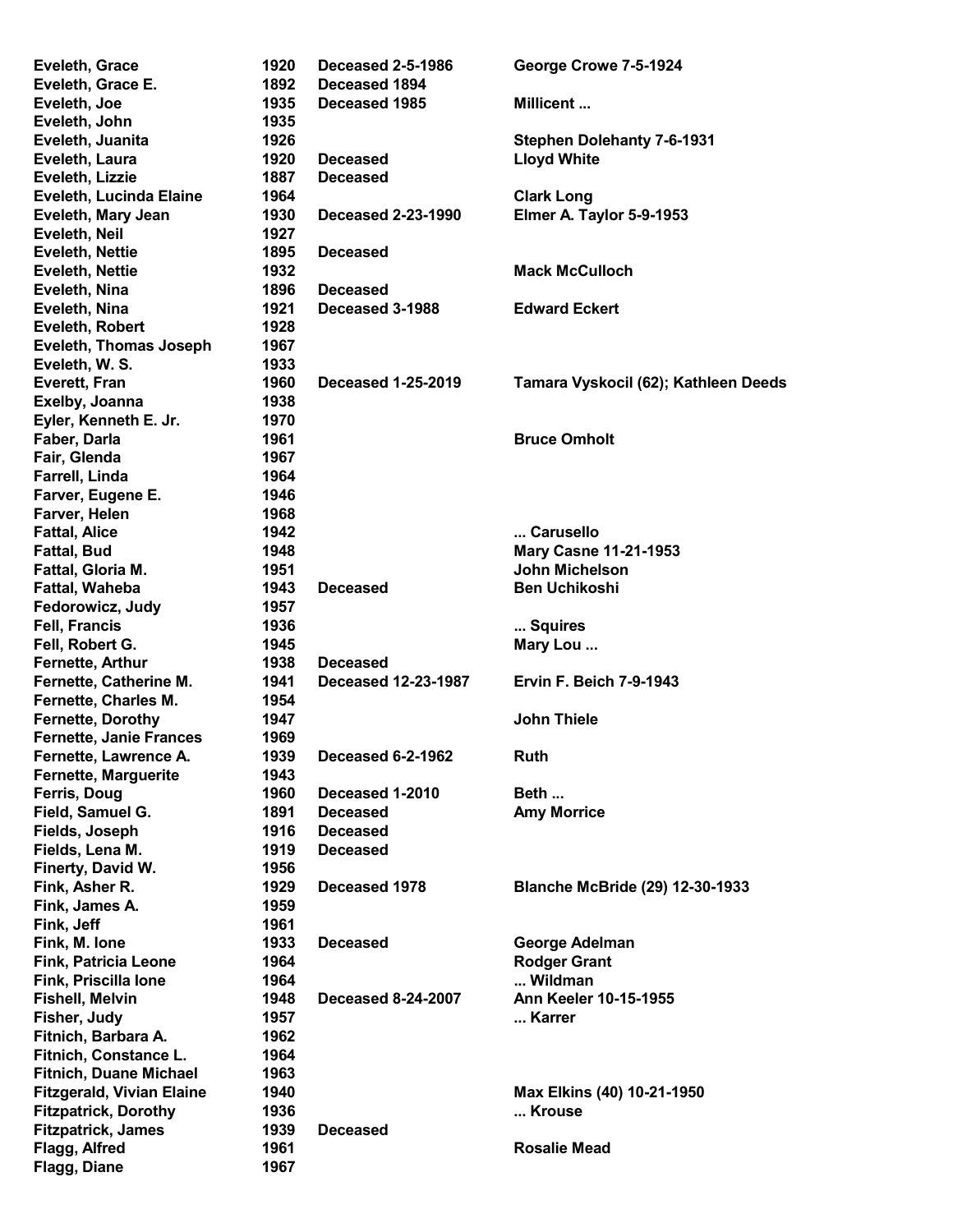| | | | |
|---|---|---|---|
| **Eveleth, Grace** | **1920** | **Deceased 2-5-1986** | **George Crowe 7-5-1924** |
| **Eveleth, Grace E.** | **1892** | **Deceased 1894** | |
| **Eveleth, Joe** | **1935** | **Deceased 1985** | **Millicent ...** |
| **Eveleth, John** | **1935** | | |
| **Eveleth, Juanita** | **1926** | | **Stephen Dolehanty 7-6-1931** |
| **Eveleth, Laura** | **1920** | **Deceased** | **Lloyd White** |
| **Eveleth, Lizzie** | **1887** | **Deceased** | |
| **Eveleth, Lucinda Elaine** | **1964** | | **Clark Long** |
| **Eveleth, Mary Jean** | **1930** | **Deceased 2-23-1990** | **Elmer A. Taylor 5-9-1953** |
| **Eveleth, Neil** | **1927** | | |
| **Eveleth, Nettie** | **1895** | **Deceased** | |
| **Eveleth, Nettie** | **1932** | | **Mack McCulloch** |
| **Eveleth, Nina** | **1896** | **Deceased** | |
| **Eveleth, Nina** | **1921** | **Deceased 3-1988** | **Edward Eckert** |
| **Eveleth, Robert** | **1928** | | |
| **Eveleth, Thomas Joseph** | **1967** | | |
| **Eveleth, W. S.** | **1933** | | |
| **Everett, Fran** | **1960** | **Deceased 1-25-2019** | **Tamara Vyskocil (62); Kathleen Deeds** |
| **Exelby, Joanna** | **1938** | | |
| **Eyler, Kenneth E. Jr.** | **1970** | | |
| **Faber, Darla** | **1961** | | **Bruce Omholt** |
| **Fair, Glenda** | **1967** | | |
| **Farrell, Linda** | **1964** | | |
| **Farver, Eugene E.** | **1946** | | |
| **Farver, Helen** | **1968** | | |
| **Fattal, Alice** | **1942** | | **... Carusello** |
| **Fattal, Bud** | **1948** | | **Mary Casne 11-21-1953** |
| **Fattal, Gloria M.** | **1951** | | **John Michelson** |
| **Fattal, Waheba** | **1943** | **Deceased** | **Ben Uchikoshi** |
| **Fedorowicz, Judy** | **1957** | | |
| **Fell, Francis** | **1936** | | **... Squires** |
| **Fell, Robert G.** | **1945** | | **Mary Lou ...** |
| **Fernette, Arthur** | **1938** | **Deceased** | |
| **Fernette, Catherine M.** | **1941** | **Deceased 12-23-1987** | **Ervin F. Beich 7-9-1943** |
| **Fernette, Charles M.** | **1954** | | |
| **Fernette, Dorothy** | **1947** | | **John Thiele** |
| **Fernette, Janie Frances** | **1969** | | |
| **Fernette, Lawrence A.** | **1939** | **Deceased 6-2-1962** | **Ruth** |
| **Fernette, Marguerite** | **1943** | | |
| **Ferris, Doug** | **1960** | **Deceased 1-2010** | **Beth ...** |
| **Field, Samuel G.** | **1891** | **Deceased** | **Amy Morrice** |
| **Fields, Joseph** | **1916** | **Deceased** | |
| **Fields, Lena M.** | **1919** | **Deceased** | |
| **Finerty, David W.** | **1956** | | |
| **Fink, Asher R.** | **1929** | **Deceased 1978** | **Blanche McBride (29) 12-30-1933** |
| **Fink, James A.** | **1959** | | |
| **Fink, Jeff** | **1961** | | |
| **Fink, M. Ione** | **1933** | **Deceased** | **George Adelman** |
| **Fink, Patricia Leone** | **1964** | | **Rodger Grant** |
| **Fink, Priscilla Ione** | **1964** | | **... Wildman** |
| **Fishell, Melvin** | **1948** | **Deceased 8-24-2007** | **Ann Keeler 10-15-1955** |
| **Fisher, Judy** | **1957** | | **... Karrer** |
| **Fitnich, Barbara A.** | **1962** | | |
| **Fitnich, Constance L.** | **1964** | | |
| **Fitnich, Duane Michael** | **1963** | | |
| **Fitzgerald, Vivian Elaine** | **1940** | | **Max Elkins (40) 10-21-1950** |
| **Fitzpatrick, Dorothy** | **1936** | | **... Krouse** |
| **Fitzpatrick, James** | **1939** | **Deceased** | |
| **Flagg, Alfred** | **1961** | | **Rosalie Mead** |
| **Flagg, Diane** | **1967** | | |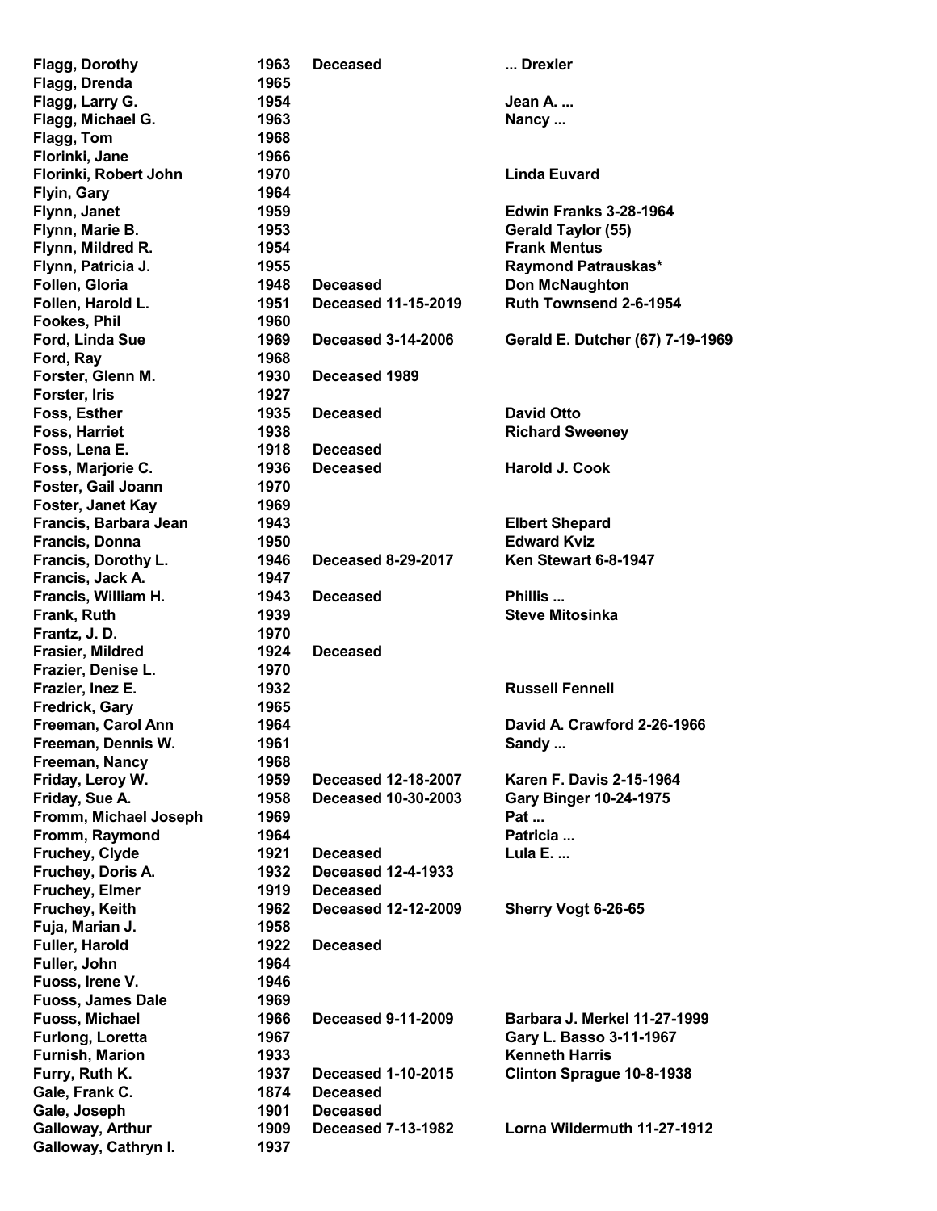| | | | |
|---|---|---|---|
| Flagg, Dorothy | 1963 | Deceased | ... Drexler |
| Flagg, Drenda | 1965 | | |
| Flagg, Larry G. | 1954 | | Jean A. ... |
| Flagg, Michael G. | 1963 | | Nancy ... |
| Flagg, Tom | 1968 | | |
| Florinki, Jane | 1966 | | |
| Florinki, Robert John | 1970 | | Linda Euvard |
| Flyin, Gary | 1964 | | |
| Flynn, Janet | 1959 | | Edwin Franks 3-28-1964 |
| Flynn, Marie B. | 1953 | | Gerald Taylor (55) |
| Flynn, Mildred R. | 1954 | | Frank Mentus |
| Flynn, Patricia J. | 1955 | | Raymond Patrauskas* |
| Follen, Gloria | 1948 | Deceased | Don McNaughton |
| Follen, Harold L. | 1951 | Deceased 11-15-2019 | Ruth Townsend 2-6-1954 |
| Fookes, Phil | 1960 | | |
| Ford, Linda Sue | 1969 | Deceased 3-14-2006 | Gerald E. Dutcher (67) 7-19-1969 |
| Ford, Ray | 1968 | | |
| Forster, Glenn M. | 1930 | Deceased 1989 | |
| Forster, Iris | 1927 | | |
| Foss, Esther | 1935 | Deceased | David Otto |
| Foss, Harriet | 1938 | | Richard Sweeney |
| Foss, Lena E. | 1918 | Deceased | |
| Foss, Marjorie C. | 1936 | Deceased | Harold J. Cook |
| Foster, Gail Joann | 1970 | | |
| Foster, Janet Kay | 1969 | | |
| Francis, Barbara Jean | 1943 | | Elbert Shepard |
| Francis, Donna | 1950 | | Edward Kviz |
| Francis, Dorothy L. | 1946 | Deceased 8-29-2017 | Ken Stewart 6-8-1947 |
| Francis, Jack A. | 1947 | | |
| Francis, William H. | 1943 | Deceased | Phillis ... |
| Frank, Ruth | 1939 | | Steve Mitosinka |
| Frantz, J. D. | 1970 | | |
| Frasier, Mildred | 1924 | Deceased | |
| Frazier, Denise L. | 1970 | | |
| Frazier, Inez E. | 1932 | | Russell Fennell |
| Fredrick, Gary | 1965 | | |
| Freeman, Carol Ann | 1964 | | David A. Crawford 2-26-1966 |
| Freeman, Dennis W. | 1961 | | Sandy ... |
| Freeman, Nancy | 1968 | | |
| Friday, Leroy W. | 1959 | Deceased 12-18-2007 | Karen F. Davis 2-15-1964 |
| Friday, Sue A. | 1958 | Deceased 10-30-2003 | Gary Binger 10-24-1975 |
| Fromm, Michael Joseph | 1969 | | Pat ... |
| Fromm, Raymond | 1964 | | Patricia ... |
| Fruchey, Clyde | 1921 | Deceased | Lula E. ... |
| Fruchey, Doris A. | 1932 | Deceased 12-4-1933 | |
| Fruchey, Elmer | 1919 | Deceased | |
| Fruchey, Keith | 1962 | Deceased 12-12-2009 | Sherry Vogt 6-26-65 |
| Fuja, Marian J. | 1958 | | |
| Fuller, Harold | 1922 | Deceased | |
| Fuller, John | 1964 | | |
| Fuoss, Irene V. | 1946 | | |
| Fuoss, James Dale | 1969 | | |
| Fuoss, Michael | 1966 | Deceased 9-11-2009 | Barbara J. Merkel 11-27-1999 |
| Furlong, Loretta | 1967 | | Gary L. Basso 3-11-1967 |
| Furnish, Marion | 1933 | | Kenneth Harris |
| Furry, Ruth K. | 1937 | Deceased 1-10-2015 | Clinton Sprague 10-8-1938 |
| Gale, Frank C. | 1874 | Deceased | |
| Gale, Joseph | 1901 | Deceased | |
| Galloway, Arthur | 1909 | Deceased 7-13-1982 | Lorna Wildermuth 11-27-1912 |
| Galloway, Cathryn I. | 1937 | | |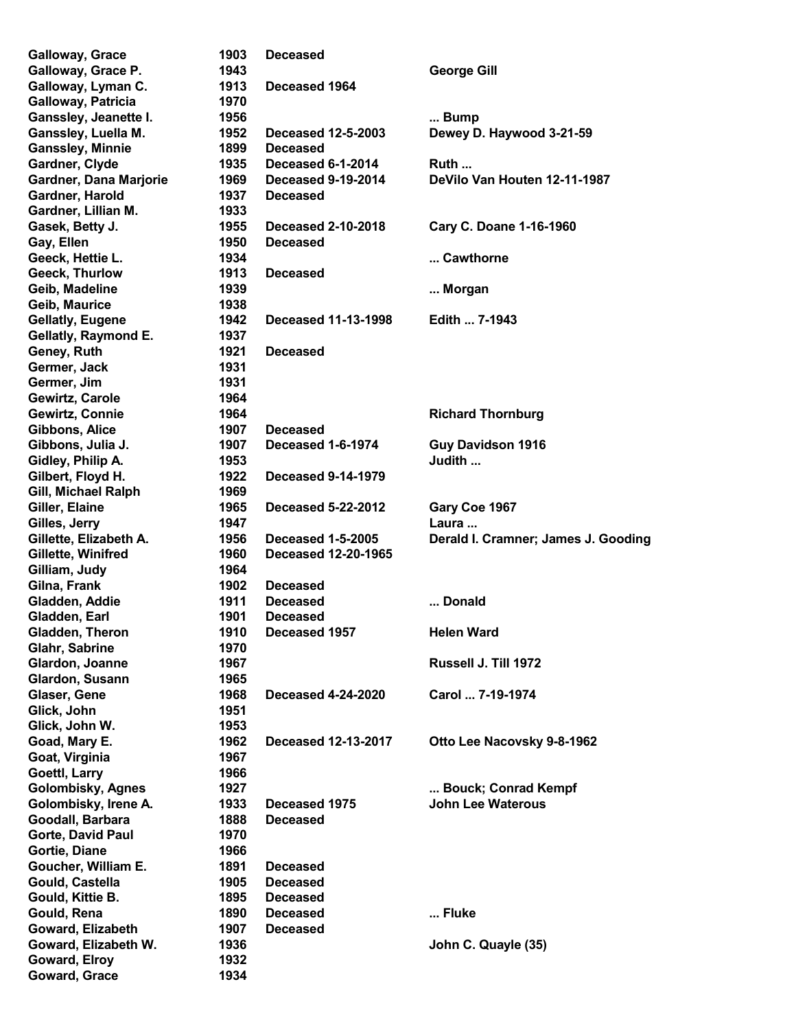| | | | |
|---|---|---|---|
| **Galloway, Grace** | **1903** | **Deceased** | |
| **Galloway, Grace P.** | **1943** | | **George Gill** |
| **Galloway, Lyman C.** | **1913** | **Deceased 1964** | |
| **Galloway, Patricia** | **1970** | | |
| **Ganssley, Jeanette I.** | **1956** | | **... Bump** |
| **Ganssley, Luella M.** | **1952** | **Deceased 12-5-2003** | **Dewey D. Haywood 3-21-59** |
| **Ganssley, Minnie** | **1899** | **Deceased** | |
| **Gardner, Clyde** | **1935** | **Deceased 6-1-2014** | **Ruth ...** |
| **Gardner, Dana Marjorie** | **1969** | **Deceased 9-19-2014** | **DeVilo Van Houten 12-11-1987** |
| **Gardner, Harold** | **1937** | **Deceased** | |
| **Gardner, Lillian M.** | **1933** | | |
| **Gasek, Betty J.** | **1955** | **Deceased 2-10-2018** | **Cary C. Doane 1-16-1960** |
| **Gay, Ellen** | **1950** | **Deceased** | |
| **Geeck, Hettie L.** | **1934** | | **... Cawthorne** |
| **Geeck, Thurlow** | **1913** | **Deceased** | |
| **Geib, Madeline** | **1939** | | **... Morgan** |
| **Geib, Maurice** | **1938** | | |
| **Gellatly, Eugene** | **1942** | **Deceased 11-13-1998** | **Edith ... 7-1943** |
| **Gellatly, Raymond E.** | **1937** | | |
| **Geney, Ruth** | **1921** | **Deceased** | |
| **Germer, Jack** | **1931** | | |
| **Germer, Jim** | **1931** | | |
| **Gewirtz, Carole** | **1964** | | |
| **Gewirtz, Connie** | **1964** | | **Richard Thornburg** |
| **Gibbons, Alice** | **1907** | **Deceased** | |
| **Gibbons, Julia J.** | **1907** | **Deceased 1-6-1974** | **Guy Davidson 1916** |
| **Gidley, Philip A.** | **1953** | | **Judith ...** |
| **Gilbert, Floyd H.** | **1922** | **Deceased 9-14-1979** | |
| **Gill, Michael Ralph** | **1969** | | |
| **Giller, Elaine** | **1965** | **Deceased 5-22-2012** | **Gary Coe 1967** |
| **Gilles, Jerry** | **1947** | | **Laura ...** |
| **Gillette, Elizabeth A.** | **1956** | **Deceased 1-5-2005** | **Derald I. Cramner; James J. Gooding** |
| **Gillette, Winifred** | **1960** | **Deceased 12-20-1965** | |
| **Gilliam, Judy** | **1964** | | |
| **Gilna, Frank** | **1902** | **Deceased** | |
| **Gladden, Addie** | **1911** | **Deceased** | **... Donald** |
| **Gladden, Earl** | **1901** | **Deceased** | |
| **Gladden, Theron** | **1910** | **Deceased 1957** | **Helen Ward** |
| **Glahr, Sabrine** | **1970** | | |
| **Glardon, Joanne** | **1967** | | **Russell J. Till 1972** |
| **Glardon, Susann** | **1965** | | |
| **Glaser, Gene** | **1968** | **Deceased 4-24-2020** | **Carol ... 7-19-1974** |
| **Glick, John** | **1951** | | |
| **Glick, John W.** | **1953** | | |
| **Goad, Mary E.** | **1962** | **Deceased 12-13-2017** | **Otto Lee Nacovsky 9-8-1962** |
| **Goat, Virginia** | **1967** | | |
| **Goettl, Larry** | **1966** | | |
| **Golombisky, Agnes** | **1927** | | **... Bouck; Conrad Kempf** |
| **Golombisky, Irene A.** | **1933** | **Deceased 1975** | **John Lee Waterous** |
| **Goodall, Barbara** | **1888** | **Deceased** | |
| **Gorte, David Paul** | **1970** | | |
| **Gortie, Diane** | **1966** | | |
| **Goucher, William E.** | **1891** | **Deceased** | |
| **Gould, Castella** | **1905** | **Deceased** | |
| **Gould, Kittie B.** | **1895** | **Deceased** | |
| **Gould, Rena** | **1890** | **Deceased** | **... Fluke** |
| **Goward, Elizabeth** | **1907** | **Deceased** | |
| **Goward, Elizabeth W.** | **1936** | | **John C. Quayle (35)** |
| **Goward, Elroy** | **1932** | | |
| **Goward, Grace** | **1934** | | |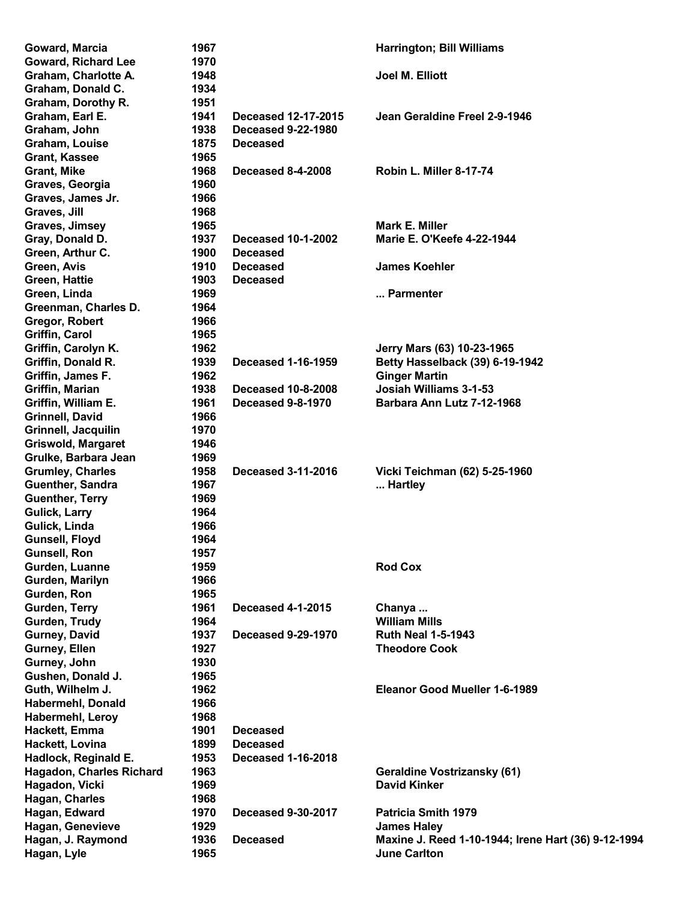| | | | |
|---|---|---|---|
| Goward, Marcia | 1967 | | Harrington; Bill Williams |
| Goward, Richard Lee | 1970 | | |
| Graham, Charlotte A. | 1948 | | Joel M. Elliott |
| Graham, Donald C. | 1934 | | |
| Graham, Dorothy R. | 1951 | | |
| Graham, Earl E. | 1941 | Deceased 12-17-2015 | Jean Geraldine Freel 2-9-1946 |
| Graham, John | 1938 | Deceased 9-22-1980 | |
| Graham, Louise | 1875 | Deceased | |
| Grant, Kassee | 1965 | | |
| Grant, Mike | 1968 | Deceased 8-4-2008 | Robin L. Miller 8-17-74 |
| Graves, Georgia | 1960 | | |
| Graves, James Jr. | 1966 | | |
| Graves, Jill | 1968 | | |
| Graves, Jimsey | 1965 | | Mark E. Miller |
| Gray, Donald D. | 1937 | Deceased 10-1-2002 | Marie E. O'Keefe 4-22-1944 |
| Green, Arthur C. | 1900 | Deceased | |
| Green, Avis | 1910 | Deceased | James Koehler |
| Green, Hattie | 1903 | Deceased | |
| Green, Linda | 1969 | | ... Parmenter |
| Greenman, Charles D. | 1964 | | |
| Gregor, Robert | 1966 | | |
| Griffin, Carol | 1965 | | |
| Griffin, Carolyn K. | 1962 | | Jerry Mars (63) 10-23-1965 |
| Griffin, Donald R. | 1939 | Deceased 1-16-1959 | Betty Hasselback (39) 6-19-1942 |
| Griffin, James F. | 1962 | | Ginger Martin |
| Griffin, Marian | 1938 | Deceased 10-8-2008 | Josiah Williams 3-1-53 |
| Griffin, William E. | 1961 | Deceased 9-8-1970 | Barbara Ann Lutz 7-12-1968 |
| Grinnell, David | 1966 | | |
| Grinnell, Jacquilin | 1970 | | |
| Griswold, Margaret | 1946 | | |
| Grulke, Barbara Jean | 1969 | | |
| Grumley, Charles | 1958 | Deceased 3-11-2016 | Vicki Teichman (62) 5-25-1960 |
| Guenther, Sandra | 1967 | | ... Hartley |
| Guenther, Terry | 1969 | | |
| Gulick, Larry | 1964 | | |
| Gulick, Linda | 1966 | | |
| Gunsell, Floyd | 1964 | | |
| Gunsell, Ron | 1957 | | |
| Gurden, Luanne | 1959 | | Rod Cox |
| Gurden, Marilyn | 1966 | | |
| Gurden, Ron | 1965 | | |
| Gurden, Terry | 1961 | Deceased 4-1-2015 | Chanya ... |
| Gurden, Trudy | 1964 | | William Mills |
| Gurney, David | 1937 | Deceased 9-29-1970 | Ruth Neal 1-5-1943 |
| Gurney, Ellen | 1927 | | Theodore Cook |
| Gurney, John | 1930 | | |
| Gushen, Donald J. | 1965 | | |
| Guth, Wilhelm J. | 1962 | | Eleanor Good Mueller 1-6-1989 |
| Habermehl, Donald | 1966 | | |
| Habermehl, Leroy | 1968 | | |
| Hackett, Emma | 1901 | Deceased | |
| Hackett, Lovina | 1899 | Deceased | |
| Hadlock, Reginald E. | 1953 | Deceased 1-16-2018 | |
| Hagadon, Charles Richard | 1963 | | Geraldine Vostrizansky (61) |
| Hagadon, Vicki | 1969 | | David Kinker |
| Hagan, Charles | 1968 | | |
| Hagan, Edward | 1970 | Deceased 9-30-2017 | Patricia Smith 1979 |
| Hagan, Genevieve | 1929 | | James Haley |
| Hagan, J. Raymond | 1936 | Deceased | Maxine J. Reed 1-10-1944; Irene Hart (36) 9-12-1994 |
| Hagan, Lyle | 1965 | | June Carlton |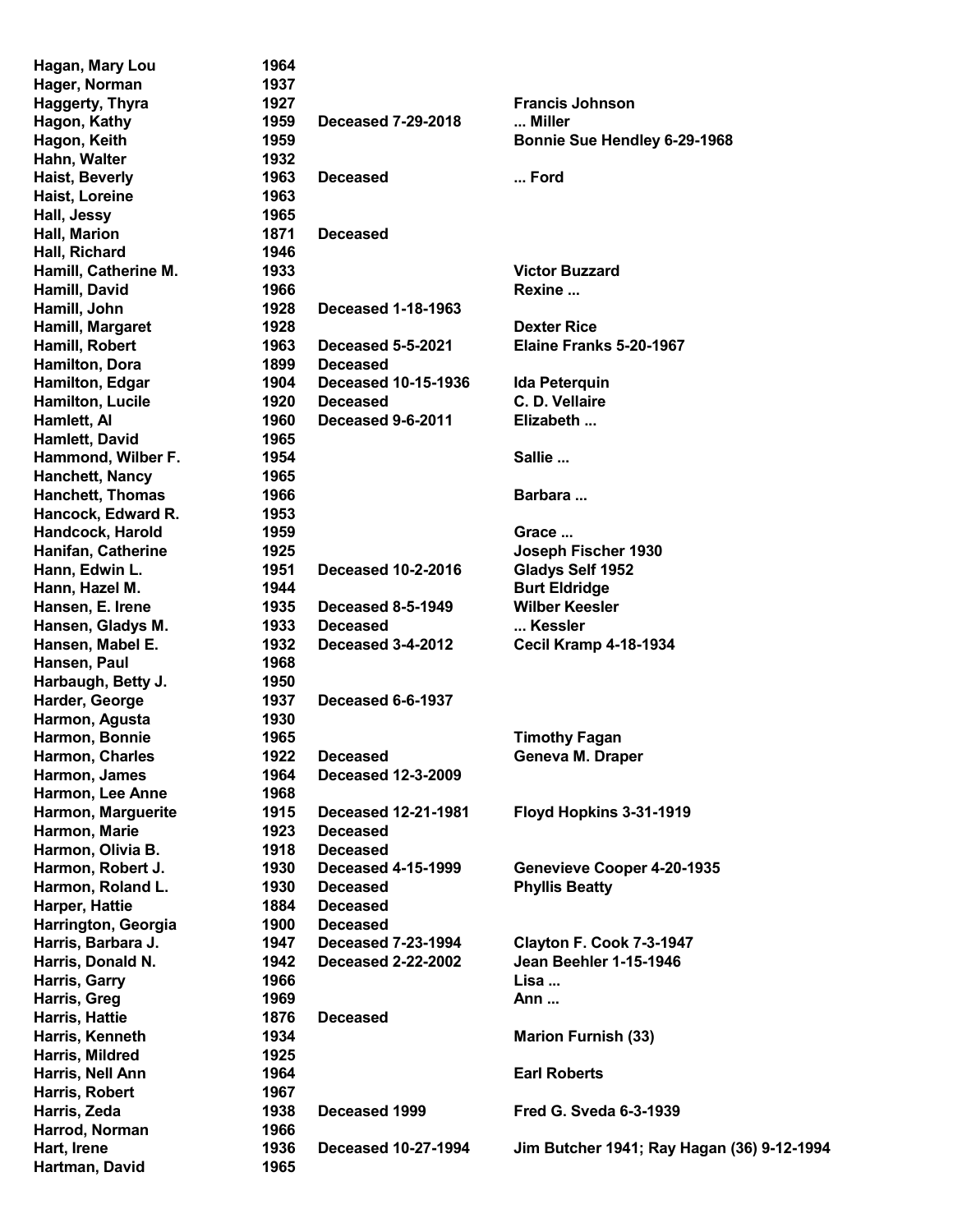| | | | |
|---|---|---|---|
| Hagan, Mary Lou | 1964 | | |
| Hager, Norman | 1937 | | |
| Haggerty, Thyra | 1927 | | Francis Johnson |
| Hagon, Kathy | 1959 | Deceased 7-29-2018 | ... Miller |
| Hagon, Keith | 1959 | | Bonnie Sue Hendley 6-29-1968 |
| Hahn, Walter | 1932 | | |
| Haist, Beverly | 1963 | Deceased | ... Ford |
| Haist, Loreine | 1963 | | |
| Hall, Jessy | 1965 | | |
| Hall, Marion | 1871 | Deceased | |
| Hall, Richard | 1946 | | |
| Hamill, Catherine M. | 1933 | | Victor Buzzard |
| Hamill, David | 1966 | | Rexine ... |
| Hamill, John | 1928 | Deceased 1-18-1963 | |
| Hamill, Margaret | 1928 | | Dexter Rice |
| Hamill, Robert | 1963 | Deceased 5-5-2021 | Elaine Franks 5-20-1967 |
| Hamilton, Dora | 1899 | Deceased | |
| Hamilton, Edgar | 1904 | Deceased 10-15-1936 | Ida Peterquin |
| Hamilton, Lucile | 1920 | Deceased | C. D. Vellaire |
| Hamlett, Al | 1960 | Deceased 9-6-2011 | Elizabeth ... |
| Hamlett, David | 1965 | | |
| Hammond, Wilber F. | 1954 | | Sallie ... |
| Hanchett, Nancy | 1965 | | |
| Hanchett, Thomas | 1966 | | Barbara ... |
| Hancock, Edward R. | 1953 | | |
| Handcock, Harold | 1959 | | Grace ... |
| Hanifan, Catherine | 1925 | | Joseph Fischer 1930 |
| Hann, Edwin L. | 1951 | Deceased 10-2-2016 | Gladys Self 1952 |
| Hann, Hazel M. | 1944 | | Burt Eldridge |
| Hansen, E. Irene | 1935 | Deceased 8-5-1949 | Wilber Keesler |
| Hansen, Gladys M. | 1933 | Deceased | ... Kessler |
| Hansen, Mabel E. | 1932 | Deceased 3-4-2012 | Cecil Kramp 4-18-1934 |
| Hansen, Paul | 1968 | | |
| Harbaugh, Betty J. | 1950 | | |
| Harder, George | 1937 | Deceased 6-6-1937 | |
| Harmon, Agusta | 1930 | | |
| Harmon, Bonnie | 1965 | | Timothy Fagan |
| Harmon, Charles | 1922 | Deceased | Geneva M. Draper |
| Harmon, James | 1964 | Deceased 12-3-2009 | |
| Harmon, Lee Anne | 1968 | | |
| Harmon, Marguerite | 1915 | Deceased 12-21-1981 | Floyd Hopkins 3-31-1919 |
| Harmon, Marie | 1923 | Deceased | |
| Harmon, Olivia B. | 1918 | Deceased | |
| Harmon, Robert J. | 1930 | Deceased 4-15-1999 | Genevieve Cooper 4-20-1935 |
| Harmon, Roland L. | 1930 | Deceased | Phyllis Beatty |
| Harper, Hattie | 1884 | Deceased | |
| Harrington, Georgia | 1900 | Deceased | |
| Harris, Barbara J. | 1947 | Deceased 7-23-1994 | Clayton F. Cook 7-3-1947 |
| Harris, Donald N. | 1942 | Deceased 2-22-2002 | Jean Beehler 1-15-1946 |
| Harris, Garry | 1966 | | Lisa ... |
| Harris, Greg | 1969 | | Ann ... |
| Harris, Hattie | 1876 | Deceased | |
| Harris, Kenneth | 1934 | | Marion Furnish (33) |
| Harris, Mildred | 1925 | | |
| Harris, Nell Ann | 1964 | | Earl Roberts |
| Harris, Robert | 1967 | | |
| Harris, Zeda | 1938 | Deceased 1999 | Fred G. Sveda 6-3-1939 |
| Harrod, Norman | 1966 | | |
| Hart, Irene | 1936 | Deceased 10-27-1994 | Jim Butcher 1941; Ray Hagan (36) 9-12-1994 |
| Hartman, David | 1965 | | |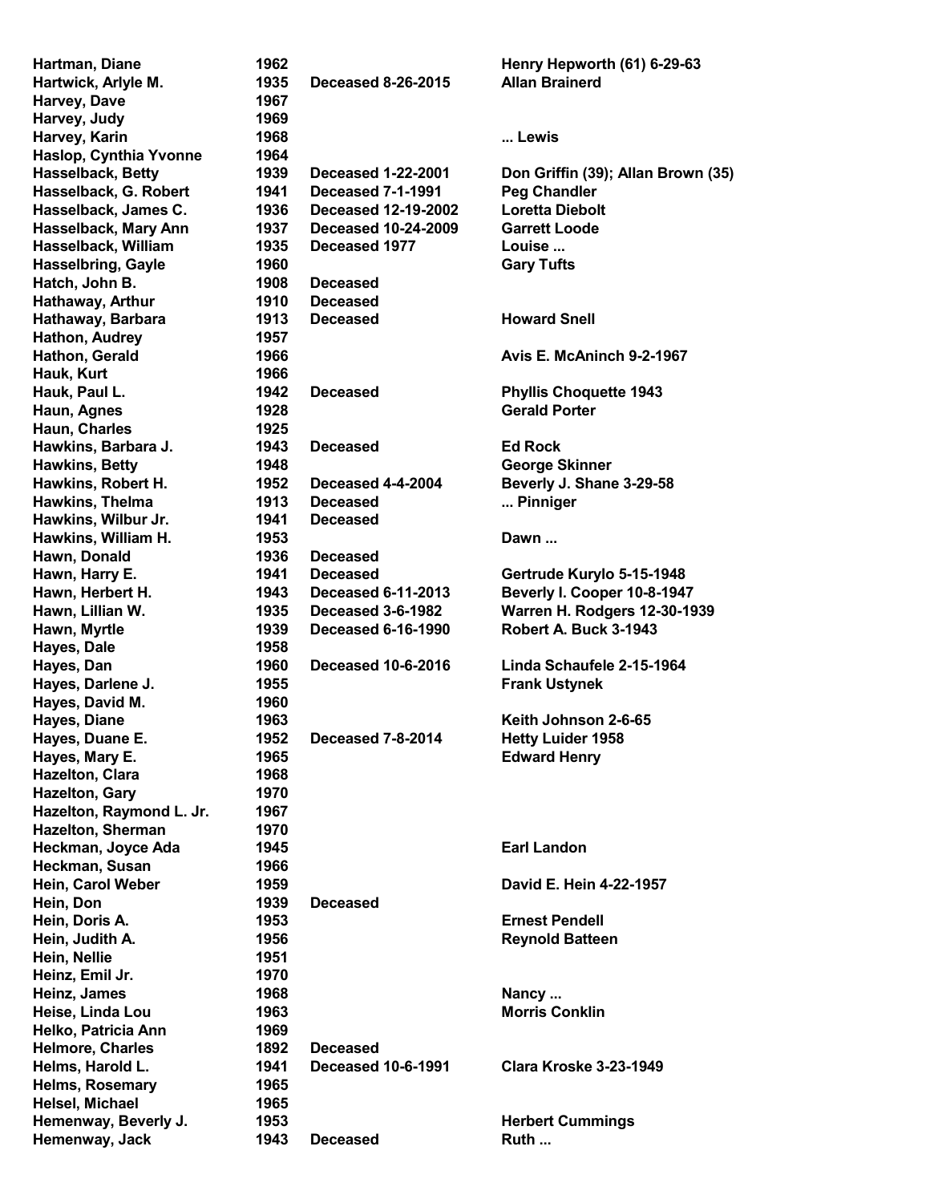| Name | Year | Status | Spouse |
|---|---|---|---|
| Hartman, Diane | 1962 | | Henry Hepworth (61) 6-29-63 |
| Hartwick, Arlyle M. | 1935 | Deceased 8-26-2015 | Allan Brainerd |
| Harvey, Dave | 1967 | | |
| Harvey, Judy | 1969 | | |
| Harvey, Karin | 1968 | | ... Lewis |
| Haslop, Cynthia Yvonne | 1964 | | |
| Hasselback, Betty | 1939 | Deceased 1-22-2001 | Don Griffin (39); Allan Brown (35) |
| Hasselback, G. Robert | 1941 | Deceased 7-1-1991 | Peg Chandler |
| Hasselback, James C. | 1936 | Deceased 12-19-2002 | Loretta Diebolt |
| Hasselback, Mary Ann | 1937 | Deceased 10-24-2009 | Garrett Loode |
| Hasselback, William | 1935 | Deceased 1977 | Louise ... |
| Hasselbring, Gayle | 1960 | | Gary Tufts |
| Hatch, John B. | 1908 | Deceased | |
| Hathaway, Arthur | 1910 | Deceased | |
| Hathaway, Barbara | 1913 | Deceased | Howard Snell |
| Hathon, Audrey | 1957 | | |
| Hathon, Gerald | 1966 | | Avis E. McAninch 9-2-1967 |
| Hauk, Kurt | 1966 | | |
| Hauk, Paul L. | 1942 | Deceased | Phyllis Choquette 1943 |
| Haun, Agnes | 1928 | | Gerald Porter |
| Haun, Charles | 1925 | | |
| Hawkins, Barbara J. | 1943 | Deceased | Ed Rock |
| Hawkins, Betty | 1948 | | George Skinner |
| Hawkins, Robert H. | 1952 | Deceased 4-4-2004 | Beverly J. Shane 3-29-58 |
| Hawkins, Thelma | 1913 | Deceased | ... Pinniger |
| Hawkins, Wilbur Jr. | 1941 | Deceased | |
| Hawkins, William H. | 1953 | | Dawn ... |
| Hawn, Donald | 1936 | Deceased | |
| Hawn, Harry E. | 1941 | Deceased | Gertrude Kurylo 5-15-1948 |
| Hawn, Herbert H. | 1943 | Deceased 6-11-2013 | Beverly I. Cooper 10-8-1947 |
| Hawn, Lillian W. | 1935 | Deceased 3-6-1982 | Warren H. Rodgers 12-30-1939 |
| Hawn, Myrtle | 1939 | Deceased 6-16-1990 | Robert A. Buck 3-1943 |
| Hayes, Dale | 1958 | | |
| Hayes, Dan | 1960 | Deceased 10-6-2016 | Linda Schaufele 2-15-1964 |
| Hayes, Darlene J. | 1955 | | Frank Ustynek |
| Hayes, David M. | 1960 | | |
| Hayes, Diane | 1963 | | Keith Johnson 2-6-65 |
| Hayes, Duane E. | 1952 | Deceased 7-8-2014 | Hetty Luider 1958 |
| Hayes, Mary E. | 1965 | | Edward Henry |
| Hazelton, Clara | 1968 | | |
| Hazelton, Gary | 1970 | | |
| Hazelton, Raymond L. Jr. | 1967 | | |
| Hazelton, Sherman | 1970 | | |
| Heckman, Joyce Ada | 1945 | | Earl Landon |
| Heckman, Susan | 1966 | | |
| Hein, Carol Weber | 1959 | | David E. Hein 4-22-1957 |
| Hein, Don | 1939 | Deceased | |
| Hein, Doris A. | 1953 | | Ernest Pendell |
| Hein, Judith A. | 1956 | | Reynold Batteen |
| Hein, Nellie | 1951 | | |
| Heinz, Emil Jr. | 1970 | | |
| Heinz, James | 1968 | | Nancy ... |
| Heise, Linda Lou | 1963 | | Morris Conklin |
| Helko, Patricia Ann | 1969 | | |
| Helmore, Charles | 1892 | Deceased | |
| Helms, Harold L. | 1941 | Deceased 10-6-1991 | Clara Kroske 3-23-1949 |
| Helms, Rosemary | 1965 | | |
| Helsel, Michael | 1965 | | |
| Hemenway, Beverly J. | 1953 | | Herbert Cummings |
| Hemenway, Jack | 1943 | Deceased | Ruth ... |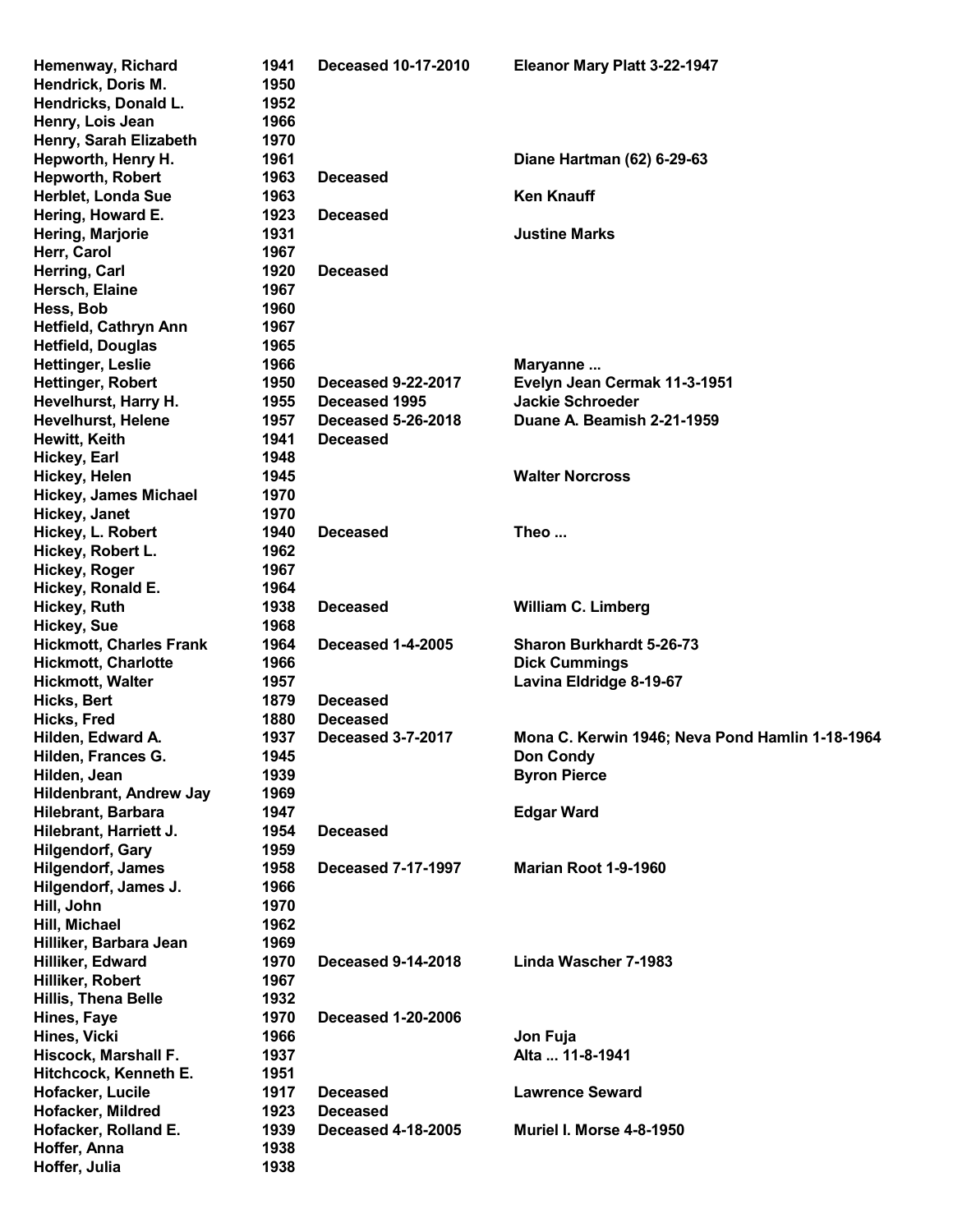| | | | |
|---|---|---|---|
| Hemenway, Richard | 1941 | Deceased 10-17-2010 | Eleanor Mary Platt 3-22-1947 |
| Hendrick, Doris M. | 1950 | | |
| Hendricks, Donald L. | 1952 | | |
| Henry, Lois Jean | 1966 | | |
| Henry, Sarah Elizabeth | 1970 | | |
| Hepworth, Henry H. | 1961 | | Diane Hartman (62) 6-29-63 |
| Hepworth, Robert | 1963 | Deceased | |
| Herblet, Londa Sue | 1963 | | Ken Knauff |
| Hering, Howard E. | 1923 | Deceased | |
| Hering, Marjorie | 1931 | | Justine Marks |
| Herr, Carol | 1967 | | |
| Herring, Carl | 1920 | Deceased | |
| Hersch, Elaine | 1967 | | |
| Hess, Bob | 1960 | | |
| Hetfield, Cathryn Ann | 1967 | | |
| Hetfield, Douglas | 1965 | | |
| Hettinger, Leslie | 1966 | | Maryanne ... |
| Hettinger, Robert | 1950 | Deceased 9-22-2017 | Evelyn Jean Cermak 11-3-1951 |
| Hevelhurst, Harry H. | 1955 | Deceased 1995 | Jackie Schroeder |
| Hevelhurst, Helene | 1957 | Deceased 5-26-2018 | Duane A. Beamish 2-21-1959 |
| Hewitt, Keith | 1941 | Deceased | |
| Hickey, Earl | 1948 | | |
| Hickey, Helen | 1945 | | Walter Norcross |
| Hickey, James Michael | 1970 | | |
| Hickey, Janet | 1970 | | |
| Hickey, L. Robert | 1940 | Deceased | Theo ... |
| Hickey, Robert L. | 1962 | | |
| Hickey, Roger | 1967 | | |
| Hickey, Ronald E. | 1964 | | |
| Hickey, Ruth | 1938 | Deceased | William C. Limberg |
| Hickey, Sue | 1968 | | |
| Hickmott, Charles Frank | 1964 | Deceased 1-4-2005 | Sharon Burkhardt 5-26-73 |
| Hickmott, Charlotte | 1966 | | Dick Cummings |
| Hickmott, Walter | 1957 | | Lavina Eldridge 8-19-67 |
| Hicks, Bert | 1879 | Deceased | |
| Hicks, Fred | 1880 | Deceased | |
| Hilden, Edward A. | 1937 | Deceased 3-7-2017 | Mona C. Kerwin 1946; Neva Pond Hamlin 1-18-1964 |
| Hilden, Frances G. | 1945 | | Don Condy |
| Hilden, Jean | 1939 | | Byron Pierce |
| Hildenbrant, Andrew Jay | 1969 | | |
| Hilebrant, Barbara | 1947 | | Edgar Ward |
| Hilebrant, Harriett J. | 1954 | Deceased | |
| Hilgendorf, Gary | 1959 | | |
| Hilgendorf, James | 1958 | Deceased 7-17-1997 | Marian Root 1-9-1960 |
| Hilgendorf, James J. | 1966 | | |
| Hill, John | 1970 | | |
| Hill, Michael | 1962 | | |
| Hilliker, Barbara Jean | 1969 | | |
| Hilliker, Edward | 1970 | Deceased 9-14-2018 | Linda Wascher 7-1983 |
| Hilliker, Robert | 1967 | | |
| Hillis, Thena Belle | 1932 | | |
| Hines, Faye | 1970 | Deceased 1-20-2006 | |
| Hines, Vicki | 1966 | | Jon Fuja |
| Hiscock, Marshall F. | 1937 | | Alta ... 11-8-1941 |
| Hitchcock, Kenneth E. | 1951 | | |
| Hofacker, Lucile | 1917 | Deceased | Lawrence Seward |
| Hofacker, Mildred | 1923 | Deceased | |
| Hofacker, Rolland E. | 1939 | Deceased 4-18-2005 | Muriel I. Morse 4-8-1950 |
| Hoffer, Anna | 1938 | | |
| Hoffer, Julia | 1938 | | |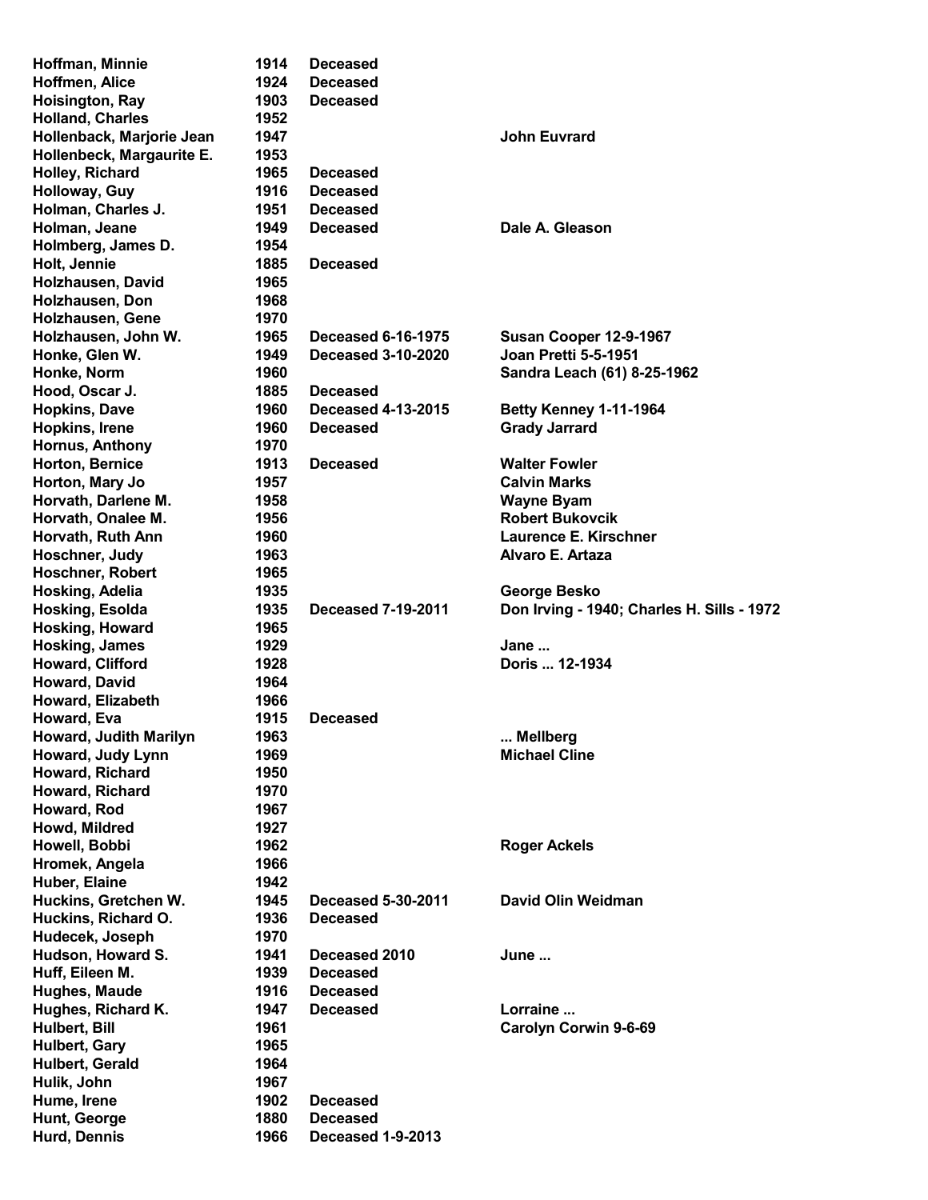| | | | |
|---|---|---|---|
| Hoffman, Minnie | 1914 | Deceased | |
| Hoffmen, Alice | 1924 | Deceased | |
| Hoisington, Ray | 1903 | Deceased | |
| Holland, Charles | 1952 | | |
| Hollenback, Marjorie Jean | 1947 | | John Euvrard |
| Hollenbeck, Margaurite E. | 1953 | | |
| Holley, Richard | 1965 | Deceased | |
| Holloway, Guy | 1916 | Deceased | |
| Holman, Charles J. | 1951 | Deceased | |
| Holman, Jeane | 1949 | Deceased | Dale A. Gleason |
| Holmberg, James D. | 1954 | | |
| Holt, Jennie | 1885 | Deceased | |
| Holzhausen, David | 1965 | | |
| Holzhausen, Don | 1968 | | |
| Holzhausen, Gene | 1970 | | |
| Holzhausen, John W. | 1965 | Deceased 6-16-1975 | Susan Cooper 12-9-1967 |
| Honke, Glen W. | 1949 | Deceased 3-10-2020 | Joan Pretti 5-5-1951 |
| Honke, Norm | 1960 | | Sandra Leach (61) 8-25-1962 |
| Hood, Oscar J. | 1885 | Deceased | |
| Hopkins, Dave | 1960 | Deceased 4-13-2015 | Betty Kenney 1-11-1964 |
| Hopkins, Irene | 1960 | Deceased | Grady Jarrard |
| Hornus, Anthony | 1970 | | |
| Horton, Bernice | 1913 | Deceased | Walter Fowler |
| Horton, Mary Jo | 1957 | | Calvin Marks |
| Horvath, Darlene M. | 1958 | | Wayne Byam |
| Horvath, Onalee M. | 1956 | | Robert Bukovcik |
| Horvath, Ruth Ann | 1960 | | Laurence E. Kirschner |
| Hoschner, Judy | 1963 | | Alvaro E. Artaza |
| Hoschner, Robert | 1965 | | |
| Hosking, Adelia | 1935 | | George Besko |
| Hosking, Esolda | 1935 | Deceased 7-19-2011 | Don Irving - 1940; Charles H. Sills - 1972 |
| Hosking, Howard | 1965 | | |
| Hosking, James | 1929 | | Jane ... |
| Howard, Clifford | 1928 | | Doris ... 12-1934 |
| Howard, David | 1964 | | |
| Howard, Elizabeth | 1966 | | |
| Howard, Eva | 1915 | Deceased | |
| Howard, Judith Marilyn | 1963 | | ... Mellberg |
| Howard, Judy Lynn | 1969 | | Michael Cline |
| Howard, Richard | 1950 | | |
| Howard, Richard | 1970 | | |
| Howard, Rod | 1967 | | |
| Howd, Mildred | 1927 | | |
| Howell, Bobbi | 1962 | | Roger Ackels |
| Hromek, Angela | 1966 | | |
| Huber, Elaine | 1942 | | |
| Huckins, Gretchen W. | 1945 | Deceased 5-30-2011 | David Olin Weidman |
| Huckins, Richard O. | 1936 | Deceased | |
| Hudecek, Joseph | 1970 | | |
| Hudson, Howard S. | 1941 | Deceased 2010 | June ... |
| Huff, Eileen M. | 1939 | Deceased | |
| Hughes, Maude | 1916 | Deceased | |
| Hughes, Richard K. | 1947 | Deceased | Lorraine ... |
| Hulbert, Bill | 1961 | | Carolyn Corwin 9-6-69 |
| Hulbert, Gary | 1965 | | |
| Hulbert, Gerald | 1964 | | |
| Hulik, John | 1967 | | |
| Hume, Irene | 1902 | Deceased | |
| Hunt, George | 1880 | Deceased | |
| Hurd, Dennis | 1966 | Deceased 1-9-2013 | |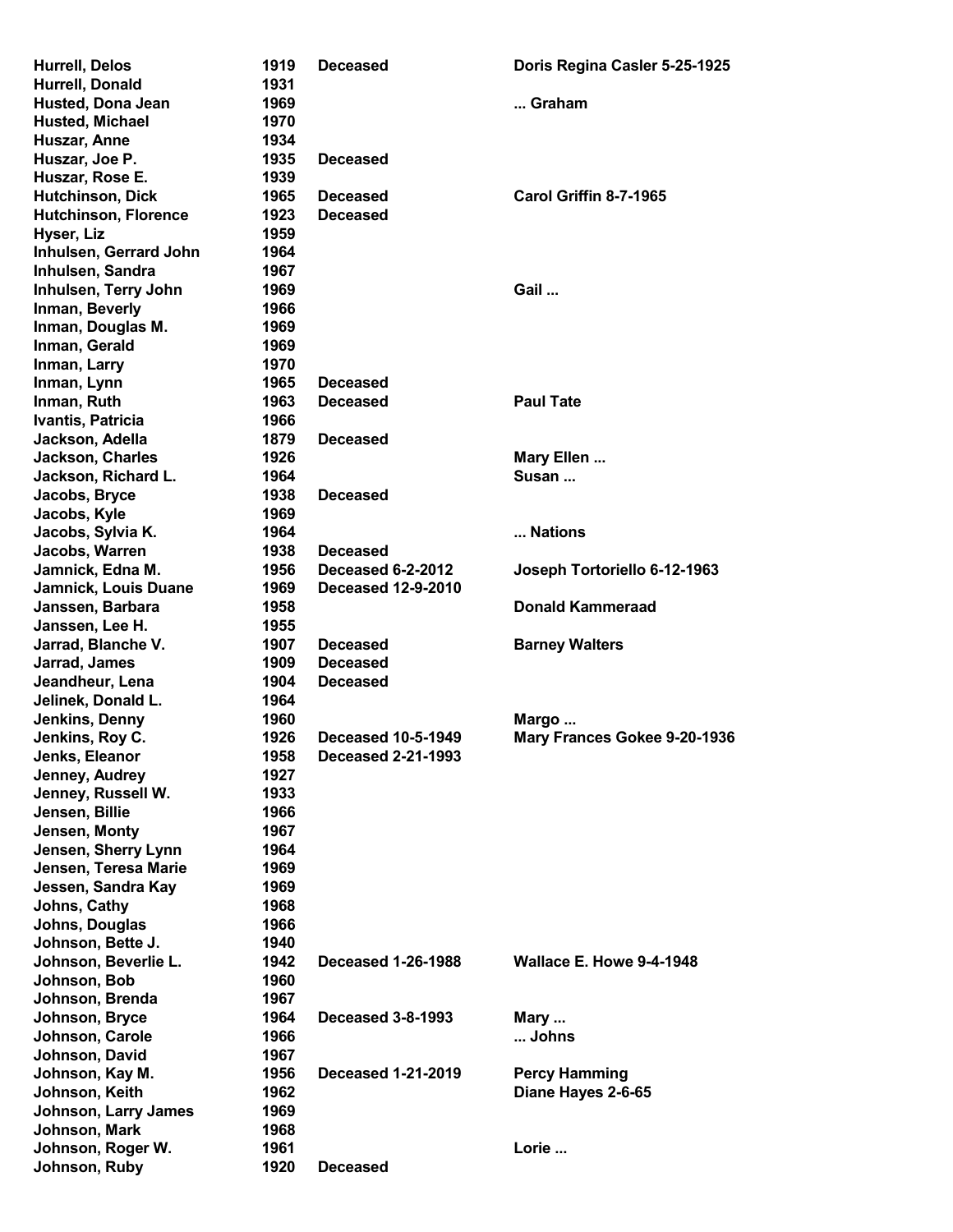| | | | |
|---|---|---|---|
| Hurrell, Delos | 1919 | Deceased | Doris Regina Casler 5-25-1925 |
| Hurrell, Donald | 1931 | | |
| Husted, Dona Jean | 1969 | | ... Graham |
| Husted, Michael | 1970 | | |
| Huszar, Anne | 1934 | | |
| Huszar, Joe P. | 1935 | Deceased | |
| Huszar, Rose E. | 1939 | | |
| Hutchinson, Dick | 1965 | Deceased | Carol Griffin 8-7-1965 |
| Hutchinson, Florence | 1923 | Deceased | |
| Hyser, Liz | 1959 | | |
| Inhulsen, Gerrard John | 1964 | | |
| Inhulsen, Sandra | 1967 | | |
| Inhulsen, Terry John | 1969 | | Gail ... |
| Inman, Beverly | 1966 | | |
| Inman, Douglas M. | 1969 | | |
| Inman, Gerald | 1969 | | |
| Inman, Larry | 1970 | | |
| Inman, Lynn | 1965 | Deceased | |
| Inman, Ruth | 1963 | Deceased | Paul Tate |
| Ivantis, Patricia | 1966 | | |
| Jackson, Adella | 1879 | Deceased | |
| Jackson, Charles | 1926 | | Mary Ellen ... |
| Jackson, Richard L. | 1964 | | Susan ... |
| Jacobs, Bryce | 1938 | Deceased | |
| Jacobs, Kyle | 1969 | | |
| Jacobs, Sylvia K. | 1964 | | ... Nations |
| Jacobs, Warren | 1938 | Deceased | |
| Jamnick, Edna M. | 1956 | Deceased 6-2-2012 | Joseph Tortoriello 6-12-1963 |
| Jamnick, Louis Duane | 1969 | Deceased 12-9-2010 | |
| Janssen, Barbara | 1958 | | Donald Kammeraad |
| Janssen, Lee H. | 1955 | | |
| Jarrad, Blanche V. | 1907 | Deceased | Barney Walters |
| Jarrad, James | 1909 | Deceased | |
| Jeandheur, Lena | 1904 | Deceased | |
| Jelinek, Donald L. | 1964 | | |
| Jenkins, Denny | 1960 | | Margo ... |
| Jenkins, Roy C. | 1926 | Deceased 10-5-1949 | Mary Frances Gokee 9-20-1936 |
| Jenks, Eleanor | 1958 | Deceased 2-21-1993 | |
| Jenney, Audrey | 1927 | | |
| Jenney, Russell W. | 1933 | | |
| Jensen, Billie | 1966 | | |
| Jensen, Monty | 1967 | | |
| Jensen, Sherry Lynn | 1964 | | |
| Jensen, Teresa Marie | 1969 | | |
| Jessen, Sandra Kay | 1969 | | |
| Johns, Cathy | 1968 | | |
| Johns, Douglas | 1966 | | |
| Johnson, Bette J. | 1940 | | |
| Johnson, Beverlie L. | 1942 | Deceased 1-26-1988 | Wallace E. Howe 9-4-1948 |
| Johnson, Bob | 1960 | | |
| Johnson, Brenda | 1967 | | |
| Johnson, Bryce | 1964 | Deceased 3-8-1993 | Mary ... |
| Johnson, Carole | 1966 | | ... Johns |
| Johnson, David | 1967 | | |
| Johnson, Kay M. | 1956 | Deceased 1-21-2019 | Percy Hamming |
| Johnson, Keith | 1962 | | Diane Hayes 2-6-65 |
| Johnson, Larry James | 1969 | | |
| Johnson, Mark | 1968 | | |
| Johnson, Roger W. | 1961 | | Lorie ... |
| Johnson, Ruby | 1920 | Deceased | |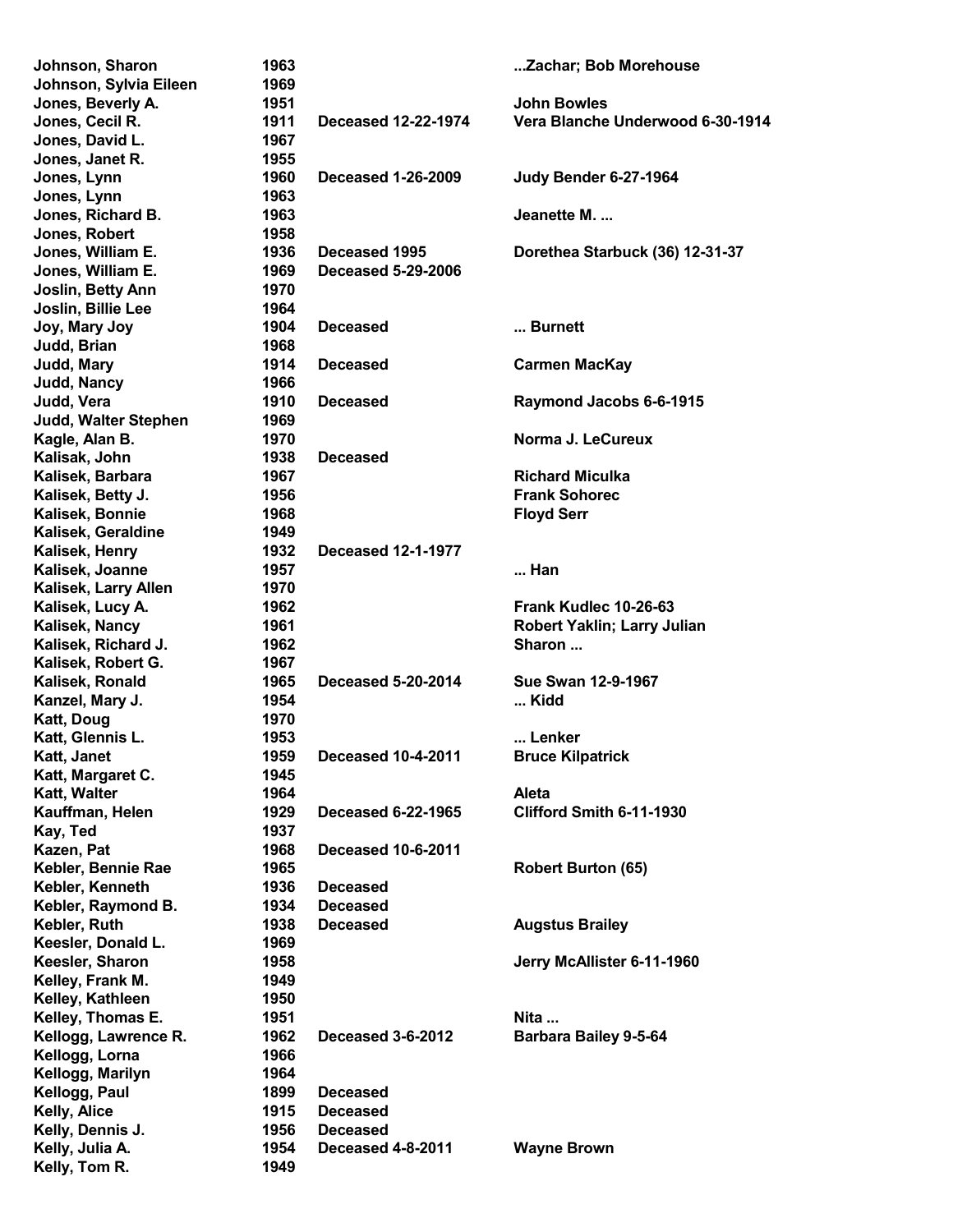| | | | |
|---|---|---|---|
| **Johnson, Sharon** | **1963** | | **...Zachar; Bob Morehouse** |
| **Johnson, Sylvia Eileen** | **1969** | | |
| **Jones, Beverly A.** | **1951** | | **John Bowles** |
| **Jones, Cecil R.** | **1911** | **Deceased 12-22-1974** | **Vera Blanche Underwood 6-30-1914** |
| **Jones, David L.** | **1967** | | |
| **Jones, Janet R.** | **1955** | | |
| **Jones, Lynn** | **1960** | **Deceased 1-26-2009** | **Judy Bender 6-27-1964** |
| **Jones, Lynn** | **1963** | | |
| **Jones, Richard B.** | **1963** | | **Jeanette M. ...** |
| **Jones, Robert** | **1958** | | |
| **Jones, William E.** | **1936** | **Deceased 1995** | **Dorethea Starbuck (36) 12-31-37** |
| **Jones, William E.** | **1969** | **Deceased 5-29-2006** | |
| **Joslin, Betty Ann** | **1970** | | |
| **Joslin, Billie Lee** | **1964** | | |
| **Joy, Mary Joy** | **1904** | **Deceased** | **... Burnett** |
| **Judd, Brian** | **1968** | | |
| **Judd, Mary** | **1914** | **Deceased** | **Carmen MacKay** |
| **Judd, Nancy** | **1966** | | |
| **Judd, Vera** | **1910** | **Deceased** | **Raymond Jacobs 6-6-1915** |
| **Judd, Walter Stephen** | **1969** | | |
| **Kagle, Alan B.** | **1970** | | **Norma J. LeCureux** |
| **Kalisak, John** | **1938** | **Deceased** | |
| **Kalisek, Barbara** | **1967** | | **Richard Miculka** |
| **Kalisek, Betty J.** | **1956** | | **Frank Sohorec** |
| **Kalisek, Bonnie** | **1968** | | **Floyd Serr** |
| **Kalisek, Geraldine** | **1949** | | |
| **Kalisek, Henry** | **1932** | **Deceased 12-1-1977** | |
| **Kalisek, Joanne** | **1957** | | **... Han** |
| **Kalisek, Larry Allen** | **1970** | | |
| **Kalisek, Lucy A.** | **1962** | | **Frank Kudlec 10-26-63** |
| **Kalisek, Nancy** | **1961** | | **Robert Yaklin; Larry Julian** |
| **Kalisek, Richard J.** | **1962** | | **Sharon ...** |
| **Kalisek, Robert G.** | **1967** | | |
| **Kalisek, Ronald** | **1965** | **Deceased 5-20-2014** | **Sue Swan 12-9-1967** |
| **Kanzel, Mary J.** | **1954** | | **... Kidd** |
| **Katt, Doug** | **1970** | | |
| **Katt, Glennis L.** | **1953** | | **... Lenker** |
| **Katt, Janet** | **1959** | **Deceased 10-4-2011** | **Bruce Kilpatrick** |
| **Katt, Margaret C.** | **1945** | | |
| **Katt, Walter** | **1964** | | **Aleta** |
| **Kauffman, Helen** | **1929** | **Deceased 6-22-1965** | **Clifford Smith 6-11-1930** |
| **Kay, Ted** | **1937** | | |
| **Kazen, Pat** | **1968** | **Deceased 10-6-2011** | |
| **Kebler, Bennie Rae** | **1965** | | **Robert Burton (65)** |
| **Kebler, Kenneth** | **1936** | **Deceased** | |
| **Kebler, Raymond B.** | **1934** | **Deceased** | |
| **Kebler, Ruth** | **1938** | **Deceased** | **Augstus Brailey** |
| **Keesler, Donald L.** | **1969** | | |
| **Keesler, Sharon** | **1958** | | **Jerry McAllister 6-11-1960** |
| **Kelley, Frank M.** | **1949** | | |
| **Kelley, Kathleen** | **1950** | | |
| **Kelley, Thomas E.** | **1951** | | **Nita ...** |
| **Kellogg, Lawrence R.** | **1962** | **Deceased 3-6-2012** | **Barbara Bailey 9-5-64** |
| **Kellogg, Lorna** | **1966** | | |
| **Kellogg, Marilyn** | **1964** | | |
| **Kellogg, Paul** | **1899** | **Deceased** | |
| **Kelly, Alice** | **1915** | **Deceased** | |
| **Kelly, Dennis J.** | **1956** | **Deceased** | |
| **Kelly, Julia A.** | **1954** | **Deceased 4-8-2011** | **Wayne Brown** |
| **Kelly, Tom R.** | **1949** | | |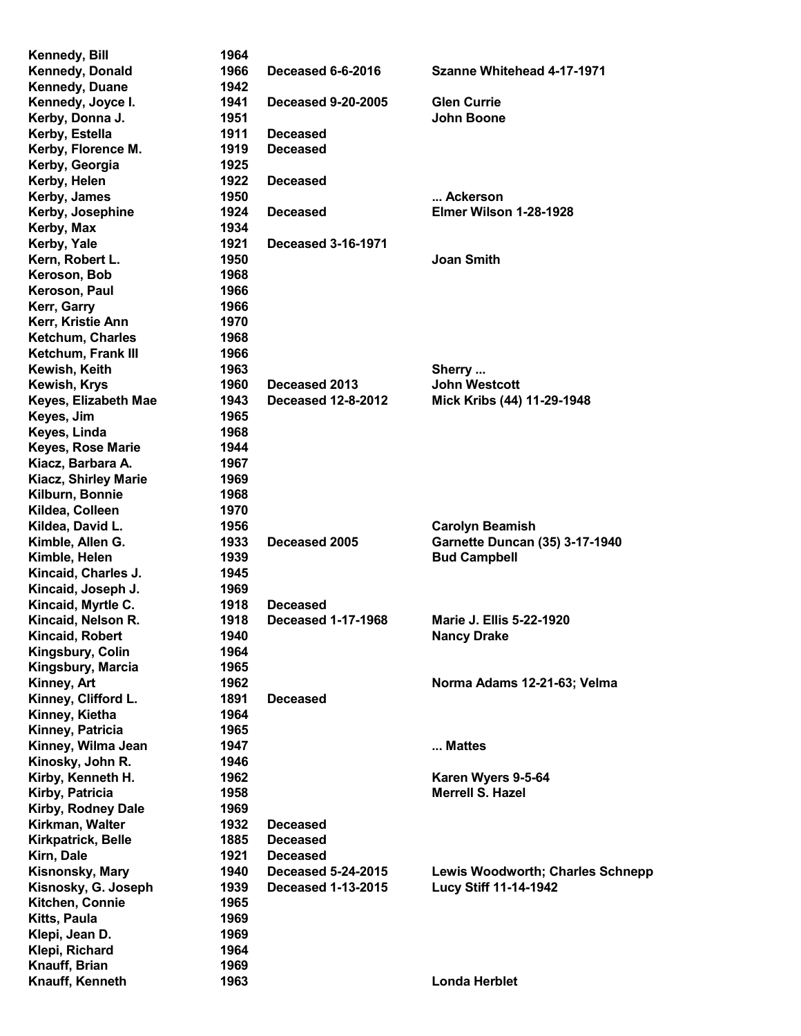| | | | |
|---|---|---|---|
| Kennedy, Bill | 1964 | | |
| Kennedy, Donald | 1966 | Deceased 6-6-2016 | Szanne Whitehead 4-17-1971 |
| Kennedy, Duane | 1942 | | |
| Kennedy, Joyce I. | 1941 | Deceased 9-20-2005 | Glen Currie |
| Kerby, Donna J. | 1951 | | John Boone |
| Kerby, Estella | 1911 | Deceased | |
| Kerby, Florence M. | 1919 | Deceased | |
| Kerby, Georgia | 1925 | | |
| Kerby, Helen | 1922 | Deceased | |
| Kerby, James | 1950 | | ... Ackerson |
| Kerby, Josephine | 1924 | Deceased | Elmer Wilson 1-28-1928 |
| Kerby, Max | 1934 | | |
| Kerby, Yale | 1921 | Deceased 3-16-1971 | |
| Kern, Robert L. | 1950 | | Joan Smith |
| Keroson, Bob | 1968 | | |
| Keroson, Paul | 1966 | | |
| Kerr, Garry | 1966 | | |
| Kerr, Kristie Ann | 1970 | | |
| Ketchum, Charles | 1968 | | |
| Ketchum, Frank III | 1966 | | |
| Kewish, Keith | 1963 | | Sherry ... |
| Kewish, Krys | 1960 | Deceased 2013 | John Westcott |
| Keyes, Elizabeth Mae | 1943 | Deceased 12-8-2012 | Mick Kribs (44) 11-29-1948 |
| Keyes, Jim | 1965 | | |
| Keyes, Linda | 1968 | | |
| Keyes, Rose Marie | 1944 | | |
| Kiacz, Barbara A. | 1967 | | |
| Kiacz, Shirley Marie | 1969 | | |
| Kilburn, Bonnie | 1968 | | |
| Kildea, Colleen | 1970 | | |
| Kildea, David L. | 1956 | | Carolyn Beamish |
| Kimble, Allen G. | 1933 | Deceased 2005 | Garnette Duncan (35) 3-17-1940 |
| Kimble, Helen | 1939 | | Bud Campbell |
| Kincaid, Charles J. | 1945 | | |
| Kincaid, Joseph J. | 1969 | | |
| Kincaid, Myrtle C. | 1918 | Deceased | |
| Kincaid, Nelson R. | 1918 | Deceased 1-17-1968 | Marie J. Ellis 5-22-1920 |
| Kincaid, Robert | 1940 | | Nancy Drake |
| Kingsbury, Colin | 1964 | | |
| Kingsbury, Marcia | 1965 | | |
| Kinney, Art | 1962 | | Norma Adams 12-21-63; Velma |
| Kinney, Clifford L. | 1891 | Deceased | |
| Kinney, Kietha | 1964 | | |
| Kinney, Patricia | 1965 | | |
| Kinney, Wilma Jean | 1947 | | ... Mattes |
| Kinosky, John R. | 1946 | | |
| Kirby, Kenneth H. | 1962 | | Karen Wyers 9-5-64 |
| Kirby, Patricia | 1958 | | Merrell S. Hazel |
| Kirby, Rodney Dale | 1969 | | |
| Kirkman, Walter | 1932 | Deceased | |
| Kirkpatrick, Belle | 1885 | Deceased | |
| Kirn, Dale | 1921 | Deceased | |
| Kisnonsky, Mary | 1940 | Deceased 5-24-2015 | Lewis Woodworth; Charles Schnepp |
| Kisnosky, G. Joseph | 1939 | Deceased 1-13-2015 | Lucy Stiff 11-14-1942 |
| Kitchen, Connie | 1965 | | |
| Kitts, Paula | 1969 | | |
| Klepi, Jean D. | 1969 | | |
| Klepi, Richard | 1964 | | |
| Knauff, Brian | 1969 | | |
| Knauff, Kenneth | 1963 | | Londa Herblet |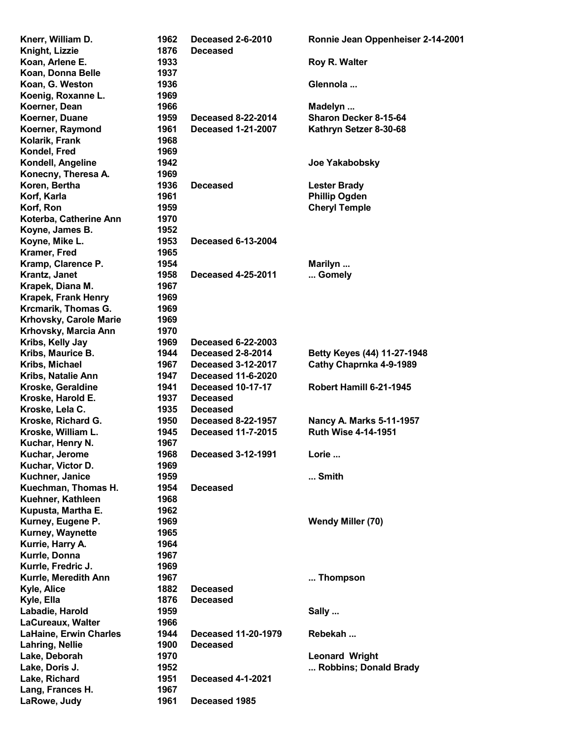| | | | |
|---|---|---|---|
| Knerr, William D. | 1962 | Deceased 2-6-2010 | Ronnie Jean Oppenheiser 2-14-2001 |
| Knight, Lizzie | 1876 | Deceased | |
| Koan, Arlene E. | 1933 | | Roy R. Walter |
| Koan, Donna Belle | 1937 | | |
| Koan, G. Weston | 1936 | | Glennola ... |
| Koenig, Roxanne L. | 1969 | | |
| Koerner, Dean | 1966 | | Madelyn ... |
| Koerner, Duane | 1959 | Deceased 8-22-2014 | Sharon Decker 8-15-64 |
| Koerner, Raymond | 1961 | Deceased 1-21-2007 | Kathryn Setzer 8-30-68 |
| Kolarik, Frank | 1968 | | |
| Kondel, Fred | 1969 | | |
| Kondell, Angeline | 1942 | | Joe Yakabobsky |
| Konecny, Theresa A. | 1969 | | |
| Koren, Bertha | 1936 | Deceased | Lester Brady |
| Korf, Karla | 1961 | | Phillip Ogden |
| Korf, Ron | 1959 | | Cheryl Temple |
| Koterba, Catherine Ann | 1970 | | |
| Koyne, James B. | 1952 | | |
| Koyne, Mike L. | 1953 | Deceased 6-13-2004 | |
| Kramer, Fred | 1965 | | |
| Kramp, Clarence P. | 1954 | | Marilyn ... |
| Krantz, Janet | 1958 | Deceased 4-25-2011 | ... Gomely |
| Krapek, Diana M. | 1967 | | |
| Krapek, Frank Henry | 1969 | | |
| Krcmarik, Thomas G. | 1969 | | |
| Krhovsky, Carole Marie | 1969 | | |
| Krhovsky, Marcia Ann | 1970 | | |
| Kribs, Kelly Jay | 1969 | Deceased 6-22-2003 | |
| Kribs, Maurice B. | 1944 | Deceased 2-8-2014 | Betty Keyes (44) 11-27-1948 |
| Kribs, Michael | 1967 | Deceased 3-12-2017 | Cathy Chaprnka 4-9-1989 |
| Kribs, Natalie Ann | 1947 | Deceased 11-6-2020 | |
| Kroske, Geraldine | 1941 | Deceased 10-17-17 | Robert Hamill 6-21-1945 |
| Kroske, Harold E. | 1937 | Deceased | |
| Kroske, Lela C. | 1935 | Deceased | |
| Kroske, Richard G. | 1950 | Deceased 8-22-1957 | Nancy A. Marks 5-11-1957 |
| Kroske, William L. | 1945 | Deceased 11-7-2015 | Ruth Wise 4-14-1951 |
| Kuchar, Henry N. | 1967 | | |
| Kuchar, Jerome | 1968 | Deceased 3-12-1991 | Lorie ... |
| Kuchar, Victor D. | 1969 | | |
| Kuchner, Janice | 1959 | | ... Smith |
| Kuechman, Thomas H. | 1954 | Deceased | |
| Kuehner, Kathleen | 1968 | | |
| Kupusta, Martha E. | 1962 | | |
| Kurney, Eugene P. | 1969 | | Wendy Miller (70) |
| Kurney, Waynette | 1965 | | |
| Kurrie, Harry A. | 1964 | | |
| Kurrle, Donna | 1967 | | |
| Kurrle, Fredric J. | 1969 | | |
| Kurrle, Meredith Ann | 1967 | | ... Thompson |
| Kyle, Alice | 1882 | Deceased | |
| Kyle, Ella | 1876 | Deceased | |
| Labadie, Harold | 1959 | | Sally ... |
| LaCureaux, Walter | 1966 | | |
| LaHaine, Erwin Charles | 1944 | Deceased 11-20-1979 | Rebekah ... |
| Lahring, Nellie | 1900 | Deceased | |
| Lake, Deborah | 1970 | | Leonard Wright |
| Lake, Doris J. | 1952 | | ... Robbins; Donald Brady |
| Lake, Richard | 1951 | Deceased 4-1-2021 | |
| Lang, Frances H. | 1967 | | |
| LaRowe, Judy | 1961 | Deceased 1985 | |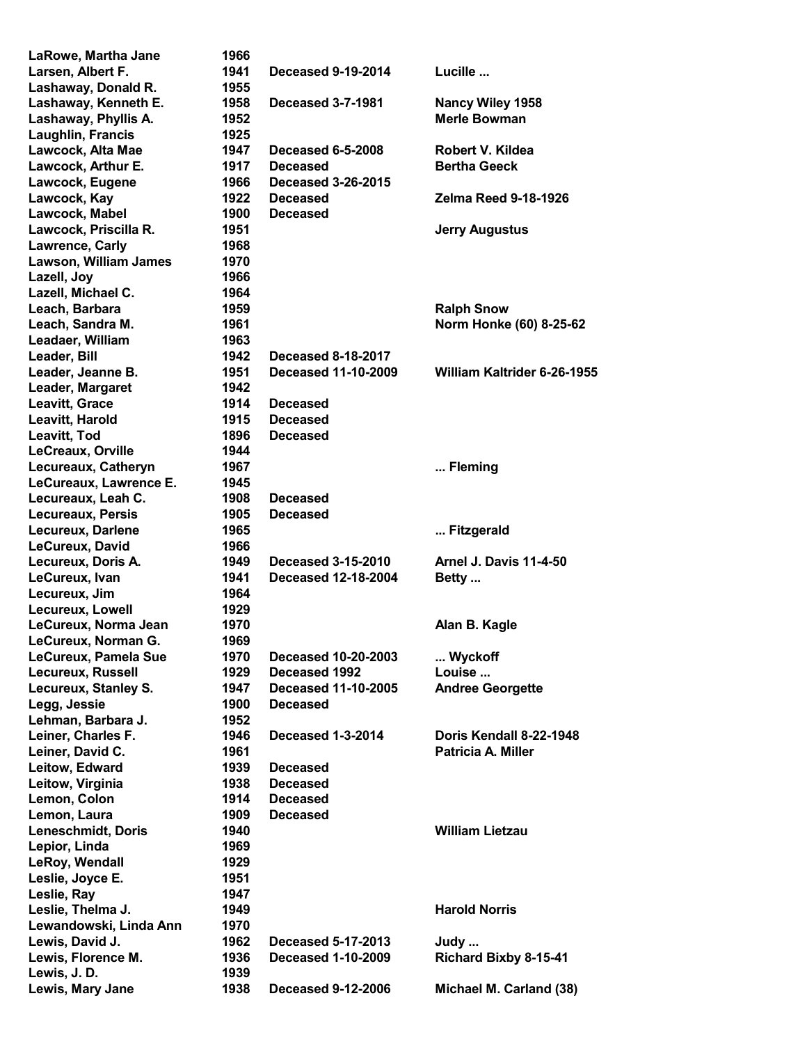| | | | |
|---|---|---|---|
| LaRowe, Martha Jane | 1966 | | |
| Larsen, Albert F. | 1941 | Deceased 9-19-2014 | Lucille ... |
| Lashaway, Donald R. | 1955 | | |
| Lashaway, Kenneth E. | 1958 | Deceased 3-7-1981 | Nancy Wiley 1958 |
| Lashaway, Phyllis A. | 1952 | | Merle Bowman |
| Laughlin, Francis | 1925 | | |
| Lawcock, Alta Mae | 1947 | Deceased 6-5-2008 | Robert V. Kildea |
| Lawcock, Arthur E. | 1917 | Deceased | Bertha Geeck |
| Lawcock, Eugene | 1966 | Deceased 3-26-2015 | |
| Lawcock, Kay | 1922 | Deceased | Zelma Reed 9-18-1926 |
| Lawcock, Mabel | 1900 | Deceased | |
| Lawcock, Priscilla R. | 1951 | | Jerry Augustus |
| Lawrence, Carly | 1968 | | |
| Lawson, William James | 1970 | | |
| Lazell, Joy | 1966 | | |
| Lazell, Michael C. | 1964 | | |
| Leach, Barbara | 1959 | | Ralph Snow |
| Leach, Sandra M. | 1961 | | Norm Honke (60) 8-25-62 |
| Leadaer, William | 1963 | | |
| Leader, Bill | 1942 | Deceased 8-18-2017 | |
| Leader, Jeanne B. | 1951 | Deceased 11-10-2009 | William Kaltrider 6-26-1955 |
| Leader, Margaret | 1942 | | |
| Leavitt, Grace | 1914 | Deceased | |
| Leavitt, Harold | 1915 | Deceased | |
| Leavitt, Tod | 1896 | Deceased | |
| LeCreaux, Orville | 1944 | | |
| Lecureaux, Catheryn | 1967 | | ... Fleming |
| LeCureaux, Lawrence E. | 1945 | | |
| Lecureaux, Leah C. | 1908 | Deceased | |
| Lecureaux, Persis | 1905 | Deceased | |
| Lecureux, Darlene | 1965 | | ... Fitzgerald |
| LeCureux, David | 1966 | | |
| Lecureux, Doris A. | 1949 | Deceased 3-15-2010 | Arnel J. Davis 11-4-50 |
| LeCureux, Ivan | 1941 | Deceased 12-18-2004 | Betty ... |
| Lecureux, Jim | 1964 | | |
| Lecureux, Lowell | 1929 | | |
| LeCureux, Norma Jean | 1970 | | Alan B. Kagle |
| LeCureux, Norman G. | 1969 | | |
| LeCureux, Pamela Sue | 1970 | Deceased 10-20-2003 | ... Wyckoff |
| Lecureux, Russell | 1929 | Deceased 1992 | Louise ... |
| Lecureux, Stanley S. | 1947 | Deceased 11-10-2005 | Andree Georgette |
| Legg, Jessie | 1900 | Deceased | |
| Lehman, Barbara J. | 1952 | | |
| Leiner, Charles F. | 1946 | Deceased 1-3-2014 | Doris Kendall 8-22-1948 |
| Leiner, David C. | 1961 | | Patricia A. Miller |
| Leitow, Edward | 1939 | Deceased | |
| Leitow, Virginia | 1938 | Deceased | |
| Lemon, Colon | 1914 | Deceased | |
| Lemon, Laura | 1909 | Deceased | |
| Leneschmidt, Doris | 1940 | | William Lietzau |
| Lepior, Linda | 1969 | | |
| LeRoy, Wendall | 1929 | | |
| Leslie, Joyce E. | 1951 | | |
| Leslie, Ray | 1947 | | |
| Leslie, Thelma J. | 1949 | | Harold Norris |
| Lewandowski, Linda Ann | 1970 | | |
| Lewis, David J. | 1962 | Deceased 5-17-2013 | Judy ... |
| Lewis, Florence M. | 1936 | Deceased 1-10-2009 | Richard Bixby 8-15-41 |
| Lewis, J. D. | 1939 | | |
| Lewis, Mary Jane | 1938 | Deceased 9-12-2006 | Michael M. Carland (38) |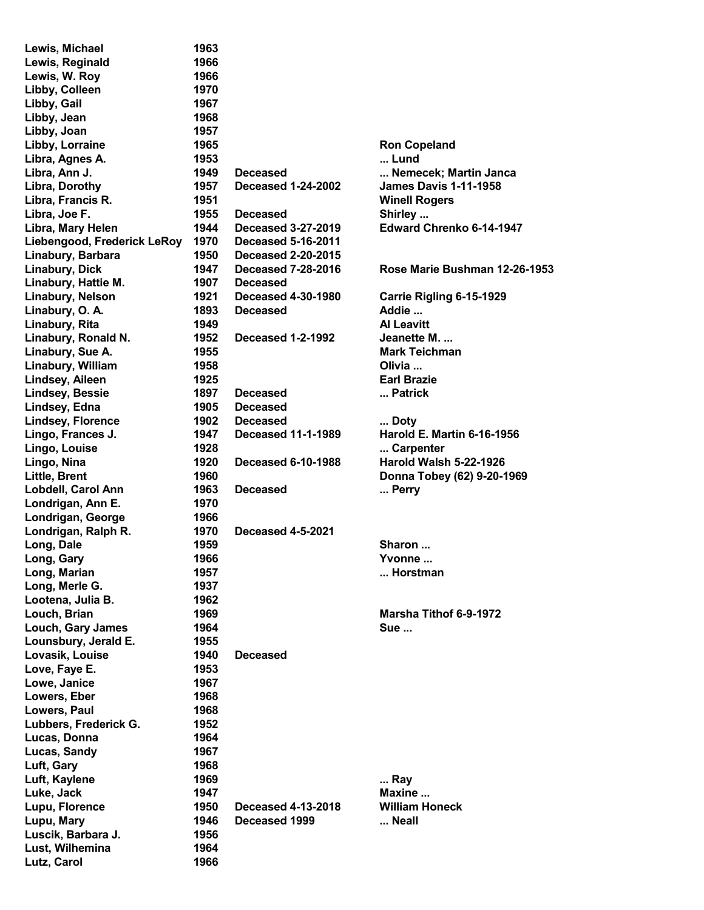| | | | |
|---|---|---|---|
| Lewis, Michael | 1963 | | |
| Lewis, Reginald | 1966 | | |
| Lewis, W. Roy | 1966 | | |
| Libby, Colleen | 1970 | | |
| Libby, Gail | 1967 | | |
| Libby, Jean | 1968 | | |
| Libby, Joan | 1957 | | |
| Libby, Lorraine | 1965 | | Ron Copeland |
| Libra, Agnes A. | 1953 | | ... Lund |
| Libra, Ann J. | 1949 | Deceased | ... Nemecek; Martin Janca |
| Libra, Dorothy | 1957 | Deceased 1-24-2002 | James Davis 1-11-1958 |
| Libra, Francis R. | 1951 | | Winell Rogers |
| Libra, Joe F. | 1955 | Deceased | Shirley ... |
| Libra, Mary Helen | 1944 | Deceased 3-27-2019 | Edward Chrenko 6-14-1947 |
| Liebengood, Frederick LeRoy | 1970 | Deceased 5-16-2011 | |
| Linabury, Barbara | 1950 | Deceased 2-20-2015 | |
| Linabury, Dick | 1947 | Deceased 7-28-2016 | Rose Marie Bushman 12-26-1953 |
| Linabury, Hattie M. | 1907 | Deceased | |
| Linabury, Nelson | 1921 | Deceased 4-30-1980 | Carrie Rigling 6-15-1929 |
| Linabury, O. A. | 1893 | Deceased | Addie ... |
| Linabury, Rita | 1949 | | Al Leavitt |
| Linabury, Ronald N. | 1952 | Deceased 1-2-1992 | Jeanette M. ... |
| Linabury, Sue A. | 1955 | | Mark Teichman |
| Linabury, William | 1958 | | Olivia ... |
| Lindsey, Aileen | 1925 | | Earl Brazie |
| Lindsey, Bessie | 1897 | Deceased | ... Patrick |
| Lindsey, Edna | 1905 | Deceased | |
| Lindsey, Florence | 1902 | Deceased | ... Doty |
| Lingo, Frances J. | 1947 | Deceased 11-1-1989 | Harold E. Martin 6-16-1956 |
| Lingo, Louise | 1928 | | ... Carpenter |
| Lingo, Nina | 1920 | Deceased 6-10-1988 | Harold Walsh 5-22-1926 |
| Little, Brent | 1960 | | Donna Tobey (62) 9-20-1969 |
| Lobdell, Carol Ann | 1963 | Deceased | ... Perry |
| Londrigan, Ann E. | 1970 | | |
| Londrigan, George | 1966 | | |
| Londrigan, Ralph R. | 1970 | Deceased 4-5-2021 | |
| Long, Dale | 1959 | | Sharon ... |
| Long, Gary | 1966 | | Yvonne ... |
| Long, Marian | 1957 | | ... Horstman |
| Long, Merle G. | 1937 | | |
| Lootena, Julia B. | 1962 | | |
| Louch, Brian | 1969 | | Marsha Tithof 6-9-1972 |
| Louch, Gary James | 1964 | | Sue ... |
| Lounsbury, Jerald E. | 1955 | | |
| Lovasik, Louise | 1940 | Deceased | |
| Love, Faye E. | 1953 | | |
| Lowe, Janice | 1967 | | |
| Lowers, Eber | 1968 | | |
| Lowers, Paul | 1968 | | |
| Lubbers, Frederick G. | 1952 | | |
| Lucas, Donna | 1964 | | |
| Lucas, Sandy | 1967 | | |
| Luft, Gary | 1968 | | |
| Luft, Kaylene | 1969 | | ... Ray |
| Luke, Jack | 1947 | | Maxine ... |
| Lupu, Florence | 1950 | Deceased 4-13-2018 | William Honeck |
| Lupu, Mary | 1946 | Deceased 1999 | ... Neall |
| Luscik, Barbara J. | 1956 | | |
| Lust, Wilhemina | 1964 | | |
| Lutz, Carol | 1966 | | |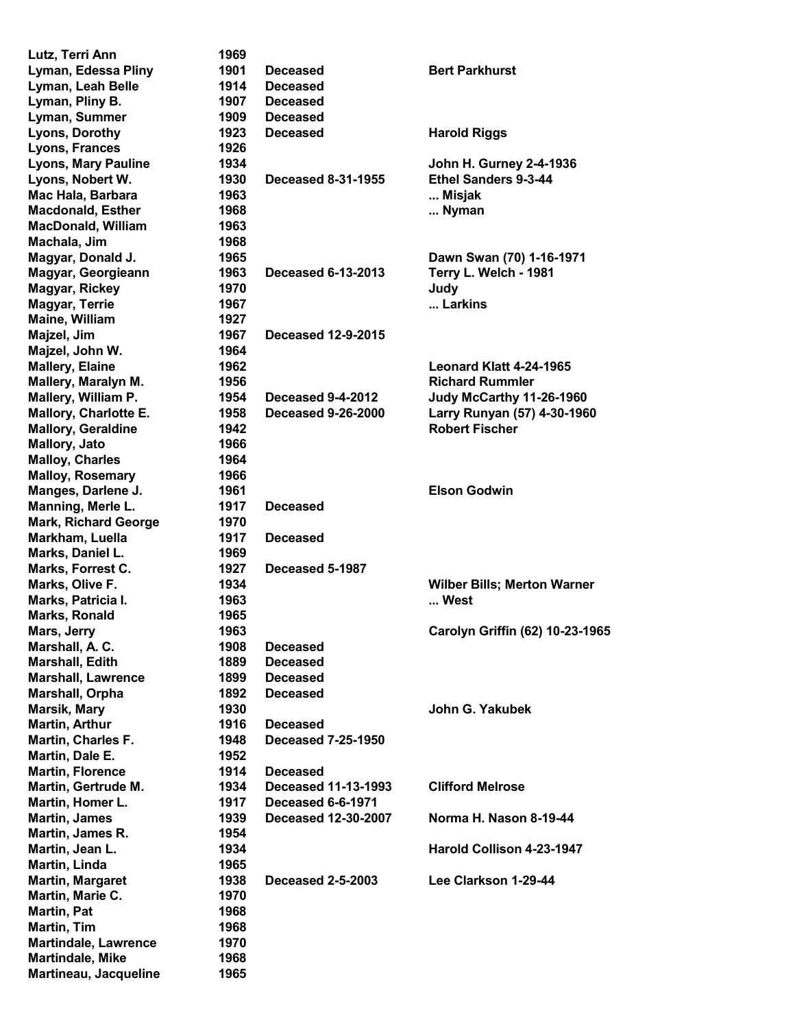| | | | |
|---|---|---|---|
| Lutz, Terri Ann | 1969 | | |
| Lyman, Edessa Pliny | 1901 | Deceased | Bert Parkhurst |
| Lyman, Leah Belle | 1914 | Deceased | |
| Lyman, Pliny B. | 1907 | Deceased | |
| Lyman, Summer | 1909 | Deceased | |
| Lyons, Dorothy | 1923 | Deceased | Harold Riggs |
| Lyons, Frances | 1926 | | |
| Lyons, Mary Pauline | 1934 | | John H. Gurney 2-4-1936 |
| Lyons, Nobert W. | 1930 | Deceased 8-31-1955 | Ethel Sanders 9-3-44 |
| Mac Hala, Barbara | 1963 | | ... Misjak |
| Macdonald, Esther | 1968 | | ... Nyman |
| MacDonald, William | 1963 | | |
| Machala, Jim | 1968 | | |
| Magyar, Donald J. | 1965 | | Dawn Swan (70) 1-16-1971 |
| Magyar, Georgieann | 1963 | Deceased 6-13-2013 | Terry L. Welch - 1981 |
| Magyar, Rickey | 1970 | | Judy |
| Magyar, Terrie | 1967 | | ... Larkins |
| Maine, William | 1927 | | |
| Majzel, Jim | 1967 | Deceased 12-9-2015 | |
| Majzel, John W. | 1964 | | |
| Mallery, Elaine | 1962 | | Leonard Klatt 4-24-1965 |
| Mallery, Maralyn M. | 1956 | | Richard Rummler |
| Mallery, William P. | 1954 | Deceased 9-4-2012 | Judy McCarthy 11-26-1960 |
| Mallory, Charlotte E. | 1958 | Deceased 9-26-2000 | Larry Runyan (57) 4-30-1960 |
| Mallory, Geraldine | 1942 | | Robert Fischer |
| Mallory, Jato | 1966 | | |
| Malloy, Charles | 1964 | | |
| Malloy, Rosemary | 1966 | | |
| Manges, Darlene J. | 1961 | | Elson Godwin |
| Manning, Merle L. | 1917 | Deceased | |
| Mark, Richard George | 1970 | | |
| Markham, Luella | 1917 | Deceased | |
| Marks, Daniel L. | 1969 | | |
| Marks, Forrest C. | 1927 | Deceased 5-1987 | |
| Marks, Olive F. | 1934 | | Wilber Bills; Merton Warner |
| Marks, Patricia I. | 1963 | | ... West |
| Marks, Ronald | 1965 | | |
| Mars, Jerry | 1963 | | Carolyn Griffin (62) 10-23-1965 |
| Marshall, A. C. | 1908 | Deceased | |
| Marshall, Edith | 1889 | Deceased | |
| Marshall, Lawrence | 1899 | Deceased | |
| Marshall, Orpha | 1892 | Deceased | |
| Marsik, Mary | 1930 | | John G. Yakubek |
| Martin, Arthur | 1916 | Deceased | |
| Martin, Charles F. | 1948 | Deceased 7-25-1950 | |
| Martin, Dale E. | 1952 | | |
| Martin, Florence | 1914 | Deceased | |
| Martin, Gertrude M. | 1934 | Deceased 11-13-1993 | Clifford Melrose |
| Martin, Homer L. | 1917 | Deceased 6-6-1971 | |
| Martin, James | 1939 | Deceased 12-30-2007 | Norma H. Nason 8-19-44 |
| Martin, James R. | 1954 | | |
| Martin, Jean L. | 1934 | | Harold Collison 4-23-1947 |
| Martin, Linda | 1965 | | |
| Martin, Margaret | 1938 | Deceased 2-5-2003 | Lee Clarkson 1-29-44 |
| Martin, Marie C. | 1970 | | |
| Martin, Pat | 1968 | | |
| Martin, Tim | 1968 | | |
| Martindale, Lawrence | 1970 | | |
| Martindale, Mike | 1968 | | |
| Martineau, Jacqueline | 1965 | | |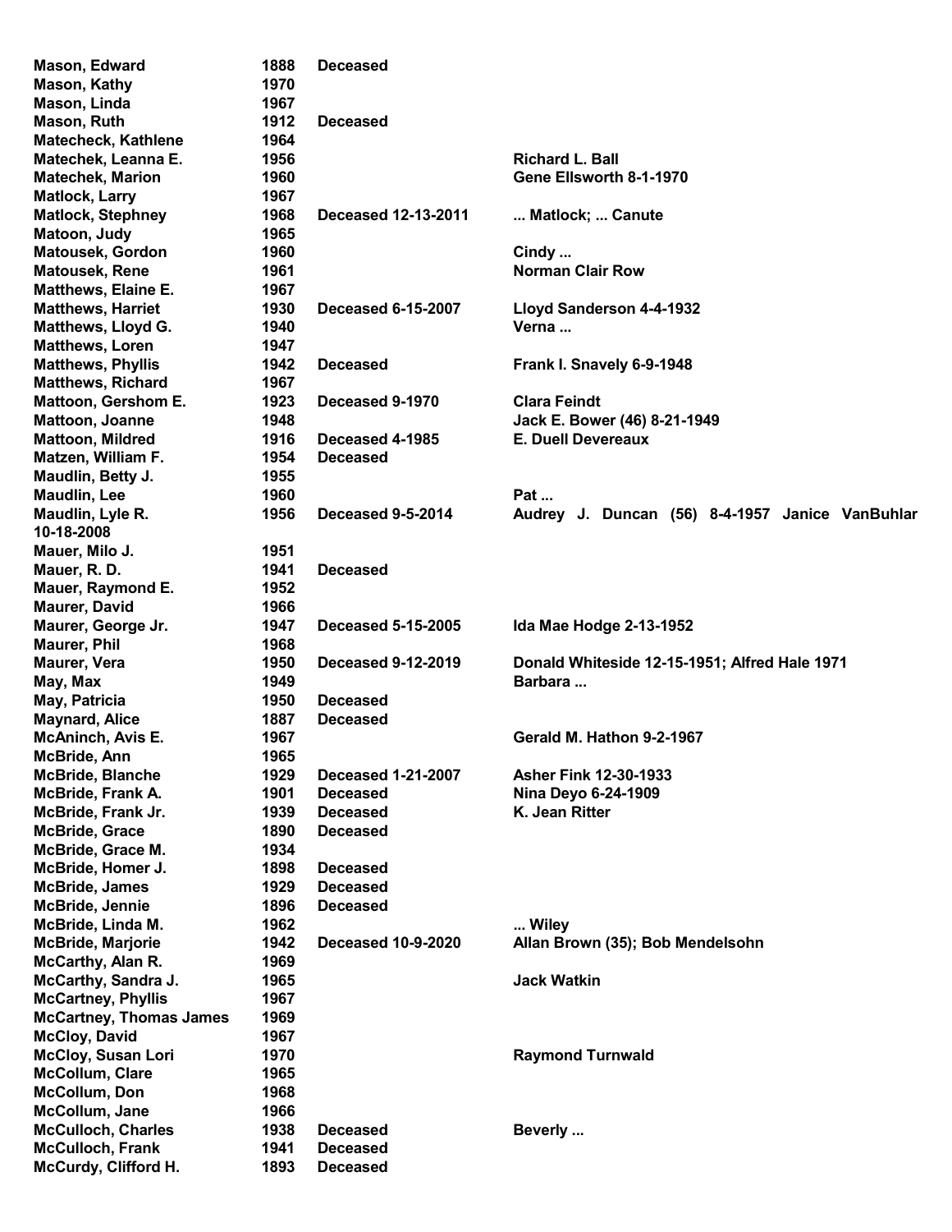| | | | |
|---|---|---|---|
| **Mason, Edward** | **1888** | **Deceased** | |
| **Mason, Kathy** | **1970** | | |
| **Mason, Linda** | **1967** | | |
| **Mason, Ruth** | **1912** | **Deceased** | |
| **Matecheck, Kathlene** | **1964** | | |
| **Matechek, Leanna E.** | **1956** | | **Richard L. Ball** |
| **Matechek, Marion** | **1960** | | **Gene Ellsworth 8-1-1970** |
| **Matlock, Larry** | **1967** | | |
| **Matlock, Stephney** | **1968** | **Deceased 12-13-2011** | **... Matlock; ... Canute** |
| **Matoon, Judy** | **1965** | | |
| **Matousek, Gordon** | **1960** | | **Cindy ...** |
| **Matousek, Rene** | **1961** | | **Norman Clair Row** |
| **Matthews, Elaine E.** | **1967** | | |
| **Matthews, Harriet** | **1930** | **Deceased 6-15-2007** | **Lloyd Sanderson 4-4-1932** |
| **Matthews, Lloyd G.** | **1940** | | **Verna ...** |
| **Matthews, Loren** | **1947** | | |
| **Matthews, Phyllis** | **1942** | **Deceased** | **Frank I. Snavely 6-9-1948** |
| **Matthews, Richard** | **1967** | | |
| **Mattoon, Gershom E.** | **1923** | **Deceased 9-1970** | **Clara Feindt** |
| **Mattoon, Joanne** | **1948** | | **Jack E. Bower (46) 8-21-1949** |
| **Mattoon, Mildred** | **1916** | **Deceased 4-1985** | **E. Duell Devereaux** |
| **Matzen, William F.** | **1954** | **Deceased** | |
| **Maudlin, Betty J.** | **1955** | | |
| **Maudlin, Lee** | **1960** | | **Pat ...** |
| **Maudlin, Lyle R.** | **1956** | **Deceased 9-5-2014** | **Audrey J. Duncan (56) 8-4-1957 Janice VanBuhlar 10-18-2008** |
| **Mauer, Milo J.** | **1951** | | |
| **Mauer, R. D.** | **1941** | **Deceased** | |
| **Mauer, Raymond E.** | **1952** | | |
| **Maurer, David** | **1966** | | |
| **Maurer, George Jr.** | **1947** | **Deceased 5-15-2005** | **Ida Mae Hodge 2-13-1952** |
| **Maurer, Phil** | **1968** | | |
| **Maurer, Vera** | **1950** | **Deceased 9-12-2019** | **Donald Whiteside 12-15-1951; Alfred Hale 1971** |
| **May, Max** | **1949** | | **Barbara ...** |
| **May, Patricia** | **1950** | **Deceased** | |
| **Maynard, Alice** | **1887** | **Deceased** | |
| **McAninch, Avis E.** | **1967** | | **Gerald M. Hathon 9-2-1967** |
| **McBride, Ann** | **1965** | | |
| **McBride, Blanche** | **1929** | **Deceased 1-21-2007** | **Asher Fink 12-30-1933** |
| **McBride, Frank A.** | **1901** | **Deceased** | **Nina Deyo 6-24-1909** |
| **McBride, Frank Jr.** | **1939** | **Deceased** | **K. Jean Ritter** |
| **McBride, Grace** | **1890** | **Deceased** | |
| **McBride, Grace M.** | **1934** | | |
| **McBride, Homer J.** | **1898** | **Deceased** | |
| **McBride, James** | **1929** | **Deceased** | |
| **McBride, Jennie** | **1896** | **Deceased** | |
| **McBride, Linda M.** | **1962** | | **... Wiley** |
| **McBride, Marjorie** | **1942** | **Deceased 10-9-2020** | **Allan Brown (35); Bob Mendelsohn** |
| **McCarthy, Alan R.** | **1969** | | |
| **McCarthy, Sandra J.** | **1965** | | **Jack Watkin** |
| **McCartney, Phyllis** | **1967** | | |
| **McCartney, Thomas James** | **1969** | | |
| **McCloy, David** | **1967** | | |
| **McCloy, Susan Lori** | **1970** | | **Raymond Turnwald** |
| **McCollum, Clare** | **1965** | | |
| **McCollum, Don** | **1968** | | |
| **McCollum, Jane** | **1966** | | |
| **McCulloch, Charles** | **1938** | **Deceased** | **Beverly ...** |
| **McCulloch, Frank** | **1941** | **Deceased** | |
| **McCurdy, Clifford H.** | **1893** | **Deceased** | |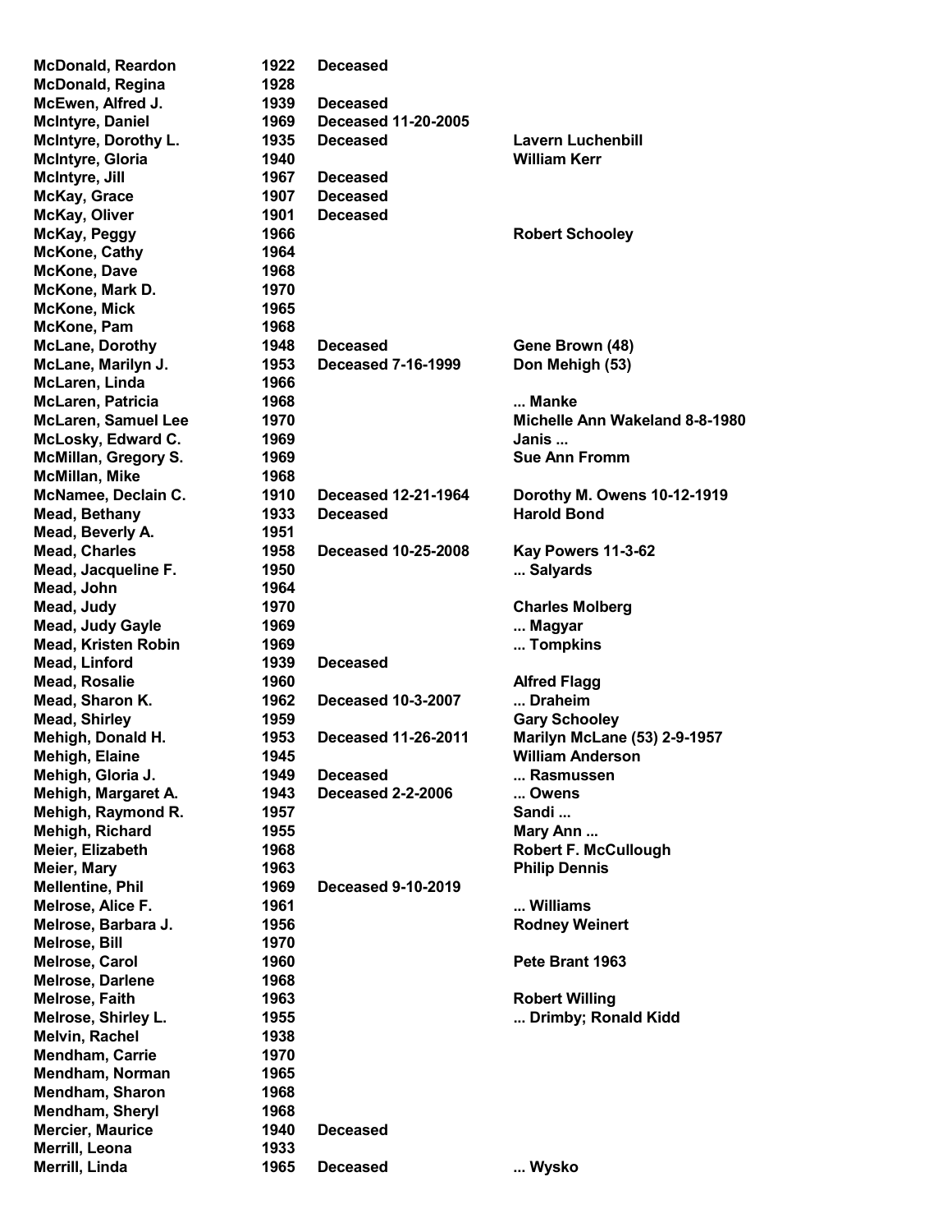| Name | Year | Status | Spouse |
|---|---|---|---|
| McDonald, Reardon | 1922 | Deceased | |
| McDonald, Regina | 1928 | | |
| McEwen, Alfred J. | 1939 | Deceased | |
| McIntyre, Daniel | 1969 | Deceased 11-20-2005 | |
| McIntyre, Dorothy L. | 1935 | Deceased | Lavern Luchenbill |
| McIntyre, Gloria | 1940 | | William Kerr |
| McIntyre, Jill | 1967 | Deceased | |
| McKay, Grace | 1907 | Deceased | |
| McKay, Oliver | 1901 | Deceased | |
| McKay, Peggy | 1966 | | Robert Schooley |
| McKone, Cathy | 1964 | | |
| McKone, Dave | 1968 | | |
| McKone, Mark D. | 1970 | | |
| McKone, Mick | 1965 | | |
| McKone, Pam | 1968 | | |
| McLane, Dorothy | 1948 | Deceased | Gene Brown (48) |
| McLane, Marilyn J. | 1953 | Deceased 7-16-1999 | Don Mehigh (53) |
| McLaren, Linda | 1966 | | |
| McLaren, Patricia | 1968 | | ... Manke |
| McLaren, Samuel Lee | 1970 | | Michelle Ann Wakeland 8-8-1980 |
| McLosky, Edward C. | 1969 | | Janis ... |
| McMillan, Gregory S. | 1969 | | Sue Ann Fromm |
| McMillan, Mike | 1968 | | |
| McNamee, Declain C. | 1910 | Deceased 12-21-1964 | Dorothy M. Owens 10-12-1919 |
| Mead, Bethany | 1933 | Deceased | Harold Bond |
| Mead, Beverly A. | 1951 | | |
| Mead, Charles | 1958 | Deceased 10-25-2008 | Kay Powers 11-3-62 |
| Mead, Jacqueline F. | 1950 | | ... Salyards |
| Mead, John | 1964 | | |
| Mead, Judy | 1970 | | Charles Molberg |
| Mead, Judy Gayle | 1969 | | ... Magyar |
| Mead, Kristen Robin | 1969 | | ... Tompkins |
| Mead, Linford | 1939 | Deceased | |
| Mead, Rosalie | 1960 | | Alfred Flagg |
| Mead, Sharon K. | 1962 | Deceased 10-3-2007 | ... Draheim |
| Mead, Shirley | 1959 | | Gary Schooley |
| Mehigh, Donald H. | 1953 | Deceased 11-26-2011 | Marilyn McLane (53) 2-9-1957 |
| Mehigh, Elaine | 1945 | | William Anderson |
| Mehigh, Gloria J. | 1949 | Deceased | ... Rasmussen |
| Mehigh, Margaret A. | 1943 | Deceased 2-2-2006 | ... Owens |
| Mehigh, Raymond R. | 1957 | | Sandi ... |
| Mehigh, Richard | 1955 | | Mary Ann ... |
| Meier, Elizabeth | 1968 | | Robert F. McCullough |
| Meier, Mary | 1963 | | Philip Dennis |
| Mellentine, Phil | 1969 | Deceased 9-10-2019 | |
| Melrose, Alice F. | 1961 | | ... Williams |
| Melrose, Barbara J. | 1956 | | Rodney Weinert |
| Melrose, Bill | 1970 | | |
| Melrose, Carol | 1960 | | Pete Brant 1963 |
| Melrose, Darlene | 1968 | | |
| Melrose, Faith | 1963 | | Robert Willing |
| Melrose, Shirley L. | 1955 | | ... Drimby; Ronald Kidd |
| Melvin, Rachel | 1938 | | |
| Mendham, Carrie | 1970 | | |
| Mendham, Norman | 1965 | | |
| Mendham, Sharon | 1968 | | |
| Mendham, Sheryl | 1968 | | |
| Mercier, Maurice | 1940 | Deceased | |
| Merrill, Leona | 1933 | | |
| Merrill, Linda | 1965 | Deceased | ... Wysko |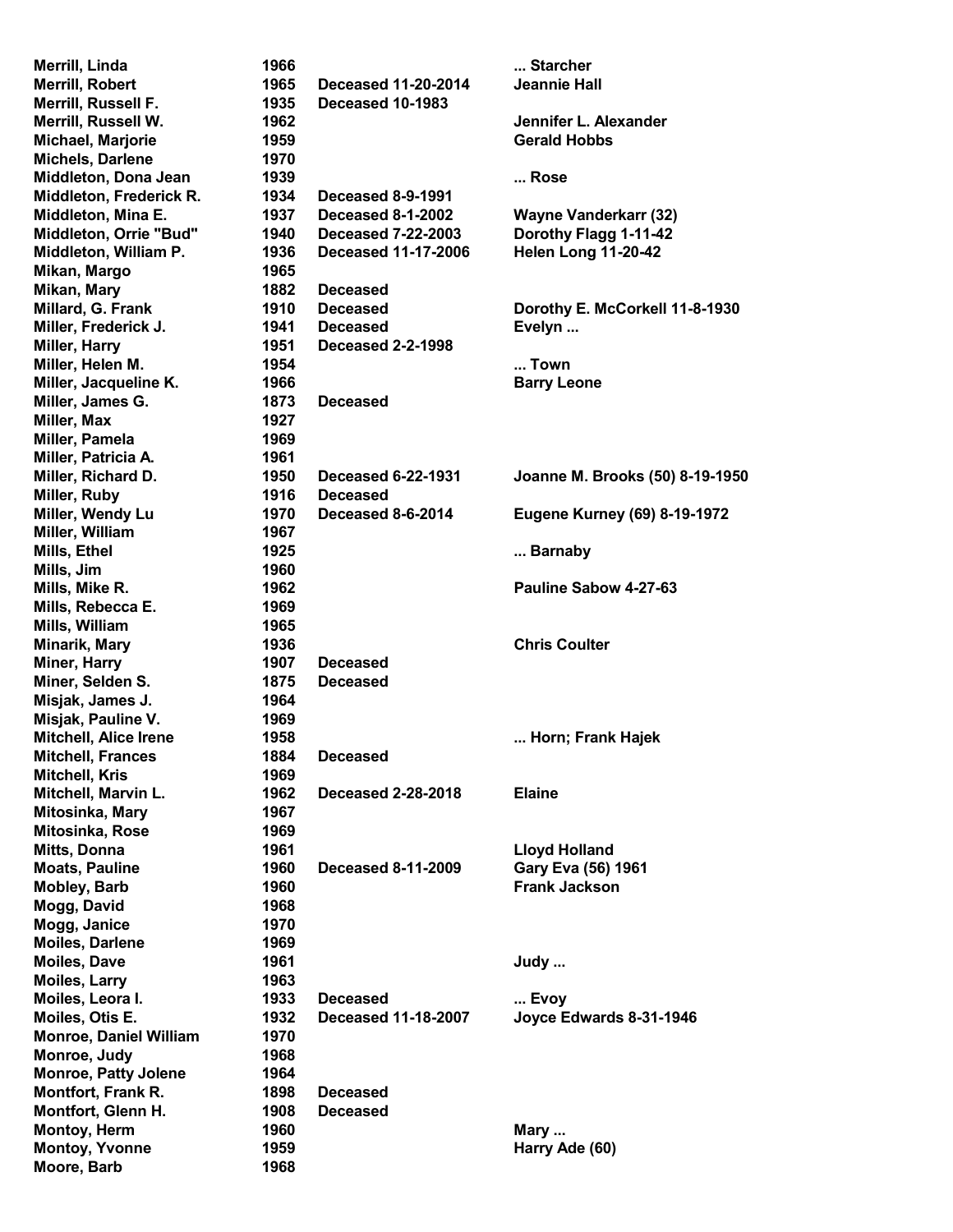| | | | |
|---|---|---|---|
| Merrill, Linda | 1966 | | ... Starcher |
| Merrill, Robert | 1965 | Deceased 11-20-2014 | Jeannie Hall |
| Merrill, Russell F. | 1935 | Deceased 10-1983 | |
| Merrill, Russell W. | 1962 | | Jennifer L. Alexander |
| Michael, Marjorie | 1959 | | Gerald Hobbs |
| Michels, Darlene | 1970 | | |
| Middleton, Dona Jean | 1939 | | ... Rose |
| Middleton, Frederick R. | 1934 | Deceased 8-9-1991 | |
| Middleton, Mina E. | 1937 | Deceased 8-1-2002 | Wayne Vanderkarr (32) |
| Middleton, Orrie "Bud" | 1940 | Deceased 7-22-2003 | Dorothy Flagg 1-11-42 |
| Middleton, William P. | 1936 | Deceased 11-17-2006 | Helen Long 11-20-42 |
| Mikan, Margo | 1965 | | |
| Mikan, Mary | 1882 | Deceased | |
| Millard, G. Frank | 1910 | Deceased | Dorothy E. McCorkell 11-8-1930 |
| Miller, Frederick J. | 1941 | Deceased | Evelyn ... |
| Miller, Harry | 1951 | Deceased 2-2-1998 | |
| Miller, Helen M. | 1954 | | ... Town |
| Miller, Jacqueline K. | 1966 | | Barry Leone |
| Miller, James G. | 1873 | Deceased | |
| Miller, Max | 1927 | | |
| Miller, Pamela | 1969 | | |
| Miller, Patricia A. | 1961 | | |
| Miller, Richard D. | 1950 | Deceased 6-22-1931 | Joanne M. Brooks (50) 8-19-1950 |
| Miller, Ruby | 1916 | Deceased | |
| Miller, Wendy Lu | 1970 | Deceased 8-6-2014 | Eugene Kurney (69) 8-19-1972 |
| Miller, William | 1967 | | |
| Mills, Ethel | 1925 | | ... Barnaby |
| Mills, Jim | 1960 | | |
| Mills, Mike R. | 1962 | | Pauline Sabow 4-27-63 |
| Mills, Rebecca E. | 1969 | | |
| Mills, William | 1965 | | |
| Minarik, Mary | 1936 | | Chris Coulter |
| Miner, Harry | 1907 | Deceased | |
| Miner, Selden S. | 1875 | Deceased | |
| Misjak, James J. | 1964 | | |
| Misjak, Pauline V. | 1969 | | |
| Mitchell, Alice Irene | 1958 | | ... Horn; Frank Hajek |
| Mitchell, Frances | 1884 | Deceased | |
| Mitchell, Kris | 1969 | | |
| Mitchell, Marvin L. | 1962 | Deceased 2-28-2018 | Elaine |
| Mitosinka, Mary | 1967 | | |
| Mitosinka, Rose | 1969 | | |
| Mitts, Donna | 1961 | | Lloyd Holland |
| Moats, Pauline | 1960 | Deceased 8-11-2009 | Gary Eva (56) 1961 |
| Mobley, Barb | 1960 | | Frank Jackson |
| Mogg, David | 1968 | | |
| Mogg, Janice | 1970 | | |
| Moiles, Darlene | 1969 | | |
| Moiles, Dave | 1961 | | Judy ... |
| Moiles, Larry | 1963 | | |
| Moiles, Leora I. | 1933 | Deceased | ... Evoy |
| Moiles, Otis E. | 1932 | Deceased 11-18-2007 | Joyce Edwards 8-31-1946 |
| Monroe, Daniel William | 1970 | | |
| Monroe, Judy | 1968 | | |
| Monroe, Patty Jolene | 1964 | | |
| Montfort, Frank R. | 1898 | Deceased | |
| Montfort, Glenn H. | 1908 | Deceased | |
| Montoy, Herm | 1960 | | Mary ... |
| Montoy, Yvonne | 1959 | | Harry Ade (60) |
| Moore, Barb | 1968 | | |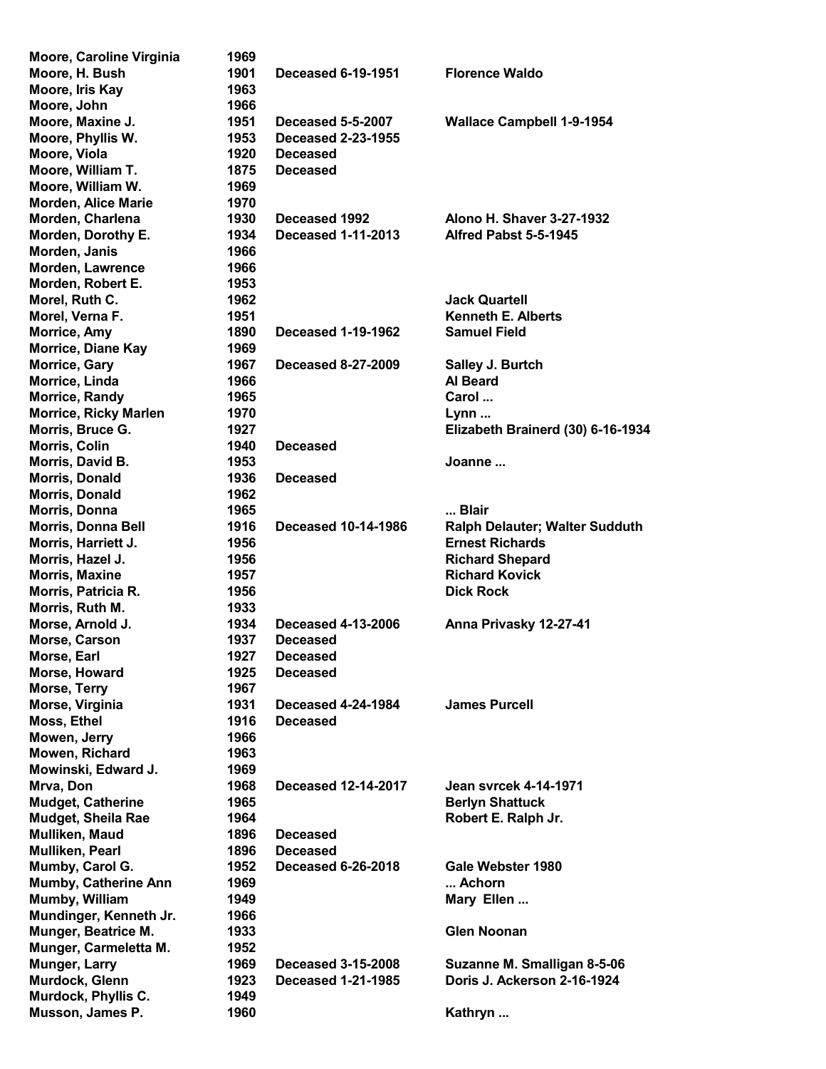| | | | |
|---|---|---|---|
| **Moore, Caroline Virginia** | **1969** | | |
| **Moore, H. Bush** | **1901** | **Deceased 6-19-1951** | **Florence Waldo** |
| **Moore, Iris Kay** | **1963** | | |
| **Moore, John** | **1966** | | |
| **Moore, Maxine J.** | **1951** | **Deceased 5-5-2007** | **Wallace Campbell 1-9-1954** |
| **Moore, Phyllis W.** | **1953** | **Deceased 2-23-1955** | |
| **Moore, Viola** | **1920** | **Deceased** | |
| **Moore, William T.** | **1875** | **Deceased** | |
| **Moore, William W.** | **1969** | | |
| **Morden, Alice Marie** | **1970** | | |
| **Morden, Charlena** | **1930** | **Deceased 1992** | **Alono H. Shaver 3-27-1932** |
| **Morden, Dorothy E.** | **1934** | **Deceased 1-11-2013** | **Alfred Pabst 5-5-1945** |
| **Morden, Janis** | **1966** | | |
| **Morden, Lawrence** | **1966** | | |
| **Morden, Robert E.** | **1953** | | |
| **Morel, Ruth C.** | **1962** | | **Jack Quartell** |
| **Morel, Verna F.** | **1951** | | **Kenneth E. Alberts** |
| **Morrice, Amy** | **1890** | **Deceased 1-19-1962** | **Samuel Field** |
| **Morrice, Diane Kay** | **1969** | | |
| **Morrice, Gary** | **1967** | **Deceased 8-27-2009** | **Salley J. Burtch** |
| **Morrice, Linda** | **1966** | | **Al Beard** |
| **Morrice, Randy** | **1965** | | **Carol ...** |
| **Morrice, Ricky Marlen** | **1970** | | **Lynn ...** |
| **Morris, Bruce G.** | **1927** | | **Elizabeth Brainerd (30) 6-16-1934** |
| **Morris, Colin** | **1940** | **Deceased** | |
| **Morris, David B.** | **1953** | | **Joanne ...** |
| **Morris, Donald** | **1936** | **Deceased** | |
| **Morris, Donald** | **1962** | | |
| **Morris, Donna** | **1965** | | **... Blair** |
| **Morris, Donna Bell** | **1916** | **Deceased 10-14-1986** | **Ralph Delauter; Walter Sudduth** |
| **Morris, Harriett J.** | **1956** | | **Ernest Richards** |
| **Morris, Hazel J.** | **1956** | | **Richard Shepard** |
| **Morris, Maxine** | **1957** | | **Richard Kovick** |
| **Morris, Patricia R.** | **1956** | | **Dick Rock** |
| **Morris, Ruth M.** | **1933** | | |
| **Morse, Arnold J.** | **1934** | **Deceased 4-13-2006** | **Anna Privasky 12-27-41** |
| **Morse, Carson** | **1937** | **Deceased** | |
| **Morse, Earl** | **1927** | **Deceased** | |
| **Morse, Howard** | **1925** | **Deceased** | |
| **Morse, Terry** | **1967** | | |
| **Morse, Virginia** | **1931** | **Deceased 4-24-1984** | **James Purcell** |
| **Moss, Ethel** | **1916** | **Deceased** | |
| **Mowen, Jerry** | **1966** | | |
| **Mowen, Richard** | **1963** | | |
| **Mowinski, Edward J.** | **1969** | | |
| **Mrva, Don** | **1968** | **Deceased 12-14-2017** | **Jean svrcek 4-14-1971** |
| **Mudget, Catherine** | **1965** | | **Berlyn Shattuck** |
| **Mudget, Sheila Rae** | **1964** | | **Robert E. Ralph Jr.** |
| **Mulliken, Maud** | **1896** | **Deceased** | |
| **Mulliken, Pearl** | **1896** | **Deceased** | |
| **Mumby, Carol G.** | **1952** | **Deceased 6-26-2018** | **Gale Webster 1980** |
| **Mumby, Catherine Ann** | **1969** | | **... Achorn** |
| **Mumby, William** | **1949** | | **Mary Ellen ...** |
| **Mundinger, Kenneth Jr.** | **1966** | | |
| **Munger, Beatrice M.** | **1933** | | **Glen Noonan** |
| **Munger, Carmeletta M.** | **1952** | | |
| **Munger, Larry** | **1969** | **Deceased 3-15-2008** | **Suzanne M. Smalligan 8-5-06** |
| **Murdock, Glenn** | **1923** | **Deceased 1-21-1985** | **Doris J. Ackerson 2-16-1924** |
| **Murdock, Phyllis C.** | **1949** | | |
| **Musson, James P.** | **1960** | | **Kathryn ...** |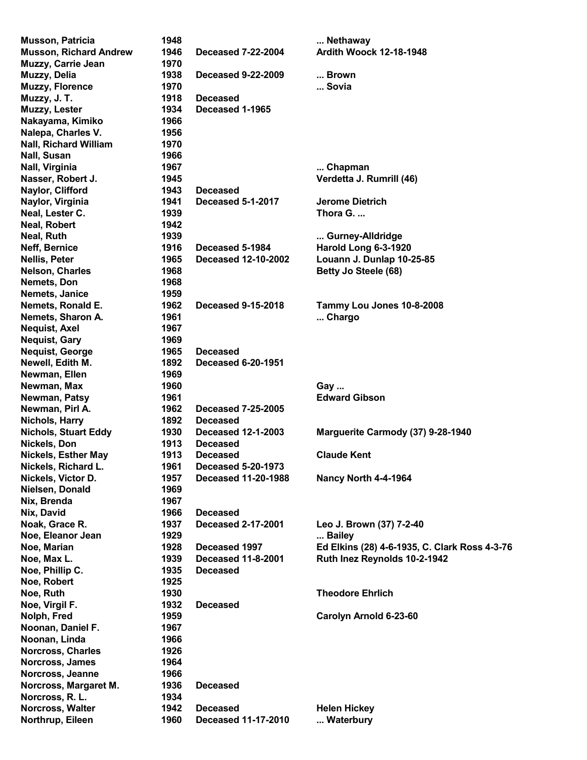| Name | Year | Status | Spouse |
|---|---|---|---|
| Musson, Patricia | 1948 | | ... Nethaway |
| Musson, Richard Andrew | 1946 | Deceased 7-22-2004 | Ardith Woock 12-18-1948 |
| Muzzy, Carrie Jean | 1970 | | |
| Muzzy, Delia | 1938 | Deceased 9-22-2009 | ... Brown |
| Muzzy, Florence | 1970 | | ... Sovia |
| Muzzy, J. T. | 1918 | Deceased | |
| Muzzy, Lester | 1934 | Deceased 1-1965 | |
| Nakayama, Kimiko | 1966 | | |
| Nalepa, Charles V. | 1956 | | |
| Nall, Richard William | 1970 | | |
| Nall, Susan | 1966 | | |
| Nall, Virginia | 1967 | | ... Chapman |
| Nasser, Robert J. | 1945 | | Verdetta J. Rumrill (46) |
| Naylor, Clifford | 1943 | Deceased | |
| Naylor, Virginia | 1941 | Deceased 5-1-2017 | Jerome Dietrich |
| Neal, Lester C. | 1939 | | Thora G. ... |
| Neal, Robert | 1942 | | |
| Neal, Ruth | 1939 | | ... Gurney-Alldridge |
| Neff, Bernice | 1916 | Deceased 5-1984 | Harold Long 6-3-1920 |
| Nellis, Peter | 1965 | Deceased 12-10-2002 | Louann J. Dunlap 10-25-85 |
| Nelson, Charles | 1968 | | Betty Jo Steele (68) |
| Nemets, Don | 1968 | | |
| Nemets, Janice | 1959 | | |
| Nemets, Ronald E. | 1962 | Deceased 9-15-2018 | Tammy Lou Jones 10-8-2008 |
| Nemets, Sharon A. | 1961 | | ... Chargo |
| Nequist, Axel | 1967 | | |
| Nequist, Gary | 1969 | | |
| Nequist, George | 1965 | Deceased | |
| Newell, Edith M. | 1892 | Deceased 6-20-1951 | |
| Newman, Ellen | 1969 | | |
| Newman, Max | 1960 | | Gay ... |
| Newman, Patsy | 1961 | | Edward Gibson |
| Newman, Pirl A. | 1962 | Deceased 7-25-2005 | |
| Nichols, Harry | 1892 | Deceased | |
| Nichols, Stuart Eddy | 1930 | Deceased 12-1-2003 | Marguerite Carmody (37) 9-28-1940 |
| Nickels, Don | 1913 | Deceased | |
| Nickels, Esther May | 1913 | Deceased | Claude Kent |
| Nickels, Richard L. | 1961 | Deceased 5-20-1973 | |
| Nickels, Victor D. | 1957 | Deceased 11-20-1988 | Nancy North 4-4-1964 |
| Nielsen, Donald | 1969 | | |
| Nix, Brenda | 1967 | | |
| Nix, David | 1966 | Deceased | |
| Noak, Grace R. | 1937 | Deceased 2-17-2001 | Leo J. Brown (37) 7-2-40 |
| Noe, Eleanor Jean | 1929 | | ... Bailey |
| Noe, Marian | 1928 | Deceased 1997 | Ed Elkins (28) 4-6-1935, C. Clark Ross 4-3-76 |
| Noe, Max L. | 1939 | Deceased 11-8-2001 | Ruth Inez Reynolds 10-2-1942 |
| Noe, Phillip C. | 1935 | Deceased | |
| Noe, Robert | 1925 | | |
| Noe, Ruth | 1930 | | Theodore Ehrlich |
| Noe, Virgil F. | 1932 | Deceased | |
| Nolph, Fred | 1959 | | Carolyn Arnold 6-23-60 |
| Noonan, Daniel F. | 1967 | | |
| Noonan, Linda | 1966 | | |
| Norcross, Charles | 1926 | | |
| Norcross, James | 1964 | | |
| Norcross, Jeanne | 1966 | | |
| Norcross, Margaret M. | 1936 | Deceased | |
| Norcross, R. L. | 1934 | | |
| Norcross, Walter | 1942 | Deceased | Helen Hickey |
| Northrup, Eileen | 1960 | Deceased 11-17-2010 | ... Waterbury |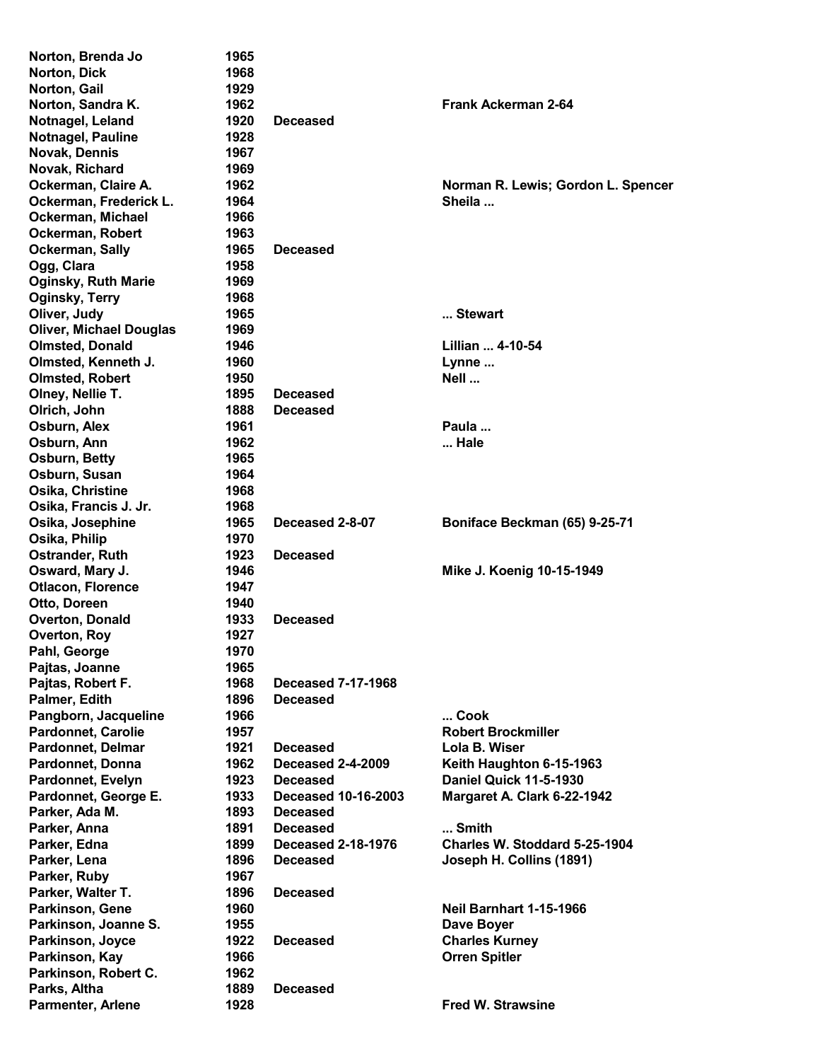| | | | |
|---|---|---|---|
| Norton, Brenda Jo | 1965 | | |
| Norton, Dick | 1968 | | |
| Norton, Gail | 1929 | | |
| Norton, Sandra K. | 1962 | | Frank Ackerman 2-64 |
| Notnagel, Leland | 1920 | Deceased | |
| Notnagel, Pauline | 1928 | | |
| Novak, Dennis | 1967 | | |
| Novak, Richard | 1969 | | |
| Ockerman, Claire A. | 1962 | | Norman R. Lewis; Gordon L. Spencer |
| Ockerman, Frederick L. | 1964 | | Sheila ... |
| Ockerman, Michael | 1966 | | |
| Ockerman, Robert | 1963 | | |
| Ockerman, Sally | 1965 | Deceased | |
| Ogg, Clara | 1958 | | |
| Oginsky, Ruth Marie | 1969 | | |
| Oginsky, Terry | 1968 | | |
| Oliver, Judy | 1965 | | ... Stewart |
| Oliver, Michael Douglas | 1969 | | |
| Olmsted, Donald | 1946 | | Lillian ... 4-10-54 |
| Olmsted, Kenneth J. | 1960 | | Lynne ... |
| Olmsted, Robert | 1950 | | Nell ... |
| Olney, Nellie T. | 1895 | Deceased | |
| Olrich, John | 1888 | Deceased | |
| Osburn, Alex | 1961 | | Paula ... |
| Osburn, Ann | 1962 | | ... Hale |
| Osburn, Betty | 1965 | | |
| Osburn, Susan | 1964 | | |
| Osika, Christine | 1968 | | |
| Osika, Francis J. Jr. | 1968 | | |
| Osika, Josephine | 1965 | Deceased 2-8-07 | Boniface Beckman (65) 9-25-71 |
| Osika, Philip | 1970 | | |
| Ostrander, Ruth | 1923 | Deceased | |
| Osward, Mary J. | 1946 | | Mike J. Koenig 10-15-1949 |
| Otlacon, Florence | 1947 | | |
| Otto, Doreen | 1940 | | |
| Overton, Donald | 1933 | Deceased | |
| Overton, Roy | 1927 | | |
| Pahl, George | 1970 | | |
| Pajtas, Joanne | 1965 | | |
| Pajtas, Robert F. | 1968 | Deceased 7-17-1968 | |
| Palmer, Edith | 1896 | Deceased | |
| Pangborn, Jacqueline | 1966 | | ... Cook |
| Pardonnet, Carolie | 1957 | | Robert Brockmiller |
| Pardonnet, Delmar | 1921 | Deceased | Lola B. Wiser |
| Pardonnet, Donna | 1962 | Deceased 2-4-2009 | Keith Haughton 6-15-1963 |
| Pardonnet, Evelyn | 1923 | Deceased | Daniel Quick 11-5-1930 |
| Pardonnet, George E. | 1933 | Deceased 10-16-2003 | Margaret A. Clark 6-22-1942 |
| Parker, Ada M. | 1893 | Deceased | |
| Parker, Anna | 1891 | Deceased | ... Smith |
| Parker, Edna | 1899 | Deceased 2-18-1976 | Charles W. Stoddard 5-25-1904 |
| Parker, Lena | 1896 | Deceased | Joseph H. Collins (1891) |
| Parker, Ruby | 1967 | | |
| Parker, Walter T. | 1896 | Deceased | |
| Parkinson, Gene | 1960 | | Neil Barnhart 1-15-1966 |
| Parkinson, Joanne S. | 1955 | | Dave Boyer |
| Parkinson, Joyce | 1922 | Deceased | Charles Kurney |
| Parkinson, Kay | 1966 | | Orren Spitler |
| Parkinson, Robert C. | 1962 | | |
| Parks, Altha | 1889 | Deceased | |
| Parmenter, Arlene | 1928 | | Fred W. Strawsine |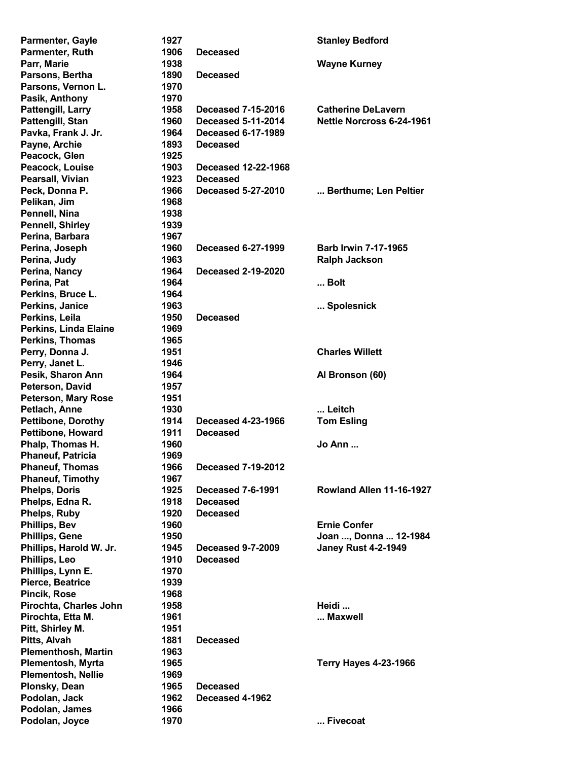| | | | |
|---|---|---|---|
| **Parmenter, Gayle** | **1927** | | **Stanley Bedford** |
| **Parmenter, Ruth** | **1906** | **Deceased** | |
| **Parr, Marie** | **1938** | | **Wayne Kurney** |
| **Parsons, Bertha** | **1890** | **Deceased** | |
| **Parsons, Vernon L.** | **1970** | | |
| **Pasik, Anthony** | **1970** | | |
| **Pattengill, Larry** | **1958** | **Deceased 7-15-2016** | **Catherine DeLavern** |
| **Pattengill, Stan** | **1960** | **Deceased 5-11-2014** | **Nettie Norcross 6-24-1961** |
| **Pavka, Frank J. Jr.** | **1964** | **Deceased 6-17-1989** | |
| **Payne, Archie** | **1893** | **Deceased** | |
| **Peacock, Glen** | **1925** | | |
| **Peacock, Louise** | **1903** | **Deceased 12-22-1968** | |
| **Pearsall, Vivian** | **1923** | **Deceased** | |
| **Peck, Donna P.** | **1966** | **Deceased 5-27-2010** | **... Berthume; Len Peltier** |
| **Pelikan, Jim** | **1968** | | |
| **Pennell, Nina** | **1938** | | |
| **Pennell, Shirley** | **1939** | | |
| **Perina, Barbara** | **1967** | | |
| **Perina, Joseph** | **1960** | **Deceased 6-27-1999** | **Barb Irwin 7-17-1965** |
| **Perina, Judy** | **1963** | | **Ralph Jackson** |
| **Perina, Nancy** | **1964** | **Deceased 2-19-2020** | |
| **Perina, Pat** | **1964** | | **... Bolt** |
| **Perkins, Bruce L.** | **1964** | | |
| **Perkins, Janice** | **1963** | | **... Spolesnick** |
| **Perkins, Leila** | **1950** | **Deceased** | |
| **Perkins, Linda Elaine** | **1969** | | |
| **Perkins, Thomas** | **1965** | | |
| **Perry, Donna J.** | **1951** | | **Charles Willett** |
| **Perry, Janet L.** | **1946** | | |
| **Pesik, Sharon Ann** | **1964** | | **Al Bronson (60)** |
| **Peterson, David** | **1957** | | |
| **Peterson, Mary Rose** | **1951** | | |
| **Petlach, Anne** | **1930** | | **... Leitch** |
| **Pettibone, Dorothy** | **1914** | **Deceased 4-23-1966** | **Tom Esling** |
| **Pettibone, Howard** | **1911** | **Deceased** | |
| **Phalp, Thomas H.** | **1960** | | **Jo Ann ...** |
| **Phaneuf, Patricia** | **1969** | | |
| **Phaneuf, Thomas** | **1966** | **Deceased 7-19-2012** | |
| **Phaneuf, Timothy** | **1967** | | |
| **Phelps, Doris** | **1925** | **Deceased 7-6-1991** | **Rowland Allen 11-16-1927** |
| **Phelps, Edna R.** | **1918** | **Deceased** | |
| **Phelps, Ruby** | **1920** | **Deceased** | |
| **Phillips, Bev** | **1960** | | **Ernie Confer** |
| **Phillips, Gene** | **1950** | | **Joan ..., Donna ... 12-1984** |
| **Phillips, Harold W. Jr.** | **1945** | **Deceased 9-7-2009** | **Janey Rust 4-2-1949** |
| **Phillips, Leo** | **1910** | **Deceased** | |
| **Phillips, Lynn E.** | **1970** | | |
| **Pierce, Beatrice** | **1939** | | |
| **Pincik, Rose** | **1968** | | |
| **Pirochta, Charles John** | **1958** | | **Heidi ...** |
| **Pirochta, Etta M.** | **1961** | | **... Maxwell** |
| **Pitt, Shirley M.** | **1951** | | |
| **Pitts, Alvah** | **1881** | **Deceased** | |
| **Plementhosh, Martin** | **1963** | | |
| **Plementosh, Myrta** | **1965** | | **Terry Hayes 4-23-1966** |
| **Plementosh, Nellie** | **1969** | | |
| **Plonsky, Dean** | **1965** | **Deceased** | |
| **Podolan, Jack** | **1962** | **Deceased 4-1962** | |
| **Podolan, James** | **1966** | | |
| **Podolan, Joyce** | **1970** | | **... Fivecoat** |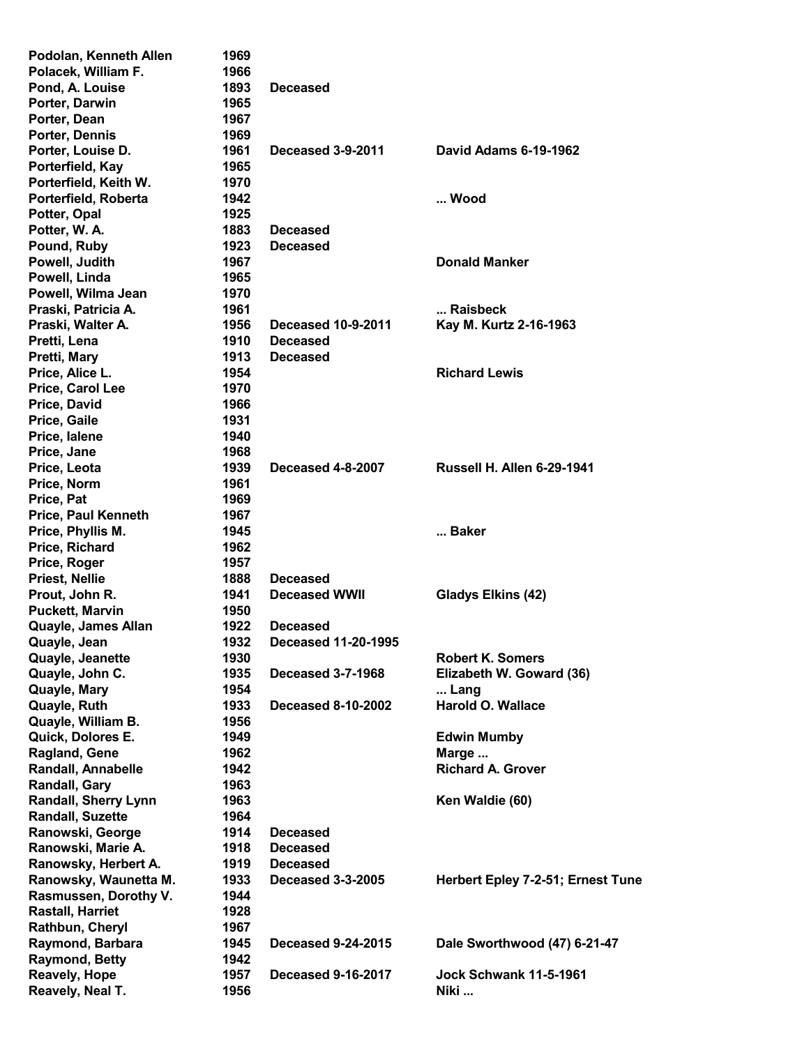| | | | |
|---|---|---|---|
| **Podolan, Kenneth Allen** | **1969** | | |
| **Polacek, William F.** | **1966** | | |
| **Pond, A. Louise** | **1893** | **Deceased** | |
| **Porter, Darwin** | **1965** | | |
| **Porter, Dean** | **1967** | | |
| **Porter, Dennis** | **1969** | | |
| **Porter, Louise D.** | **1961** | **Deceased 3-9-2011** | **David Adams 6-19-1962** |
| **Porterfield, Kay** | **1965** | | |
| **Porterfield, Keith W.** | **1970** | | |
| **Porterfield, Roberta** | **1942** | | **... Wood** |
| **Potter, Opal** | **1925** | | |
| **Potter, W. A.** | **1883** | **Deceased** | |
| **Pound, Ruby** | **1923** | **Deceased** | |
| **Powell, Judith** | **1967** | | **Donald Manker** |
| **Powell, Linda** | **1965** | | |
| **Powell, Wilma Jean** | **1970** | | |
| **Praski, Patricia A.** | **1961** | | **... Raisbeck** |
| **Praski, Walter A.** | **1956** | **Deceased 10-9-2011** | **Kay M. Kurtz 2-16-1963** |
| **Pretti, Lena** | **1910** | **Deceased** | |
| **Pretti, Mary** | **1913** | **Deceased** | |
| **Price, Alice L.** | **1954** | | **Richard Lewis** |
| **Price, Carol Lee** | **1970** | | |
| **Price, David** | **1966** | | |
| **Price, Gaile** | **1931** | | |
| **Price, Ialene** | **1940** | | |
| **Price, Jane** | **1968** | | |
| **Price, Leota** | **1939** | **Deceased 4-8-2007** | **Russell H. Allen 6-29-1941** |
| **Price, Norm** | **1961** | | |
| **Price, Pat** | **1969** | | |
| **Price, Paul Kenneth** | **1967** | | |
| **Price, Phyllis M.** | **1945** | | **... Baker** |
| **Price, Richard** | **1962** | | |
| **Price, Roger** | **1957** | | |
| **Priest, Nellie** | **1888** | **Deceased** | |
| **Prout, John R.** | **1941** | **Deceased WWII** | **Gladys Elkins (42)** |
| **Puckett, Marvin** | **1950** | | |
| **Quayle, James Allan** | **1922** | **Deceased** | |
| **Quayle, Jean** | **1932** | **Deceased 11-20-1995** | |
| **Quayle, Jeanette** | **1930** | | **Robert K. Somers** |
| **Quayle, John C.** | **1935** | **Deceased 3-7-1968** | **Elizabeth W. Goward (36)** |
| **Quayle, Mary** | **1954** | | **... Lang** |
| **Quayle, Ruth** | **1933** | **Deceased 8-10-2002** | **Harold O. Wallace** |
| **Quayle, William B.** | **1956** | | |
| **Quick, Dolores E.** | **1949** | | **Edwin Mumby** |
| **Ragland, Gene** | **1962** | | **Marge ...** |
| **Randall, Annabelle** | **1942** | | **Richard A. Grover** |
| **Randall, Gary** | **1963** | | |
| **Randall, Sherry Lynn** | **1963** | | **Ken Waldie (60)** |
| **Randall, Suzette** | **1964** | | |
| **Ranowski, George** | **1914** | **Deceased** | |
| **Ranowski, Marie A.** | **1918** | **Deceased** | |
| **Ranowsky, Herbert A.** | **1919** | **Deceased** | |
| **Ranowsky, Waunetta M.** | **1933** | **Deceased 3-3-2005** | **Herbert Epley 7-2-51; Ernest Tune** |
| **Rasmussen, Dorothy V.** | **1944** | | |
| **Rastall, Harriet** | **1928** | | |
| **Rathbun, Cheryl** | **1967** | | |
| **Raymond, Barbara** | **1945** | **Deceased 9-24-2015** | **Dale Sworthwood (47) 6-21-47** |
| **Raymond, Betty** | **1942** | | |
| **Reavely, Hope** | **1957** | **Deceased 9-16-2017** | **Jock Schwank 11-5-1961** |
| **Reavely, Neal T.** | **1956** | | **Niki ...** |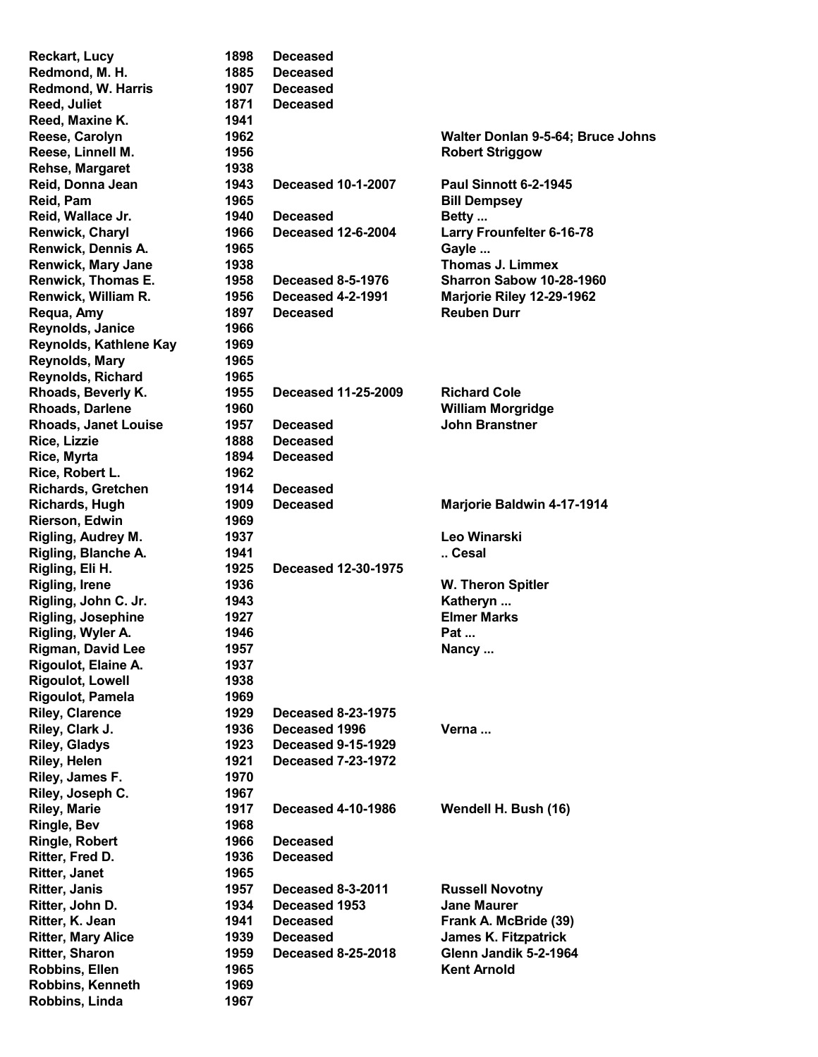| | | | |
|---|---|---|---|
| Reckart, Lucy | 1898 | Deceased | |
| Redmond, M. H. | 1885 | Deceased | |
| Redmond, W. Harris | 1907 | Deceased | |
| Reed, Juliet | 1871 | Deceased | |
| Reed, Maxine K. | 1941 | | |
| Reese, Carolyn | 1962 | | Walter Donlan 9-5-64; Bruce Johns |
| Reese, Linnell M. | 1956 | | Robert Striggow |
| Rehse, Margaret | 1938 | | |
| Reid, Donna Jean | 1943 | Deceased 10-1-2007 | Paul Sinnott 6-2-1945 |
| Reid, Pam | 1965 | | Bill Dempsey |
| Reid, Wallace Jr. | 1940 | Deceased | Betty ... |
| Renwick, Charyl | 1966 | Deceased 12-6-2004 | Larry Frounfelter 6-16-78 |
| Renwick, Dennis A. | 1965 | | Gayle ... |
| Renwick, Mary Jane | 1938 | | Thomas J. Limmex |
| Renwick, Thomas E. | 1958 | Deceased 8-5-1976 | Sharron Sabow 10-28-1960 |
| Renwick, William R. | 1956 | Deceased 4-2-1991 | Marjorie Riley 12-29-1962 |
| Requa, Amy | 1897 | Deceased | Reuben Durr |
| Reynolds, Janice | 1966 | | |
| Reynolds, Kathlene Kay | 1969 | | |
| Reynolds, Mary | 1965 | | |
| Reynolds, Richard | 1965 | | |
| Rhoads, Beverly K. | 1955 | Deceased 11-25-2009 | Richard Cole |
| Rhoads, Darlene | 1960 | | William Morgridge |
| Rhoads, Janet Louise | 1957 | Deceased | John Branstner |
| Rice, Lizzie | 1888 | Deceased | |
| Rice, Myrta | 1894 | Deceased | |
| Rice, Robert L. | 1962 | | |
| Richards, Gretchen | 1914 | Deceased | |
| Richards, Hugh | 1909 | Deceased | Marjorie Baldwin 4-17-1914 |
| Rierson, Edwin | 1969 | | |
| Rigling, Audrey M. | 1937 | | Leo Winarski |
| Rigling, Blanche A. | 1941 | | .. Cesal |
| Rigling, Eli H. | 1925 | Deceased 12-30-1975 | |
| Rigling, Irene | 1936 | | W. Theron Spitler |
| Rigling, John C. Jr. | 1943 | | Katheryn ... |
| Rigling, Josephine | 1927 | | Elmer Marks |
| Rigling, Wyler A. | 1946 | | Pat ... |
| Rigman, David Lee | 1957 | | Nancy ... |
| Rigoulot, Elaine A. | 1937 | | |
| Rigoulot, Lowell | 1938 | | |
| Rigoulot, Pamela | 1969 | | |
| Riley, Clarence | 1929 | Deceased 8-23-1975 | |
| Riley, Clark J. | 1936 | Deceased 1996 | Verna ... |
| Riley, Gladys | 1923 | Deceased 9-15-1929 | |
| Riley, Helen | 1921 | Deceased 7-23-1972 | |
| Riley, James F. | 1970 | | |
| Riley, Joseph C. | 1967 | | |
| Riley, Marie | 1917 | Deceased 4-10-1986 | Wendell H. Bush (16) |
| Ringle, Bev | 1968 | | |
| Ringle, Robert | 1966 | Deceased | |
| Ritter, Fred D. | 1936 | Deceased | |
| Ritter, Janet | 1965 | | |
| Ritter, Janis | 1957 | Deceased 8-3-2011 | Russell Novotny |
| Ritter, John D. | 1934 | Deceased 1953 | Jane Maurer |
| Ritter, K. Jean | 1941 | Deceased | Frank A. McBride (39) |
| Ritter, Mary Alice | 1939 | Deceased | James K. Fitzpatrick |
| Ritter, Sharon | 1959 | Deceased 8-25-2018 | Glenn Jandik 5-2-1964 |
| Robbins, Ellen | 1965 | | Kent Arnold |
| Robbins, Kenneth | 1969 | | |
| Robbins, Linda | 1967 | | |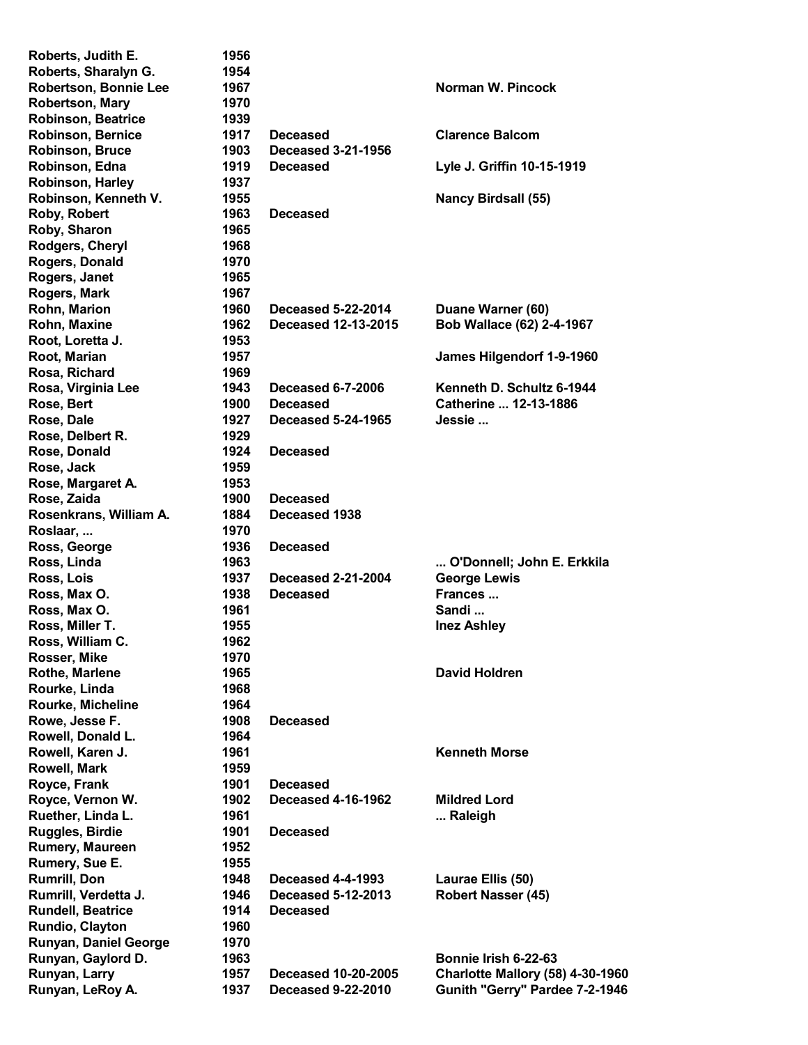| | | | |
|---|---|---|---|
| Roberts, Judith E. | 1956 | | |
| Roberts, Sharalyn G. | 1954 | | |
| Robertson, Bonnie Lee | 1967 | | Norman W. Pincock |
| Robertson, Mary | 1970 | | |
| Robinson, Beatrice | 1939 | | |
| Robinson, Bernice | 1917 | Deceased | Clarence Balcom |
| Robinson, Bruce | 1903 | Deceased 3-21-1956 | |
| Robinson, Edna | 1919 | Deceased | Lyle J. Griffin 10-15-1919 |
| Robinson, Harley | 1937 | | |
| Robinson, Kenneth V. | 1955 | | Nancy Birdsall (55) |
| Roby, Robert | 1963 | Deceased | |
| Roby, Sharon | 1965 | | |
| Rodgers, Cheryl | 1968 | | |
| Rogers, Donald | 1970 | | |
| Rogers, Janet | 1965 | | |
| Rogers, Mark | 1967 | | |
| Rohn, Marion | 1960 | Deceased 5-22-2014 | Duane Warner (60) |
| Rohn, Maxine | 1962 | Deceased 12-13-2015 | Bob Wallace (62) 2-4-1967 |
| Root, Loretta J. | 1953 | | |
| Root, Marian | 1957 | | James Hilgendorf 1-9-1960 |
| Rosa, Richard | 1969 | | |
| Rosa, Virginia Lee | 1943 | Deceased 6-7-2006 | Kenneth D. Schultz 6-1944 |
| Rose, Bert | 1900 | Deceased | Catherine ... 12-13-1886 |
| Rose, Dale | 1927 | Deceased 5-24-1965 | Jessie ... |
| Rose, Delbert R. | 1929 | | |
| Rose, Donald | 1924 | Deceased | |
| Rose, Jack | 1959 | | |
| Rose, Margaret A. | 1953 | | |
| Rose, Zaida | 1900 | Deceased | |
| Rosenkrans, William A. | 1884 | Deceased 1938 | |
| Roslaar, ... | 1970 | | |
| Ross, George | 1936 | Deceased | |
| Ross, Linda | 1963 | | ... O'Donnell; John E. Erkkila |
| Ross, Lois | 1937 | Deceased 2-21-2004 | George Lewis |
| Ross, Max O. | 1938 | Deceased | Frances ... |
| Ross, Max O. | 1961 | | Sandi ... |
| Ross, Miller T. | 1955 | | Inez Ashley |
| Ross, William C. | 1962 | | |
| Rosser, Mike | 1970 | | |
| Rothe, Marlene | 1965 | | David Holdren |
| Rourke, Linda | 1968 | | |
| Rourke, Micheline | 1964 | | |
| Rowe, Jesse F. | 1908 | Deceased | |
| Rowell, Donald L. | 1964 | | |
| Rowell, Karen J. | 1961 | | Kenneth Morse |
| Rowell, Mark | 1959 | | |
| Royce, Frank | 1901 | Deceased | |
| Royce, Vernon W. | 1902 | Deceased 4-16-1962 | Mildred Lord |
| Ruether, Linda L. | 1961 | | ... Raleigh |
| Ruggles, Birdie | 1901 | Deceased | |
| Rumery, Maureen | 1952 | | |
| Rumery, Sue E. | 1955 | | |
| Rumrill, Don | 1948 | Deceased 4-4-1993 | Laurae Ellis (50) |
| Rumrill, Verdetta J. | 1946 | Deceased 5-12-2013 | Robert Nasser (45) |
| Rundell, Beatrice | 1914 | Deceased | |
| Rundio, Clayton | 1960 | | |
| Runyan, Daniel George | 1970 | | |
| Runyan, Gaylord D. | 1963 | | Bonnie Irish 6-22-63 |
| Runyan, Larry | 1957 | Deceased 10-20-2005 | Charlotte Mallory (58) 4-30-1960 |
| Runyan, LeRoy A. | 1937 | Deceased 9-22-2010 | Gunith "Gerry" Pardee 7-2-1946 |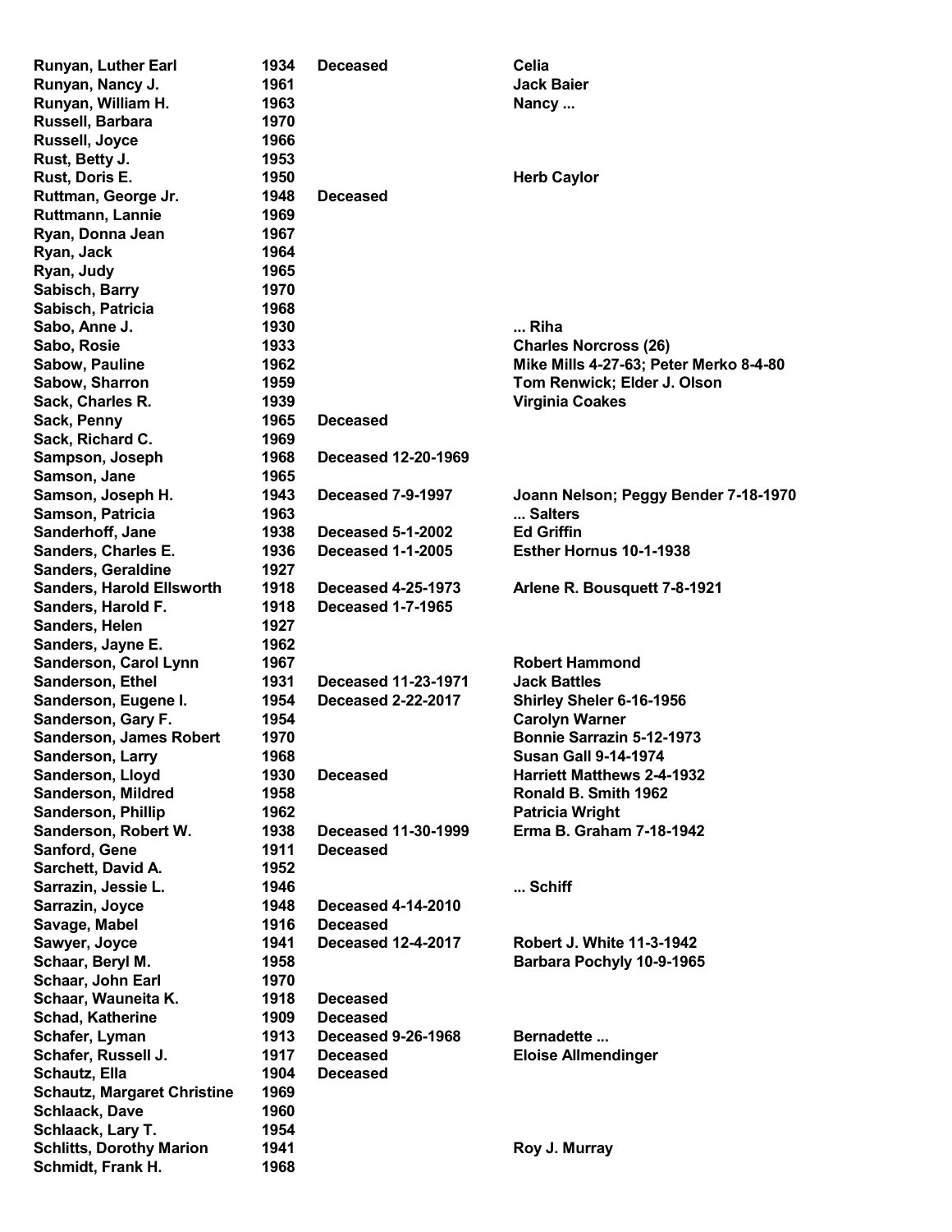| | | | |
|---|---|---|---|
| Runyan, Luther Earl | 1934 | Deceased | Celia |
| Runyan, Nancy J. | 1961 | | Jack Baier |
| Runyan, William H. | 1963 | | Nancy ... |
| Russell, Barbara | 1970 | | |
| Russell, Joyce | 1966 | | |
| Rust, Betty J. | 1953 | | |
| Rust, Doris E. | 1950 | | Herb Caylor |
| Ruttman, George Jr. | 1948 | Deceased | |
| Ruttmann, Lannie | 1969 | | |
| Ryan, Donna Jean | 1967 | | |
| Ryan, Jack | 1964 | | |
| Ryan, Judy | 1965 | | |
| Sabisch, Barry | 1970 | | |
| Sabisch, Patricia | 1968 | | |
| Sabo, Anne J. | 1930 | | ... Riha |
| Sabo, Rosie | 1933 | | Charles Norcross (26) |
| Sabow, Pauline | 1962 | | Mike Mills 4-27-63; Peter Merko 8-4-80 |
| Sabow, Sharron | 1959 | | Tom Renwick; Elder J. Olson |
| Sack, Charles R. | 1939 | | Virginia Coakes |
| Sack, Penny | 1965 | Deceased | |
| Sack, Richard C. | 1969 | | |
| Sampson, Joseph | 1968 | Deceased 12-20-1969 | |
| Samson, Jane | 1965 | | |
| Samson, Joseph H. | 1943 | Deceased 7-9-1997 | Joann Nelson; Peggy Bender 7-18-1970 |
| Samson, Patricia | 1963 | | ... Salters |
| Sanderhoff, Jane | 1938 | Deceased 5-1-2002 | Ed Griffin |
| Sanders, Charles E. | 1936 | Deceased 1-1-2005 | Esther Hornus 10-1-1938 |
| Sanders, Geraldine | 1927 | | |
| Sanders, Harold Ellsworth | 1918 | Deceased 4-25-1973 | Arlene R. Bousquett 7-8-1921 |
| Sanders, Harold F. | 1918 | Deceased 1-7-1965 | |
| Sanders, Helen | 1927 | | |
| Sanders, Jayne E. | 1962 | | |
| Sanderson, Carol Lynn | 1967 | | Robert Hammond |
| Sanderson, Ethel | 1931 | Deceased 11-23-1971 | Jack Battles |
| Sanderson, Eugene I. | 1954 | Deceased 2-22-2017 | Shirley Sheler 6-16-1956 |
| Sanderson, Gary F. | 1954 | | Carolyn Warner |
| Sanderson, James Robert | 1970 | | Bonnie Sarrazin 5-12-1973 |
| Sanderson, Larry | 1968 | | Susan Gall 9-14-1974 |
| Sanderson, Lloyd | 1930 | Deceased | Harriett Matthews 2-4-1932 |
| Sanderson, Mildred | 1958 | | Ronald B. Smith 1962 |
| Sanderson, Phillip | 1962 | | Patricia Wright |
| Sanderson, Robert W. | 1938 | Deceased 11-30-1999 | Erma B. Graham 7-18-1942 |
| Sanford, Gene | 1911 | Deceased | |
| Sarchett, David A. | 1952 | | |
| Sarrazin, Jessie L. | 1946 | | ... Schiff |
| Sarrazin, Joyce | 1948 | Deceased 4-14-2010 | |
| Savage, Mabel | 1916 | Deceased | |
| Sawyer, Joyce | 1941 | Deceased 12-4-2017 | Robert J. White 11-3-1942 |
| Schaar, Beryl M. | 1958 | | Barbara Pochyly 10-9-1965 |
| Schaar, John Earl | 1970 | | |
| Schaar, Wauneita K. | 1918 | Deceased | |
| Schad, Katherine | 1909 | Deceased | |
| Schafer, Lyman | 1913 | Deceased 9-26-1968 | Bernadette ... |
| Schafer, Russell J. | 1917 | Deceased | Eloise Allmendinger |
| Schautz, Ella | 1904 | Deceased | |
| Schautz, Margaret Christine | 1969 | | |
| Schlaack, Dave | 1960 | | |
| Schlaack, Lary T. | 1954 | | |
| Schlitts, Dorothy Marion | 1941 | | Roy J. Murray |
| Schmidt, Frank H. | 1968 | | |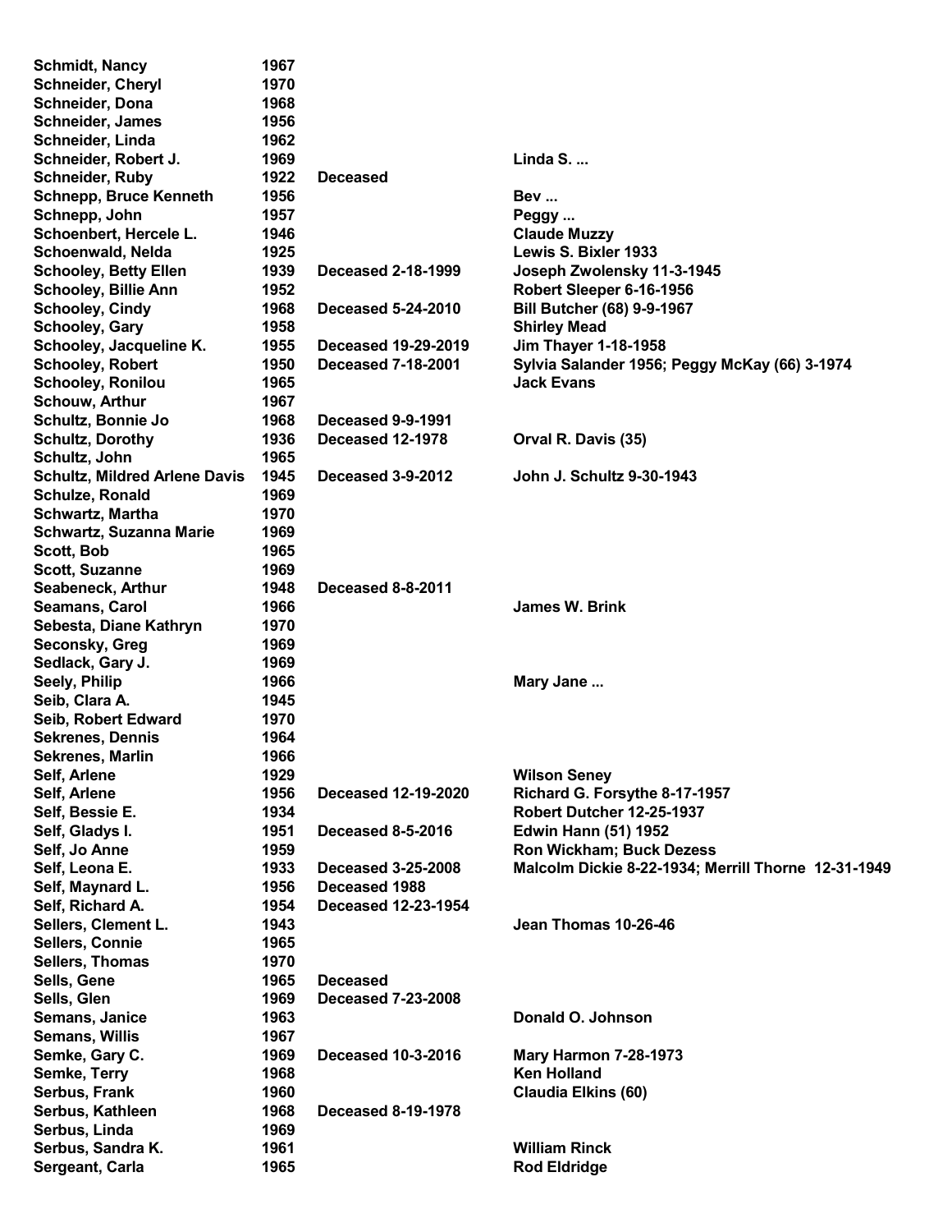| | | | |
|---|---|---|---|
| Schmidt, Nancy | 1967 | | |
| Schneider, Cheryl | 1970 | | |
| Schneider, Dona | 1968 | | |
| Schneider, James | 1956 | | |
| Schneider, Linda | 1962 | | |
| Schneider, Robert J. | 1969 | | Linda S. ... |
| Schneider, Ruby | 1922 | Deceased | |
| Schnepp, Bruce Kenneth | 1956 | | Bev ... |
| Schnepp, John | 1957 | | Peggy ... |
| Schoenbert, Hercele L. | 1946 | | Claude Muzzy |
| Schoenwald, Nelda | 1925 | | Lewis S. Bixler 1933 |
| Schooley, Betty Ellen | 1939 | Deceased 2-18-1999 | Joseph Zwolensky 11-3-1945 |
| Schooley, Billie Ann | 1952 | | Robert Sleeper 6-16-1956 |
| Schooley, Cindy | 1968 | Deceased 5-24-2010 | Bill Butcher (68) 9-9-1967 |
| Schooley, Gary | 1958 | | Shirley Mead |
| Schooley, Jacqueline K. | 1955 | Deceased 19-29-2019 | Jim Thayer 1-18-1958 |
| Schooley, Robert | 1950 | Deceased 7-18-2001 | Sylvia Salander 1956; Peggy McKay (66) 3-1974 |
| Schooley, Ronilou | 1965 | | Jack Evans |
| Schouw, Arthur | 1967 | | |
| Schultz, Bonnie Jo | 1968 | Deceased 9-9-1991 | |
| Schultz, Dorothy | 1936 | Deceased 12-1978 | Orval R. Davis (35) |
| Schultz, John | 1965 | | |
| Schultz, Mildred Arlene Davis | 1945 | Deceased 3-9-2012 | John J. Schultz 9-30-1943 |
| Schulze, Ronald | 1969 | | |
| Schwartz, Martha | 1970 | | |
| Schwartz, Suzanna Marie | 1969 | | |
| Scott, Bob | 1965 | | |
| Scott, Suzanne | 1969 | | |
| Seabeneck, Arthur | 1948 | Deceased 8-8-2011 | |
| Seamans, Carol | 1966 | | James W. Brink |
| Sebesta, Diane Kathryn | 1970 | | |
| Seconsky, Greg | 1969 | | |
| Sedlack, Gary J. | 1969 | | |
| Seely, Philip | 1966 | | Mary Jane ... |
| Seib, Clara A. | 1945 | | |
| Seib, Robert Edward | 1970 | | |
| Sekrenes, Dennis | 1964 | | |
| Sekrenes, Marlin | 1966 | | |
| Self, Arlene | 1929 | | Wilson Seney |
| Self, Arlene | 1956 | Deceased 12-19-2020 | Richard G. Forsythe 8-17-1957 |
| Self, Bessie E. | 1934 | | Robert Dutcher 12-25-1937 |
| Self, Gladys I. | 1951 | Deceased 8-5-2016 | Edwin Hann (51) 1952 |
| Self, Jo Anne | 1959 | | Ron Wickham; Buck Dezess |
| Self, Leona E. | 1933 | Deceased 3-25-2008 | Malcolm Dickie 8-22-1934; Merrill Thorne 12-31-1949 |
| Self, Maynard L. | 1956 | Deceased 1988 | |
| Self, Richard A. | 1954 | Deceased 12-23-1954 | |
| Sellers, Clement L. | 1943 | | Jean Thomas 10-26-46 |
| Sellers, Connie | 1965 | | |
| Sellers, Thomas | 1970 | | |
| Sells, Gene | 1965 | Deceased | |
| Sells, Glen | 1969 | Deceased 7-23-2008 | |
| Semans, Janice | 1963 | | Donald O. Johnson |
| Semans, Willis | 1967 | | |
| Semke, Gary C. | 1969 | Deceased 10-3-2016 | Mary Harmon 7-28-1973 |
| Semke, Terry | 1968 | | Ken Holland |
| Serbus, Frank | 1960 | | Claudia Elkins (60) |
| Serbus, Kathleen | 1968 | Deceased 8-19-1978 | |
| Serbus, Linda | 1969 | | |
| Serbus, Sandra K. | 1961 | | William Rinck |
| Sergeant, Carla | 1965 | | Rod Eldridge |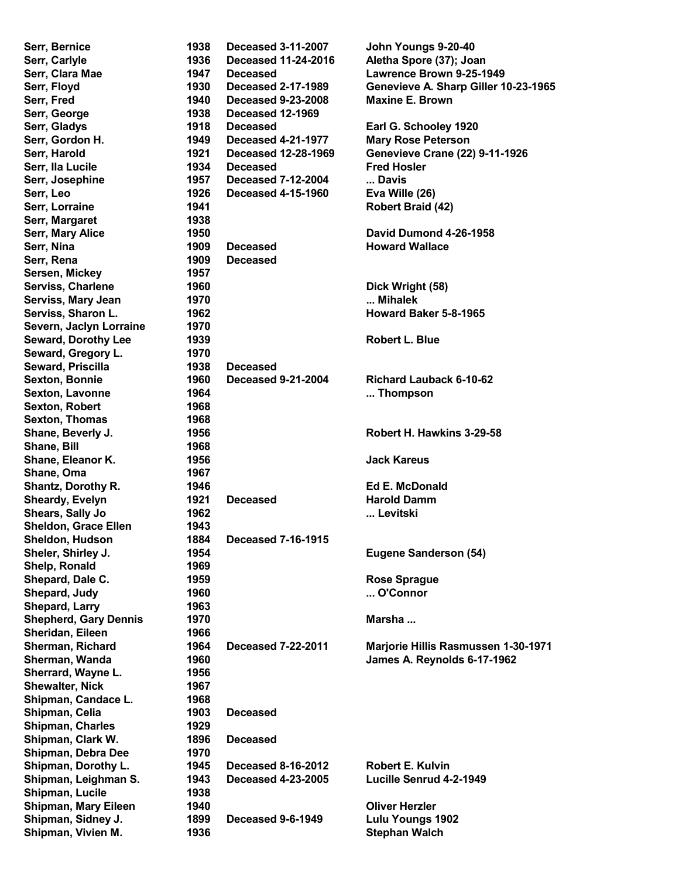| | | | |
|---|---|---|---|
| **Serr, Bernice** | **1938** | **Deceased 3-11-2007** | **John Youngs 9-20-40** |
| **Serr, Carlyle** | **1936** | **Deceased 11-24-2016** | **Aletha Spore (37); Joan** |
| **Serr, Clara Mae** | **1947** | **Deceased** | **Lawrence Brown 9-25-1949** |
| **Serr, Floyd** | **1930** | **Deceased 2-17-1989** | **Genevieve A. Sharp Giller 10-23-1965** |
| **Serr, Fred** | **1940** | **Deceased 9-23-2008** | **Maxine E. Brown** |
| **Serr, George** | **1938** | **Deceased 12-1969** | |
| **Serr, Gladys** | **1918** | **Deceased** | **Earl G. Schooley 1920** |
| **Serr, Gordon H.** | **1949** | **Deceased 4-21-1977** | **Mary Rose Peterson** |
| **Serr, Harold** | **1921** | **Deceased 12-28-1969** | **Genevieve Crane (22) 9-11-1926** |
| **Serr, Ila Lucile** | **1934** | **Deceased** | **Fred Hosler** |
| **Serr, Josephine** | **1957** | **Deceased 7-12-2004** | **... Davis** |
| **Serr, Leo** | **1926** | **Deceased 4-15-1960** | **Eva Wille (26)** |
| **Serr, Lorraine** | **1941** | | **Robert Braid (42)** |
| **Serr, Margaret** | **1938** | | |
| **Serr, Mary Alice** | **1950** | | **David Dumond 4-26-1958** |
| **Serr, Nina** | **1909** | **Deceased** | **Howard Wallace** |
| **Serr, Rena** | **1909** | **Deceased** | |
| **Sersen, Mickey** | **1957** | | |
| **Serviss, Charlene** | **1960** | | **Dick Wright (58)** |
| **Serviss, Mary Jean** | **1970** | | **... Mihalek** |
| **Serviss, Sharon L.** | **1962** | | **Howard Baker 5-8-1965** |
| **Severn, Jaclyn Lorraine** | **1970** | | |
| **Seward, Dorothy Lee** | **1939** | | **Robert L. Blue** |
| **Seward, Gregory L.** | **1970** | | |
| **Seward, Priscilla** | **1938** | **Deceased** | |
| **Sexton, Bonnie** | **1960** | **Deceased 9-21-2004** | **Richard Lauback 6-10-62** |
| **Sexton, Lavonne** | **1964** | | **... Thompson** |
| **Sexton, Robert** | **1968** | | |
| **Sexton, Thomas** | **1968** | | |
| **Shane, Beverly J.** | **1956** | | **Robert H. Hawkins 3-29-58** |
| **Shane, Bill** | **1968** | | |
| **Shane, Eleanor K.** | **1956** | | **Jack Kareus** |
| **Shane, Oma** | **1967** | | |
| **Shantz, Dorothy R.** | **1946** | | **Ed E. McDonald** |
| **Sheardy, Evelyn** | **1921** | **Deceased** | **Harold Damm** |
| **Shears, Sally Jo** | **1962** | | **... Levitski** |
| **Sheldon, Grace Ellen** | **1943** | | |
| **Sheldon, Hudson** | **1884** | **Deceased 7-16-1915** | |
| **Sheler, Shirley J.** | **1954** | | **Eugene Sanderson (54)** |
| **Shelp, Ronald** | **1969** | | |
| **Shepard, Dale C.** | **1959** | | **Rose Sprague** |
| **Shepard, Judy** | **1960** | | **... O'Connor** |
| **Shepard, Larry** | **1963** | | |
| **Shepherd, Gary Dennis** | **1970** | | **Marsha ...** |
| **Sheridan, Eileen** | **1966** | | |
| **Sherman, Richard** | **1964** | **Deceased 7-22-2011** | **Marjorie Hillis Rasmussen 1-30-1971** |
| **Sherman, Wanda** | **1960** | | **James A. Reynolds 6-17-1962** |
| **Sherrard, Wayne L.** | **1956** | | |
| **Shewalter, Nick** | **1967** | | |
| **Shipman, Candace L.** | **1968** | | |
| **Shipman, Celia** | **1903** | **Deceased** | |
| **Shipman, Charles** | **1929** | | |
| **Shipman, Clark W.** | **1896** | **Deceased** | |
| **Shipman, Debra Dee** | **1970** | | |
| **Shipman, Dorothy L.** | **1945** | **Deceased 8-16-2012** | **Robert E. Kulvin** |
| **Shipman, Leighman S.** | **1943** | **Deceased 4-23-2005** | **Lucille Senrud 4-2-1949** |
| **Shipman, Lucile** | **1938** | | |
| **Shipman, Mary Eileen** | **1940** | | **Oliver Herzler** |
| **Shipman, Sidney J.** | **1899** | **Deceased 9-6-1949** | **Lulu Youngs 1902** |
| **Shipman, Vivien M.** | **1936** | | **Stephan Walch** |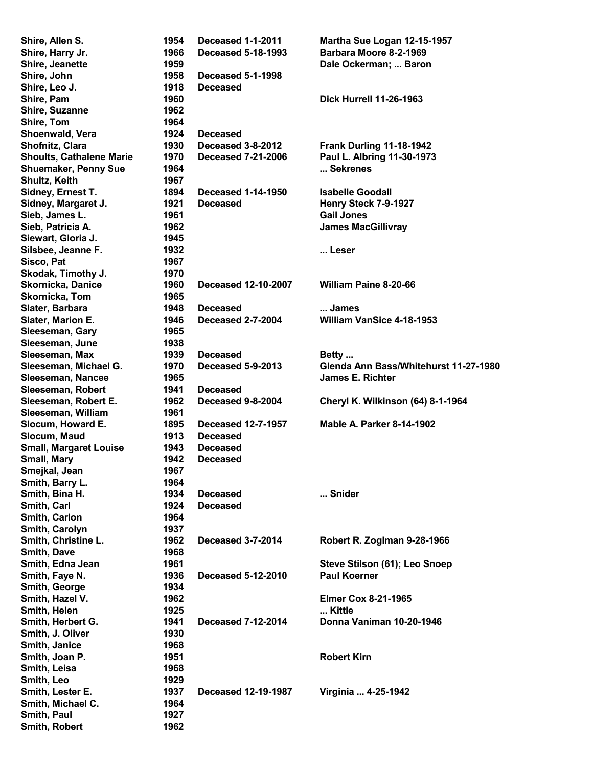| | | | |
|---|---|---|---|
| Shire, Allen S. | 1954 | Deceased 1-1-2011 | Martha Sue Logan 12-15-1957 |
| Shire, Harry Jr. | 1966 | Deceased 5-18-1993 | Barbara Moore 8-2-1969 |
| Shire, Jeanette | 1959 | | Dale Ockerman; ... Baron |
| Shire, John | 1958 | Deceased 5-1-1998 | |
| Shire, Leo J. | 1918 | Deceased | |
| Shire, Pam | 1960 | | Dick Hurrell 11-26-1963 |
| Shire, Suzanne | 1962 | | |
| Shire, Tom | 1964 | | |
| Shoenwald, Vera | 1924 | Deceased | |
| Shofnitz, Clara | 1930 | Deceased 3-8-2012 | Frank Durling 11-18-1942 |
| Shoults, Cathalene Marie | 1970 | Deceased 7-21-2006 | Paul L. Albring 11-30-1973 |
| Shuemaker, Penny Sue | 1964 | | ... Sekrenes |
| Shultz, Keith | 1967 | | |
| Sidney, Ernest T. | 1894 | Deceased 1-14-1950 | Isabelle Goodall |
| Sidney, Margaret J. | 1921 | Deceased | Henry Steck 7-9-1927 |
| Sieb, James L. | 1961 | | Gail Jones |
| Sieb, Patricia A. | 1962 | | James MacGillivray |
| Siewart, Gloria J. | 1945 | | |
| Silsbee, Jeanne F. | 1932 | | ... Leser |
| Sisco, Pat | 1967 | | |
| Skodak, Timothy J. | 1970 | | |
| Skornicka, Danice | 1960 | Deceased 12-10-2007 | William Paine 8-20-66 |
| Skornicka, Tom | 1965 | | |
| Slater, Barbara | 1948 | Deceased | ... James |
| Slater, Marion E. | 1946 | Deceased 2-7-2004 | William VanSice 4-18-1953 |
| Sleeseman, Gary | 1965 | | |
| Sleeseman, June | 1938 | | |
| Sleeseman, Max | 1939 | Deceased | Betty ... |
| Sleeseman, Michael G. | 1970 | Deceased 5-9-2013 | Glenda Ann Bass/Whitehurst 11-27-1980 |
| Sleeseman, Nancee | 1965 | | James E. Richter |
| Sleeseman, Robert | 1941 | Deceased | |
| Sleeseman, Robert E. | 1962 | Deceased 9-8-2004 | Cheryl K. Wilkinson (64) 8-1-1964 |
| Sleeseman, William | 1961 | | |
| Slocum, Howard E. | 1895 | Deceased 12-7-1957 | Mable A. Parker 8-14-1902 |
| Slocum, Maud | 1913 | Deceased | |
| Small, Margaret Louise | 1943 | Deceased | |
| Small, Mary | 1942 | Deceased | |
| Smejkal, Jean | 1967 | | |
| Smith, Barry L. | 1964 | | |
| Smith, Bina H. | 1934 | Deceased | ... Snider |
| Smith, Carl | 1924 | Deceased | |
| Smith, Carlon | 1964 | | |
| Smith, Carolyn | 1937 | | |
| Smith, Christine L. | 1962 | Deceased 3-7-2014 | Robert R. Zoglman 9-28-1966 |
| Smith, Dave | 1968 | | |
| Smith, Edna Jean | 1961 | | Steve Stilson (61); Leo Snoep |
| Smith, Faye N. | 1936 | Deceased 5-12-2010 | Paul Koerner |
| Smith, George | 1934 | | |
| Smith, Hazel V. | 1962 | | Elmer Cox 8-21-1965 |
| Smith, Helen | 1925 | | ... Kittle |
| Smith, Herbert G. | 1941 | Deceased 7-12-2014 | Donna Vaniman 10-20-1946 |
| Smith, J. Oliver | 1930 | | |
| Smith, Janice | 1968 | | |
| Smith, Joan P. | 1951 | | Robert Kirn |
| Smith, Leisa | 1968 | | |
| Smith, Leo | 1929 | | |
| Smith, Lester E. | 1937 | Deceased 12-19-1987 | Virginia ... 4-25-1942 |
| Smith, Michael C. | 1964 | | |
| Smith, Paul | 1927 | | |
| Smith, Robert | 1962 | | |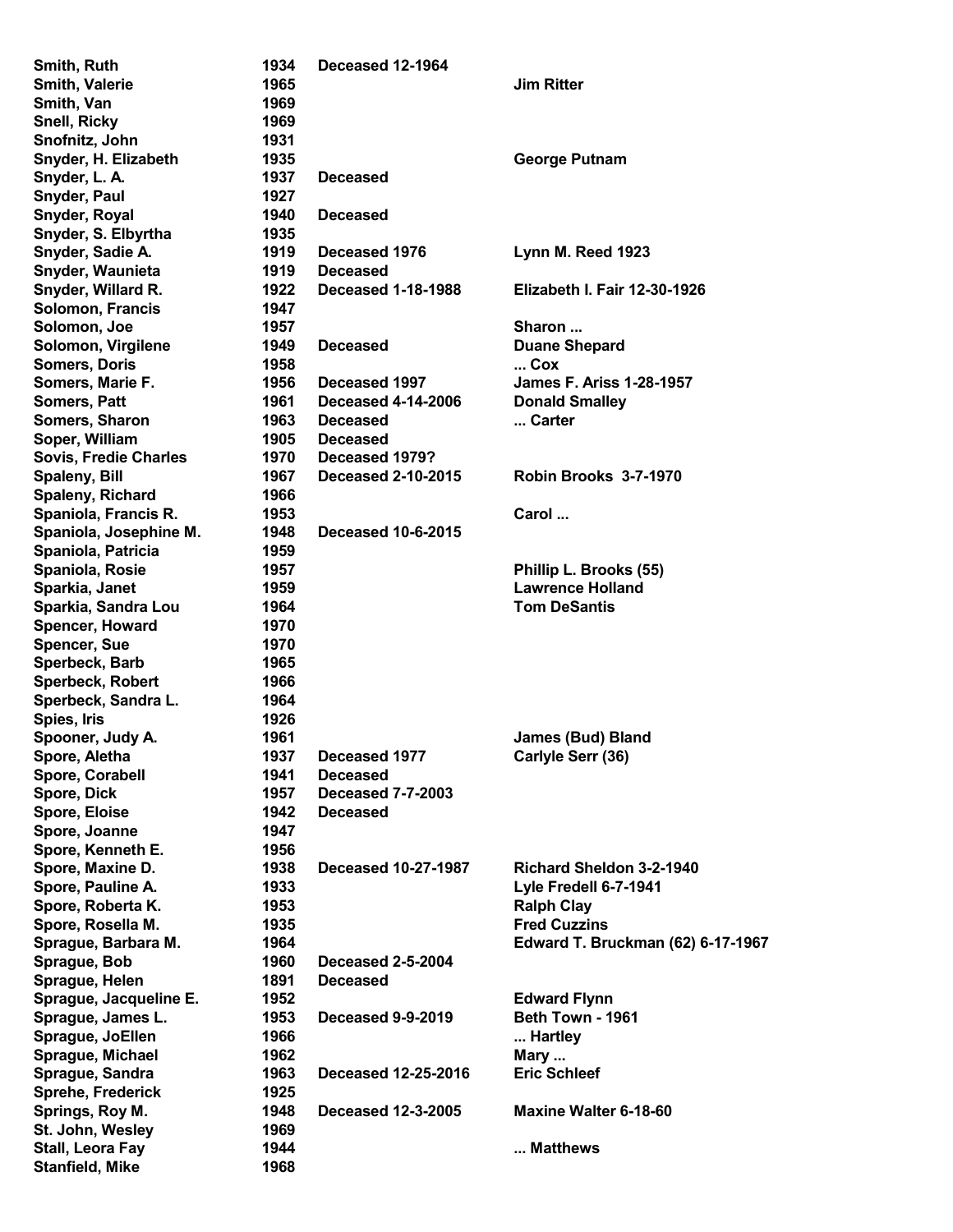| | | | |
|---|---|---|---|
| Smith, Ruth | 1934 | Deceased 12-1964 | |
| Smith, Valerie | 1965 | | Jim Ritter |
| Smith, Van | 1969 | | |
| Snell, Ricky | 1969 | | |
| Snofnitz, John | 1931 | | |
| Snyder, H. Elizabeth | 1935 | | George Putnam |
| Snyder, L. A. | 1937 | Deceased | |
| Snyder, Paul | 1927 | | |
| Snyder, Royal | 1940 | Deceased | |
| Snyder, S. Elbyrtha | 1935 | | |
| Snyder, Sadie A. | 1919 | Deceased 1976 | Lynn M. Reed 1923 |
| Snyder, Waunieta | 1919 | Deceased | |
| Snyder, Willard R. | 1922 | Deceased 1-18-1988 | Elizabeth I. Fair 12-30-1926 |
| Solomon, Francis | 1947 | | |
| Solomon, Joe | 1957 | | Sharon ... |
| Solomon, Virgilene | 1949 | Deceased | Duane Shepard |
| Somers, Doris | 1958 | | ... Cox |
| Somers, Marie F. | 1956 | Deceased 1997 | James F. Ariss 1-28-1957 |
| Somers, Patt | 1961 | Deceased 4-14-2006 | Donald Smalley |
| Somers, Sharon | 1963 | Deceased | ... Carter |
| Soper, William | 1905 | Deceased | |
| Sovis, Fredie Charles | 1970 | Deceased 1979? | |
| Spaleny, Bill | 1967 | Deceased 2-10-2015 | Robin Brooks 3-7-1970 |
| Spaleny, Richard | 1966 | | |
| Spaniola, Francis R. | 1953 | | Carol ... |
| Spaniola, Josephine M. | 1948 | Deceased 10-6-2015 | |
| Spaniola, Patricia | 1959 | | |
| Spaniola, Rosie | 1957 | | Phillip L. Brooks (55) |
| Sparkia, Janet | 1959 | | Lawrence Holland |
| Sparkia, Sandra Lou | 1964 | | Tom DeSantis |
| Spencer, Howard | 1970 | | |
| Spencer, Sue | 1970 | | |
| Sperbeck, Barb | 1965 | | |
| Sperbeck, Robert | 1966 | | |
| Sperbeck, Sandra L. | 1964 | | |
| Spies, Iris | 1926 | | |
| Spooner, Judy A. | 1961 | | James (Bud) Bland |
| Spore, Aletha | 1937 | Deceased 1977 | Carlyle Serr (36) |
| Spore, Corabell | 1941 | Deceased | |
| Spore, Dick | 1957 | Deceased 7-7-2003 | |
| Spore, Eloise | 1942 | Deceased | |
| Spore, Joanne | 1947 | | |
| Spore, Kenneth E. | 1956 | | |
| Spore, Maxine D. | 1938 | Deceased 10-27-1987 | Richard Sheldon 3-2-1940 |
| Spore, Pauline A. | 1933 | | Lyle Fredell 6-7-1941 |
| Spore, Roberta K. | 1953 | | Ralph Clay |
| Spore, Rosella M. | 1935 | | Fred Cuzzins |
| Sprague, Barbara M. | 1964 | | Edward T. Bruckman (62) 6-17-1967 |
| Sprague, Bob | 1960 | Deceased 2-5-2004 | |
| Sprague, Helen | 1891 | Deceased | |
| Sprague, Jacqueline E. | 1952 | | Edward Flynn |
| Sprague, James L. | 1953 | Deceased 9-9-2019 | Beth Town - 1961 |
| Sprague, JoEllen | 1966 | | ... Hartley |
| Sprague, Michael | 1962 | | Mary ... |
| Sprague, Sandra | 1963 | Deceased 12-25-2016 | Eric Schleef |
| Sprehe, Frederick | 1925 | | |
| Springs, Roy M. | 1948 | Deceased 12-3-2005 | Maxine Walter 6-18-60 |
| St. John, Wesley | 1969 | | |
| Stall, Leora Fay | 1944 | | ... Matthews |
| Stanfield, Mike | 1968 | | |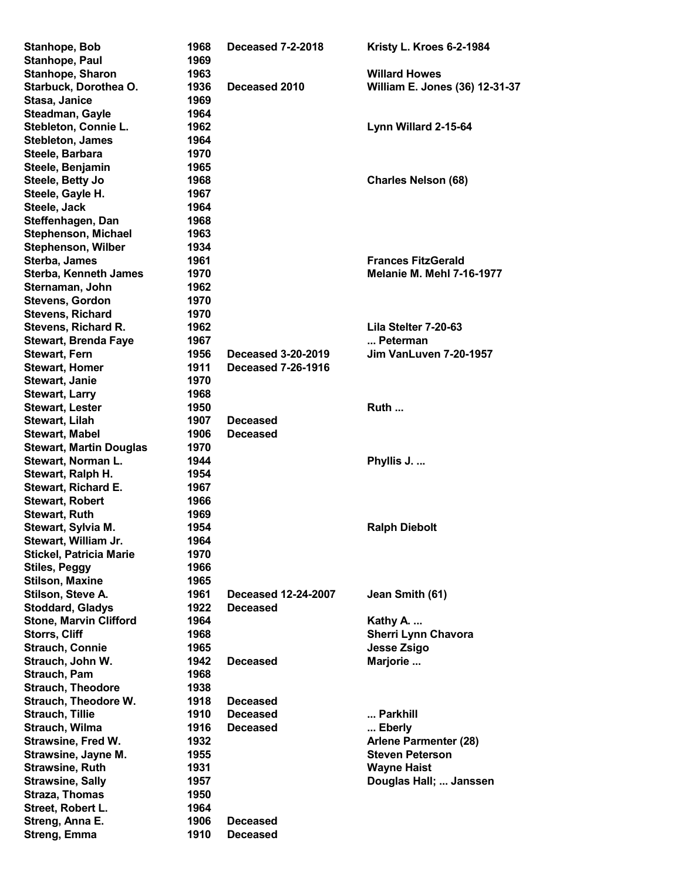| | | | |
|---|---|---|---|
| Stanhope, Bob | 1968 | Deceased 7-2-2018 | Kristy L. Kroes 6-2-1984 |
| Stanhope, Paul | 1969 | | |
| Stanhope, Sharon | 1963 | | Willard Howes |
| Starbuck, Dorothea O. | 1936 | Deceased 2010 | William E. Jones (36) 12-31-37 |
| Stasa, Janice | 1969 | | |
| Steadman, Gayle | 1964 | | |
| Stebleton, Connie L. | 1962 | | Lynn Willard 2-15-64 |
| Stebleton, James | 1964 | | |
| Steele, Barbara | 1970 | | |
| Steele, Benjamin | 1965 | | |
| Steele, Betty Jo | 1968 | | Charles Nelson (68) |
| Steele, Gayle H. | 1967 | | |
| Steele, Jack | 1964 | | |
| Steffenhagen, Dan | 1968 | | |
| Stephenson, Michael | 1963 | | |
| Stephenson, Wilber | 1934 | | |
| Sterba, James | 1961 | | Frances FitzGerald |
| Sterba, Kenneth James | 1970 | | Melanie M. Mehl 7-16-1977 |
| Sternaman, John | 1962 | | |
| Stevens, Gordon | 1970 | | |
| Stevens, Richard | 1970 | | |
| Stevens, Richard R. | 1962 | | Lila Stelter 7-20-63 |
| Stewart, Brenda Faye | 1967 | | ... Peterman |
| Stewart, Fern | 1956 | Deceased 3-20-2019 | Jim VanLuven 7-20-1957 |
| Stewart, Homer | 1911 | Deceased 7-26-1916 | |
| Stewart, Janie | 1970 | | |
| Stewart, Larry | 1968 | | |
| Stewart, Lester | 1950 | | Ruth ... |
| Stewart, Lilah | 1907 | Deceased | |
| Stewart, Mabel | 1906 | Deceased | |
| Stewart, Martin Douglas | 1970 | | |
| Stewart, Norman L. | 1944 | | Phyllis J. ... |
| Stewart, Ralph H. | 1954 | | |
| Stewart, Richard E. | 1967 | | |
| Stewart, Robert | 1966 | | |
| Stewart, Ruth | 1969 | | |
| Stewart, Sylvia M. | 1954 | | Ralph Diebolt |
| Stewart, William Jr. | 1964 | | |
| Stickel, Patricia Marie | 1970 | | |
| Stiles, Peggy | 1966 | | |
| Stilson, Maxine | 1965 | | |
| Stilson, Steve A. | 1961 | Deceased 12-24-2007 | Jean Smith (61) |
| Stoddard, Gladys | 1922 | Deceased | |
| Stone, Marvin Clifford | 1964 | | Kathy A. ... |
| Storrs, Cliff | 1968 | | Sherri Lynn Chavora |
| Strauch, Connie | 1965 | | Jesse Zsigo |
| Strauch, John W. | 1942 | Deceased | Marjorie ... |
| Strauch, Pam | 1968 | | |
| Strauch, Theodore | 1938 | | |
| Strauch, Theodore W. | 1918 | Deceased | |
| Strauch, Tillie | 1910 | Deceased | ... Parkhill |
| Strauch, Wilma | 1916 | Deceased | ... Eberly |
| Strawsine, Fred W. | 1932 | | Arlene Parmenter (28) |
| Strawsine, Jayne M. | 1955 | | Steven Peterson |
| Strawsine, Ruth | 1931 | | Wayne Haist |
| Strawsine, Sally | 1957 | | Douglas Hall; ... Janssen |
| Straza, Thomas | 1950 | | |
| Street, Robert L. | 1964 | | |
| Streng, Anna E. | 1906 | Deceased | |
| Streng, Emma | 1910 | Deceased | |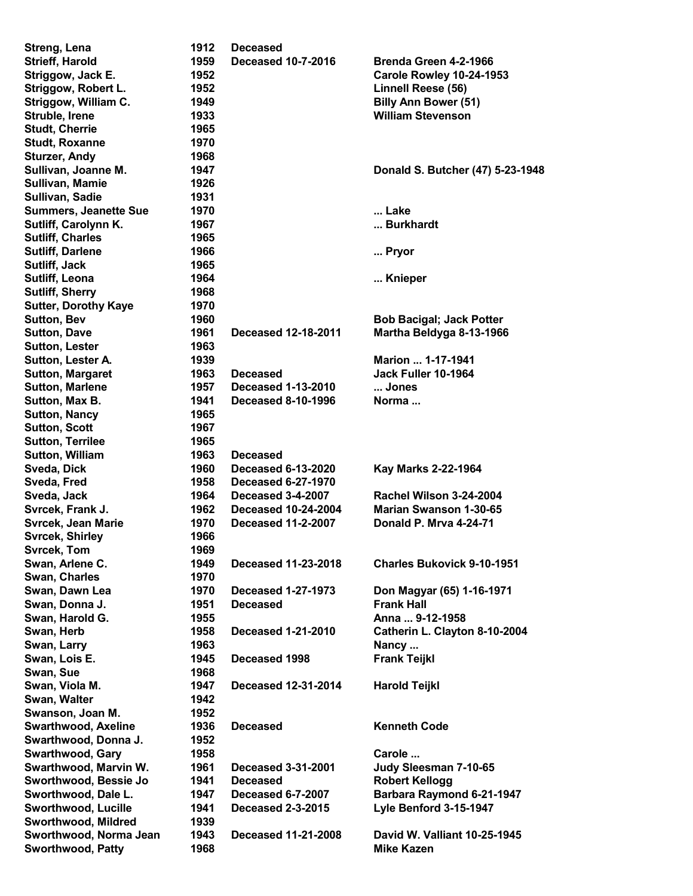| Name | Year | Status | Spouse |
|---|---|---|---|
| Streng, Lena | 1912 | Deceased | |
| Strieff, Harold | 1959 | Deceased 10-7-2016 | Brenda Green 4-2-1966 |
| Striggow, Jack E. | 1952 | | Carole Rowley 10-24-1953 |
| Striggow, Robert L. | 1952 | | Linnell Reese (56) |
| Striggow, William C. | 1949 | | Billy Ann Bower (51) |
| Struble, Irene | 1933 | | William Stevenson |
| Studt, Cherrie | 1965 | | |
| Studt, Roxanne | 1970 | | |
| Sturzer, Andy | 1968 | | |
| Sullivan, Joanne M. | 1947 | | Donald S. Butcher (47) 5-23-1948 |
| Sullivan, Mamie | 1926 | | |
| Sullivan, Sadie | 1931 | | |
| Summers, Jeanette Sue | 1970 | | ... Lake |
| Sutliff, Carolynn K. | 1967 | | ... Burkhardt |
| Sutliff, Charles | 1965 | | |
| Sutliff, Darlene | 1966 | | ... Pryor |
| Sutliff, Jack | 1965 | | |
| Sutliff, Leona | 1964 | | ... Knieper |
| Sutliff, Sherry | 1968 | | |
| Sutter, Dorothy Kaye | 1970 | | |
| Sutton, Bev | 1960 | | Bob Bacigal; Jack Potter |
| Sutton, Dave | 1961 | Deceased 12-18-2011 | Martha Beldyga 8-13-1966 |
| Sutton, Lester | 1963 | | |
| Sutton, Lester A. | 1939 | | Marion ... 1-17-1941 |
| Sutton, Margaret | 1963 | Deceased | Jack Fuller 10-1964 |
| Sutton, Marlene | 1957 | Deceased 1-13-2010 | ... Jones |
| Sutton, Max B. | 1941 | Deceased 8-10-1996 | Norma ... |
| Sutton, Nancy | 1965 | | |
| Sutton, Scott | 1967 | | |
| Sutton, Terrilee | 1965 | | |
| Sutton, William | 1963 | Deceased | |
| Sveda, Dick | 1960 | Deceased 6-13-2020 | Kay Marks 2-22-1964 |
| Sveda, Fred | 1958 | Deceased 6-27-1970 | |
| Sveda, Jack | 1964 | Deceased 3-4-2007 | Rachel Wilson 3-24-2004 |
| Svrcek, Frank J. | 1962 | Deceased 10-24-2004 | Marian Swanson 1-30-65 |
| Svrcek, Jean Marie | 1970 | Deceased 11-2-2007 | Donald P. Mrva 4-24-71 |
| Svrcek, Shirley | 1966 | | |
| Svrcek, Tom | 1969 | | |
| Swan, Arlene C. | 1949 | Deceased 11-23-2018 | Charles Bukovick 9-10-1951 |
| Swan, Charles | 1970 | | |
| Swan, Dawn Lea | 1970 | Deceased 1-27-1973 | Don Magyar (65) 1-16-1971 |
| Swan, Donna J. | 1951 | Deceased | Frank Hall |
| Swan, Harold G. | 1955 | | Anna ... 9-12-1958 |
| Swan, Herb | 1958 | Deceased 1-21-2010 | Catherin L. Clayton 8-10-2004 |
| Swan, Larry | 1963 | | Nancy ... |
| Swan, Lois E. | 1945 | Deceased 1998 | Frank Teijkl |
| Swan, Sue | 1968 | | |
| Swan, Viola M. | 1947 | Deceased 12-31-2014 | Harold Teijkl |
| Swan, Walter | 1942 | | |
| Swanson, Joan M. | 1952 | | |
| Swarthwood, Axeline | 1936 | Deceased | Kenneth Code |
| Swarthwood, Donna J. | 1952 | | |
| Swarthwood, Gary | 1958 | | Carole ... |
| Swarthwood, Marvin W. | 1961 | Deceased 3-31-2001 | Judy Sleesman 7-10-65 |
| Sworthwood, Bessie Jo | 1941 | Deceased | Robert Kellogg |
| Sworthwood, Dale L. | 1947 | Deceased 6-7-2007 | Barbara Raymond 6-21-1947 |
| Sworthwood, Lucille | 1941 | Deceased 2-3-2015 | Lyle Benford 3-15-1947 |
| Sworthwood, Mildred | 1939 | | |
| Sworthwood, Norma Jean | 1943 | Deceased 11-21-2008 | David W. Valliant 10-25-1945 |
| Sworthwood, Patty | 1968 | | Mike Kazen |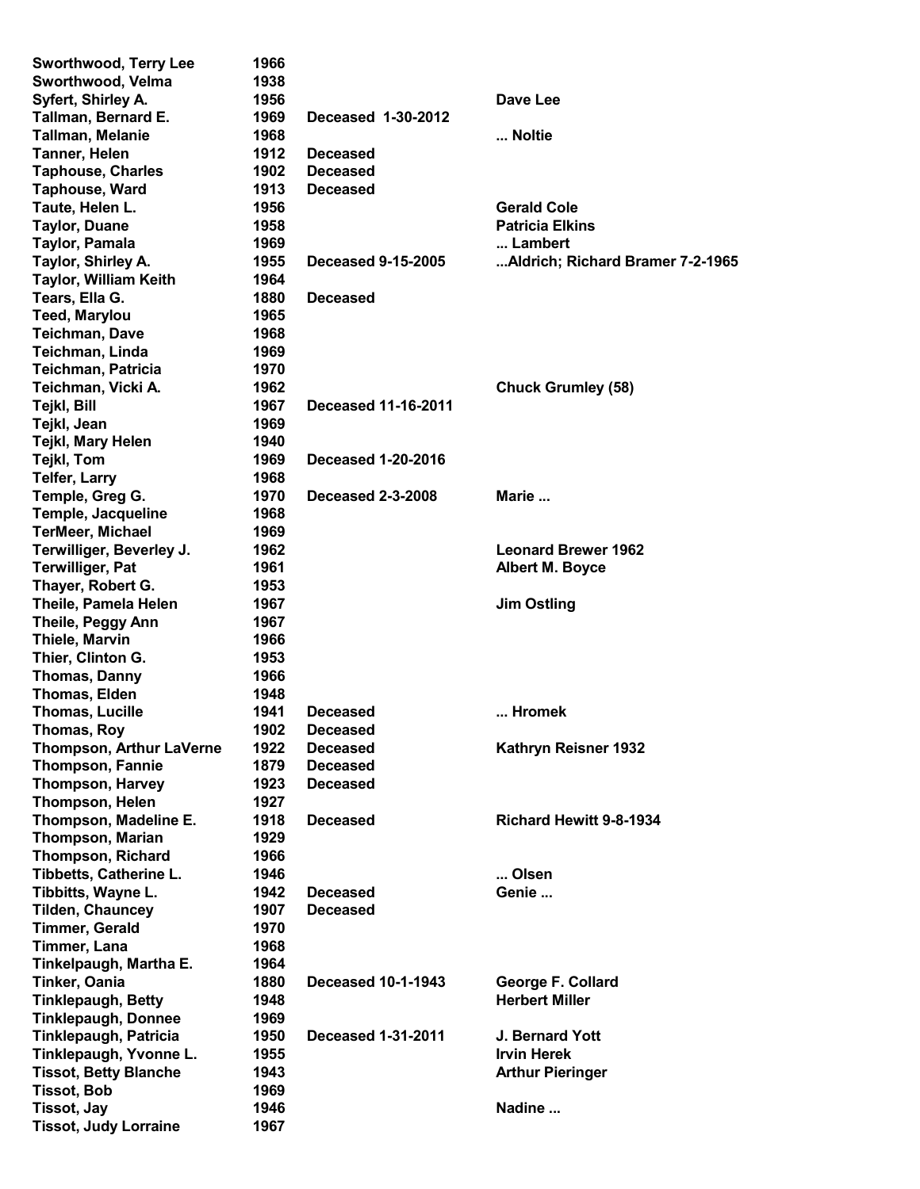| | | | |
|---|---|---|---|
| Sworthwood, Terry Lee | 1966 | | |
| Sworthwood, Velma | 1938 | | |
| Syfert, Shirley A. | 1956 | | Dave Lee |
| Tallman, Bernard E. | 1969 | Deceased 1-30-2012 | |
| Tallman, Melanie | 1968 | | ... Noltie |
| Tanner, Helen | 1912 | Deceased | |
| Taphouse, Charles | 1902 | Deceased | |
| Taphouse, Ward | 1913 | Deceased | |
| Taute, Helen L. | 1956 | | Gerald Cole |
| Taylor, Duane | 1958 | | Patricia Elkins |
| Taylor, Pamala | 1969 | | ... Lambert |
| Taylor, Shirley A. | 1955 | Deceased 9-15-2005 | ...Aldrich; Richard Bramer 7-2-1965 |
| Taylor, William Keith | 1964 | | |
| Tears, Ella G. | 1880 | Deceased | |
| Teed, Marylou | 1965 | | |
| Teichman, Dave | 1968 | | |
| Teichman, Linda | 1969 | | |
| Teichman, Patricia | 1970 | | |
| Teichman, Vicki A. | 1962 | | Chuck Grumley (58) |
| Tejkl, Bill | 1967 | Deceased 11-16-2011 | |
| Tejkl, Jean | 1969 | | |
| Tejkl, Mary Helen | 1940 | | |
| Tejkl, Tom | 1969 | Deceased 1-20-2016 | |
| Telfer, Larry | 1968 | | |
| Temple, Greg G. | 1970 | Deceased 2-3-2008 | Marie ... |
| Temple, Jacqueline | 1968 | | |
| TerMeer, Michael | 1969 | | |
| Terwilliger, Beverley J. | 1962 | | Leonard Brewer 1962 |
| Terwilliger, Pat | 1961 | | Albert M. Boyce |
| Thayer, Robert G. | 1953 | | |
| Theile, Pamela Helen | 1967 | | Jim Ostling |
| Theile, Peggy Ann | 1967 | | |
| Thiele, Marvin | 1966 | | |
| Thier, Clinton G. | 1953 | | |
| Thomas, Danny | 1966 | | |
| Thomas, Elden | 1948 | | |
| Thomas, Lucille | 1941 | Deceased | ... Hromek |
| Thomas, Roy | 1902 | Deceased | |
| Thompson, Arthur LaVerne | 1922 | Deceased | Kathryn Reisner 1932 |
| Thompson, Fannie | 1879 | Deceased | |
| Thompson, Harvey | 1923 | Deceased | |
| Thompson, Helen | 1927 | | |
| Thompson, Madeline E. | 1918 | Deceased | Richard Hewitt 9-8-1934 |
| Thompson, Marian | 1929 | | |
| Thompson, Richard | 1966 | | |
| Tibbetts, Catherine L. | 1946 | | ... Olsen |
| Tibbitts, Wayne L. | 1942 | Deceased | Genie ... |
| Tilden, Chauncey | 1907 | Deceased | |
| Timmer, Gerald | 1970 | | |
| Timmer, Lana | 1968 | | |
| Tinkelpaugh, Martha E. | 1964 | | |
| Tinker, Oania | 1880 | Deceased 10-1-1943 | George F. Collard |
| Tinklepaugh, Betty | 1948 | | Herbert Miller |
| Tinklepaugh, Donnee | 1969 | | |
| Tinklepaugh, Patricia | 1950 | Deceased 1-31-2011 | J. Bernard Yott |
| Tinklepaugh, Yvonne L. | 1955 | | Irvin Herek |
| Tissot, Betty Blanche | 1943 | | Arthur Pieringer |
| Tissot, Bob | 1969 | | |
| Tissot, Jay | 1946 | | Nadine ... |
| Tissot, Judy Lorraine | 1967 | | |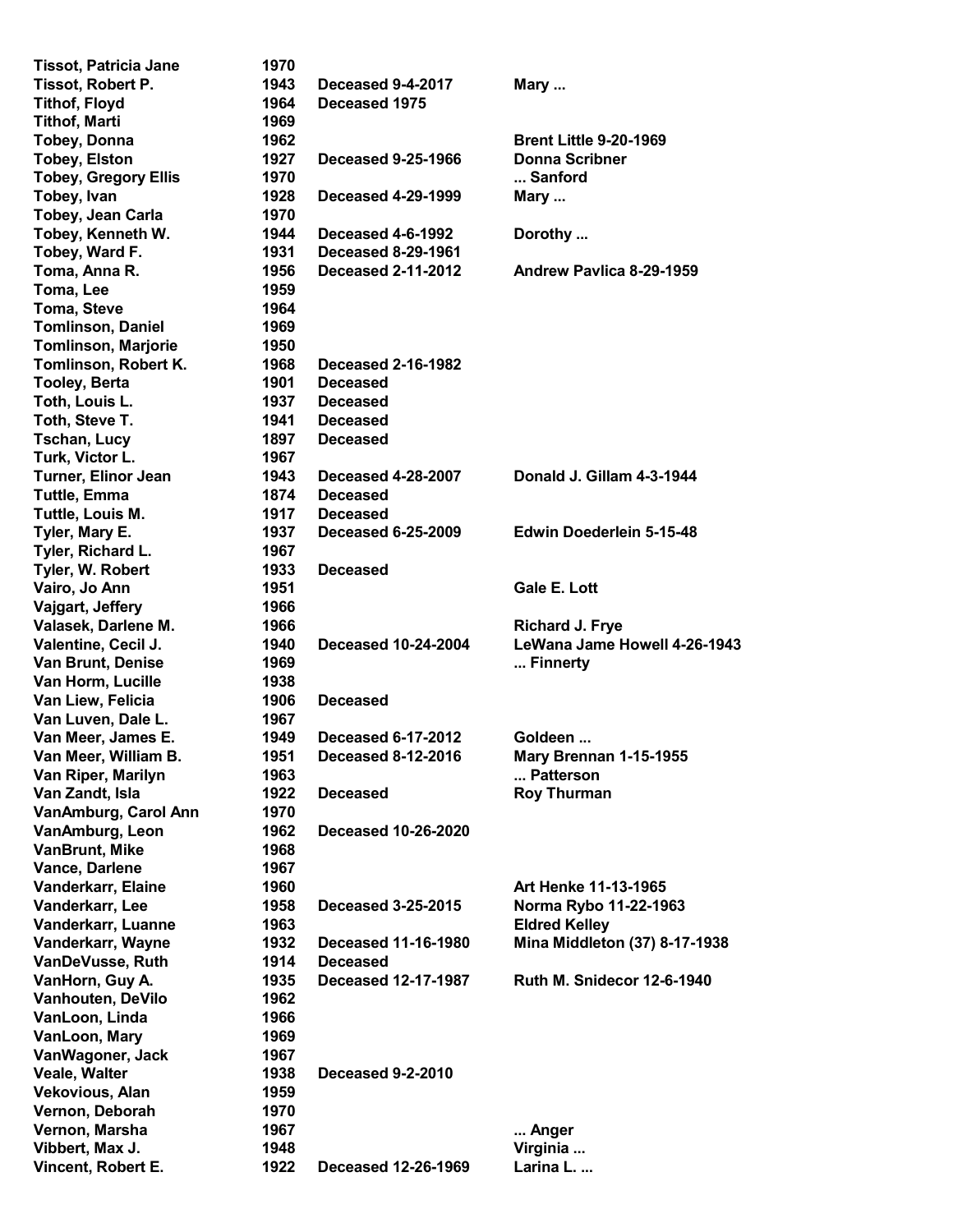| | | | |
|---|---|---|---|
| Tissot, Patricia Jane | 1970 | | |
| Tissot, Robert P. | 1943 | Deceased 9-4-2017 | Mary ... |
| Tithof, Floyd | 1964 | Deceased 1975 | |
| Tithof, Marti | 1969 | | |
| Tobey, Donna | 1962 | | Brent Little 9-20-1969 |
| Tobey, Elston | 1927 | Deceased 9-25-1966 | Donna Scribner |
| Tobey, Gregory Ellis | 1970 | | ... Sanford |
| Tobey, Ivan | 1928 | Deceased 4-29-1999 | Mary ... |
| Tobey, Jean Carla | 1970 | | |
| Tobey, Kenneth W. | 1944 | Deceased 4-6-1992 | Dorothy ... |
| Tobey, Ward F. | 1931 | Deceased 8-29-1961 | |
| Toma, Anna R. | 1956 | Deceased 2-11-2012 | Andrew Pavlica 8-29-1959 |
| Toma, Lee | 1959 | | |
| Toma, Steve | 1964 | | |
| Tomlinson, Daniel | 1969 | | |
| Tomlinson, Marjorie | 1950 | | |
| Tomlinson, Robert K. | 1968 | Deceased 2-16-1982 | |
| Tooley, Berta | 1901 | Deceased | |
| Toth, Louis L. | 1937 | Deceased | |
| Toth, Steve T. | 1941 | Deceased | |
| Tschan, Lucy | 1897 | Deceased | |
| Turk, Victor L. | 1967 | | |
| Turner, Elinor Jean | 1943 | Deceased 4-28-2007 | Donald J. Gillam 4-3-1944 |
| Tuttle, Emma | 1874 | Deceased | |
| Tuttle, Louis M. | 1917 | Deceased | |
| Tyler, Mary E. | 1937 | Deceased 6-25-2009 | Edwin Doederlein 5-15-48 |
| Tyler, Richard L. | 1967 | | |
| Tyler, W. Robert | 1933 | Deceased | |
| Vairo, Jo Ann | 1951 | | Gale E. Lott |
| Vajgart, Jeffery | 1966 | | |
| Valasek, Darlene M. | 1966 | | Richard J. Frye |
| Valentine, Cecil J. | 1940 | Deceased 10-24-2004 | LeWana Jame Howell 4-26-1943 |
| Van Brunt, Denise | 1969 | | ... Finnerty |
| Van Horm, Lucille | 1938 | | |
| Van Liew, Felicia | 1906 | Deceased | |
| Van Luven, Dale L. | 1967 | | |
| Van Meer, James E. | 1949 | Deceased 6-17-2012 | Goldeen ... |
| Van Meer, William B. | 1951 | Deceased 8-12-2016 | Mary Brennan 1-15-1955 |
| Van Riper, Marilyn | 1963 | | ... Patterson |
| Van Zandt, Isla | 1922 | Deceased | Roy Thurman |
| VanAmburg, Carol Ann | 1970 | | |
| VanAmburg, Leon | 1962 | Deceased 10-26-2020 | |
| VanBrunt, Mike | 1968 | | |
| Vance, Darlene | 1967 | | |
| Vanderkarr, Elaine | 1960 | | Art Henke 11-13-1965 |
| Vanderkarr, Lee | 1958 | Deceased 3-25-2015 | Norma Rybo 11-22-1963 |
| Vanderkarr, Luanne | 1963 | | Eldred Kelley |
| Vanderkarr, Wayne | 1932 | Deceased 11-16-1980 | Mina Middleton (37) 8-17-1938 |
| VanDeVusse, Ruth | 1914 | Deceased | |
| VanHorn, Guy A. | 1935 | Deceased 12-17-1987 | Ruth M. Snidecor 12-6-1940 |
| Vanhouten, DeVilo | 1962 | | |
| VanLoon, Linda | 1966 | | |
| VanLoon, Mary | 1969 | | |
| VanWagoner, Jack | 1967 | | |
| Veale, Walter | 1938 | Deceased 9-2-2010 | |
| Vekovious, Alan | 1959 | | |
| Vernon, Deborah | 1970 | | |
| Vernon, Marsha | 1967 | | ... Anger |
| Vibbert, Max J. | 1948 | | Virginia ... |
| Vincent, Robert E. | 1922 | Deceased 12-26-1969 | Larina L. ... |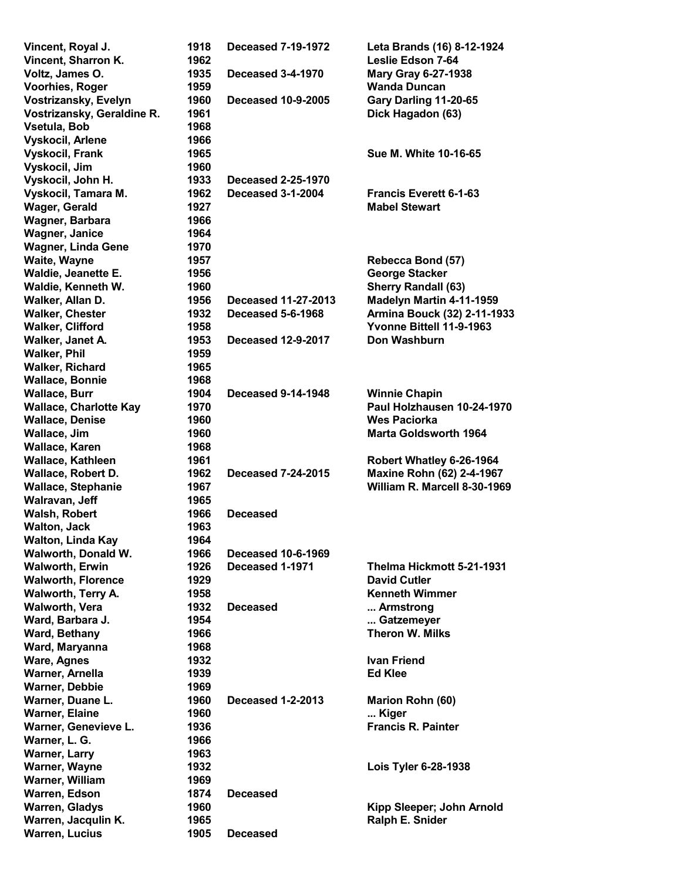| | | | |
|---|---|---|---|
| Vincent, Royal J. | 1918 | Deceased 7-19-1972 | Leta Brands (16) 8-12-1924 |
| Vincent, Sharron K. | 1962 | | Leslie Edson 7-64 |
| Voltz, James O. | 1935 | Deceased 3-4-1970 | Mary Gray 6-27-1938 |
| Voorhies, Roger | 1959 | | Wanda Duncan |
| Vostrizansky, Evelyn | 1960 | Deceased 10-9-2005 | Gary Darling 11-20-65 |
| Vostrizansky, Geraldine R. | 1961 | | Dick Hagadon (63) |
| Vsetula, Bob | 1968 | | |
| Vyskocil, Arlene | 1966 | | |
| Vyskocil, Frank | 1965 | | Sue M. White 10-16-65 |
| Vyskocil, Jim | 1960 | | |
| Vyskocil, John H. | 1933 | Deceased 2-25-1970 | |
| Vyskocil, Tamara M. | 1962 | Deceased 3-1-2004 | Francis Everett 6-1-63 |
| Wager, Gerald | 1927 | | Mabel Stewart |
| Wagner, Barbara | 1966 | | |
| Wagner, Janice | 1964 | | |
| Wagner, Linda Gene | 1970 | | |
| Waite, Wayne | 1957 | | Rebecca Bond (57) |
| Waldie, Jeanette E. | 1956 | | George Stacker |
| Waldie, Kenneth W. | 1960 | | Sherry Randall (63) |
| Walker, Allan D. | 1956 | Deceased 11-27-2013 | Madelyn Martin 4-11-1959 |
| Walker, Chester | 1932 | Deceased 5-6-1968 | Armina Bouck (32) 2-11-1933 |
| Walker, Clifford | 1958 | | Yvonne Bittell 11-9-1963 |
| Walker, Janet A. | 1953 | Deceased 12-9-2017 | Don Washburn |
| Walker, Phil | 1959 | | |
| Walker, Richard | 1965 | | |
| Wallace, Bonnie | 1968 | | |
| Wallace, Burr | 1904 | Deceased 9-14-1948 | Winnie Chapin |
| Wallace, Charlotte Kay | 1970 | | Paul Holzhausen 10-24-1970 |
| Wallace, Denise | 1960 | | Wes Paciorka |
| Wallace, Jim | 1960 | | Marta Goldsworth 1964 |
| Wallace, Karen | 1968 | | |
| Wallace, Kathleen | 1961 | | Robert Whatley 6-26-1964 |
| Wallace, Robert D. | 1962 | Deceased 7-24-2015 | Maxine Rohn (62) 2-4-1967 |
| Wallace, Stephanie | 1967 | | William R. Marcell 8-30-1969 |
| Walravan, Jeff | 1965 | | |
| Walsh, Robert | 1966 | Deceased | |
| Walton, Jack | 1963 | | |
| Walton, Linda Kay | 1964 | | |
| Walworth, Donald W. | 1966 | Deceased 10-6-1969 | |
| Walworth, Erwin | 1926 | Deceased 1-1971 | Thelma Hickmott 5-21-1931 |
| Walworth, Florence | 1929 | | David Cutler |
| Walworth, Terry A. | 1958 | | Kenneth Wimmer |
| Walworth, Vera | 1932 | Deceased | ... Armstrong |
| Ward, Barbara J. | 1954 | | ... Gatzemeyer |
| Ward, Bethany | 1966 | | Theron W. Milks |
| Ward, Maryanna | 1968 | | |
| Ware, Agnes | 1932 | | Ivan Friend |
| Warner, Arnella | 1939 | | Ed Klee |
| Warner, Debbie | 1969 | | |
| Warner, Duane L. | 1960 | Deceased 1-2-2013 | Marion Rohn (60) |
| Warner, Elaine | 1960 | | ... Kiger |
| Warner, Genevieve L. | 1936 | | Francis R. Painter |
| Warner, L. G. | 1966 | | |
| Warner, Larry | 1963 | | |
| Warner, Wayne | 1932 | | Lois Tyler 6-28-1938 |
| Warner, William | 1969 | | |
| Warren, Edson | 1874 | Deceased | |
| Warren, Gladys | 1960 | | Kipp Sleeper; John Arnold |
| Warren, Jacqulin K. | 1965 | | Ralph E. Snider |
| Warren, Lucius | 1905 | Deceased | |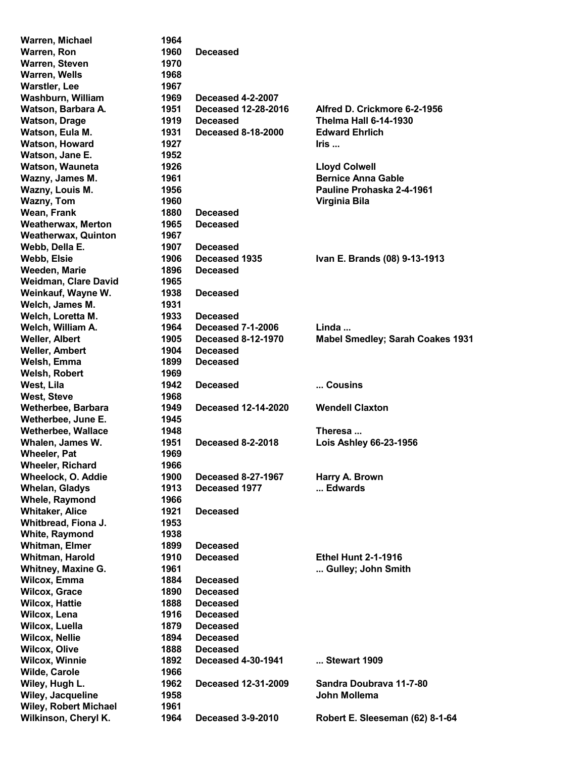| | | | |
|---|---|---|---|
| **Warren, Michael** | **1964** | | |
| **Warren, Ron** | **1960** | **Deceased** | |
| **Warren, Steven** | **1970** | | |
| **Warren, Wells** | **1968** | | |
| **Warstler, Lee** | **1967** | | |
| **Washburn, William** | **1969** | **Deceased 4-2-2007** | |
| **Watson, Barbara A.** | **1951** | **Deceased 12-28-2016** | **Alfred D. Crickmore 6-2-1956** |
| **Watson, Drage** | **1919** | **Deceased** | **Thelma Hall 6-14-1930** |
| **Watson, Eula M.** | **1931** | **Deceased 8-18-2000** | **Edward Ehrlich** |
| **Watson, Howard** | **1927** | | **Iris ...** |
| **Watson, Jane E.** | **1952** | | |
| **Watson, Wauneta** | **1926** | | **Lloyd Colwell** |
| **Wazny, James M.** | **1961** | | **Bernice Anna Gable** |
| **Wazny, Louis M.** | **1956** | | **Pauline Prohaska 2-4-1961** |
| **Wazny, Tom** | **1960** | | **Virginia Bila** |
| **Wean, Frank** | **1880** | **Deceased** | |
| **Weatherwax, Merton** | **1965** | **Deceased** | |
| **Weatherwax, Quinton** | **1967** | | |
| **Webb, Della E.** | **1907** | **Deceased** | |
| **Webb, Elsie** | **1906** | **Deceased 1935** | **Ivan E. Brands (08) 9-13-1913** |
| **Weeden, Marie** | **1896** | **Deceased** | |
| **Weidman, Clare David** | **1965** | | |
| **Weinkauf, Wayne W.** | **1938** | **Deceased** | |
| **Welch, James M.** | **1931** | | |
| **Welch, Loretta M.** | **1933** | **Deceased** | |
| **Welch, William A.** | **1964** | **Deceased 7-1-2006** | **Linda ...** |
| **Weller, Albert** | **1905** | **Deceased 8-12-1970** | **Mabel Smedley; Sarah Coakes 1931** |
| **Weller, Ambert** | **1904** | **Deceased** | |
| **Welsh, Emma** | **1899** | **Deceased** | |
| **Welsh, Robert** | **1969** | | |
| **West, Lila** | **1942** | **Deceased** | **... Cousins** |
| **West, Steve** | **1968** | | |
| **Wetherbee, Barbara** | **1949** | **Deceased 12-14-2020** | **Wendell Claxton** |
| **Wetherbee, June E.** | **1945** | | |
| **Wetherbee, Wallace** | **1948** | | **Theresa ...** |
| **Whalen, James W.** | **1951** | **Deceased 8-2-2018** | **Lois Ashley 66-23-1956** |
| **Wheeler, Pat** | **1969** | | |
| **Wheeler, Richard** | **1966** | | |
| **Wheelock, O. Addie** | **1900** | **Deceased 8-27-1967** | **Harry A. Brown** |
| **Whelan, Gladys** | **1913** | **Deceased 1977** | **... Edwards** |
| **Whele, Raymond** | **1966** | | |
| **Whitaker, Alice** | **1921** | **Deceased** | |
| **Whitbread, Fiona J.** | **1953** | | |
| **White, Raymond** | **1938** | | |
| **Whitman, Elmer** | **1899** | **Deceased** | |
| **Whitman, Harold** | **1910** | **Deceased** | **Ethel Hunt 2-1-1916** |
| **Whitney, Maxine G.** | **1961** | | **... Gulley; John Smith** |
| **Wilcox, Emma** | **1884** | **Deceased** | |
| **Wilcox, Grace** | **1890** | **Deceased** | |
| **Wilcox, Hattie** | **1888** | **Deceased** | |
| **Wilcox, Lena** | **1916** | **Deceased** | |
| **Wilcox, Luella** | **1879** | **Deceased** | |
| **Wilcox, Nellie** | **1894** | **Deceased** | |
| **Wilcox, Olive** | **1888** | **Deceased** | |
| **Wilcox, Winnie** | **1892** | **Deceased 4-30-1941** | **... Stewart 1909** |
| **Wilde, Carole** | **1966** | | |
| **Wiley, Hugh L.** | **1962** | **Deceased 12-31-2009** | **Sandra Doubrava 11-7-80** |
| **Wiley, Jacqueline** | **1958** | | **John Mollema** |
| **Wiley, Robert Michael** | **1961** | | |
| **Wilkinson, Cheryl K.** | **1964** | **Deceased 3-9-2010** | **Robert E. Sleeseman (62) 8-1-64** |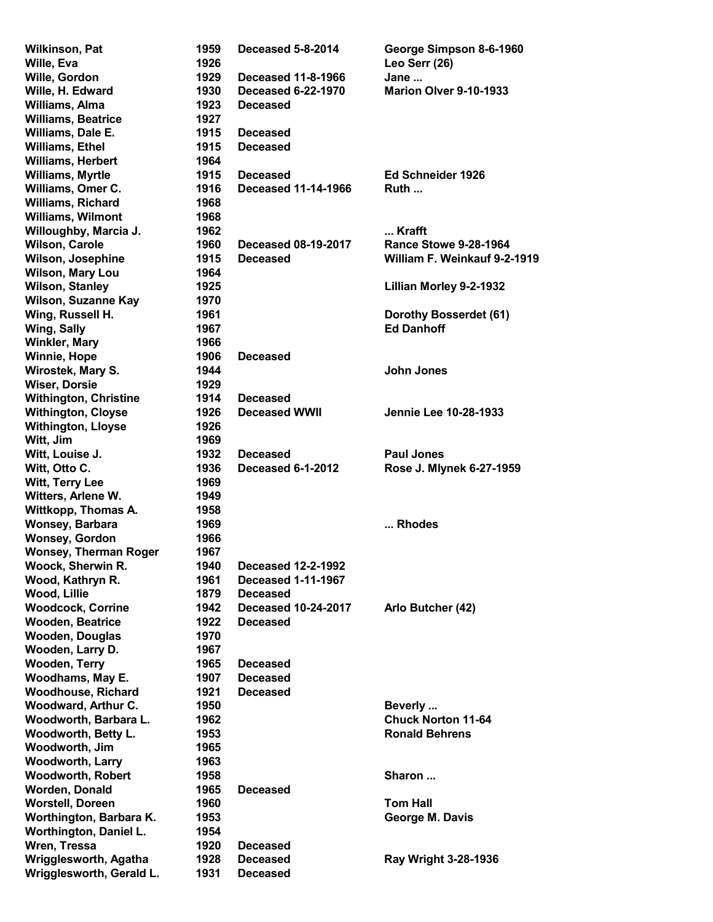| | | | |
|---|---|---|---|
| Wilkinson, Pat | 1959 | Deceased 5-8-2014 | George Simpson 8-6-1960 |
| Wille, Eva | 1926 | | Leo Serr (26) |
| Wille, Gordon | 1929 | Deceased 11-8-1966 | Jane ... |
| Wille, H. Edward | 1930 | Deceased 6-22-1970 | Marion Olver 9-10-1933 |
| Williams, Alma | 1923 | Deceased | |
| Williams, Beatrice | 1927 | | |
| Williams, Dale E. | 1915 | Deceased | |
| Williams, Ethel | 1915 | Deceased | |
| Williams, Herbert | 1964 | | |
| Williams, Myrtle | 1915 | Deceased | Ed Schneider 1926 |
| Williams, Omer C. | 1916 | Deceased 11-14-1966 | Ruth ... |
| Williams, Richard | 1968 | | |
| Williams, Wilmont | 1968 | | |
| Willoughby, Marcia J. | 1962 | | ... Krafft |
| Wilson, Carole | 1960 | Deceased 08-19-2017 | Rance Stowe 9-28-1964 |
| Wilson, Josephine | 1915 | Deceased | William F. Weinkauf 9-2-1919 |
| Wilson, Mary Lou | 1964 | | |
| Wilson, Stanley | 1925 | | Lillian Morley 9-2-1932 |
| Wilson, Suzanne Kay | 1970 | | |
| Wing, Russell H. | 1961 | | Dorothy Bosserdet (61) |
| Wing, Sally | 1967 | | Ed Danhoff |
| Winkler, Mary | 1966 | | |
| Winnie, Hope | 1906 | Deceased | |
| Wirostek, Mary S. | 1944 | | John Jones |
| Wiser, Dorsie | 1929 | | |
| Withington, Christine | 1914 | Deceased | |
| Withington, Cloyse | 1926 | Deceased WWII | Jennie Lee 10-28-1933 |
| Withington, Lloyse | 1926 | | |
| Witt, Jim | 1969 | | |
| Witt, Louise J. | 1932 | Deceased | Paul Jones |
| Witt, Otto C. | 1936 | Deceased 6-1-2012 | Rose J. Mlynek 6-27-1959 |
| Witt, Terry Lee | 1969 | | |
| Witters, Arlene W. | 1949 | | |
| Wittkopp, Thomas A. | 1958 | | |
| Wonsey, Barbara | 1969 | | ... Rhodes |
| Wonsey, Gordon | 1966 | | |
| Wonsey, Therman Roger | 1967 | | |
| Woock, Sherwin R. | 1940 | Deceased 12-2-1992 | |
| Wood, Kathryn R. | 1961 | Deceased 1-11-1967 | |
| Wood, Lillie | 1879 | Deceased | |
| Woodcock, Corrine | 1942 | Deceased 10-24-2017 | Arlo Butcher (42) |
| Wooden, Beatrice | 1922 | Deceased | |
| Wooden, Douglas | 1970 | | |
| Wooden, Larry D. | 1967 | | |
| Wooden, Terry | 1965 | Deceased | |
| Woodhams, May E. | 1907 | Deceased | |
| Woodhouse, Richard | 1921 | Deceased | |
| Woodward, Arthur C. | 1950 | | Beverly ... |
| Woodworth, Barbara L. | 1962 | | Chuck Norton 11-64 |
| Woodworth, Betty L. | 1953 | | Ronald Behrens |
| Woodworth, Jim | 1965 | | |
| Woodworth, Larry | 1963 | | |
| Woodworth, Robert | 1958 | | Sharon ... |
| Worden, Donald | 1965 | Deceased | |
| Worstell, Doreen | 1960 | | Tom Hall |
| Worthington, Barbara K. | 1953 | | George M. Davis |
| Worthington, Daniel L. | 1954 | | |
| Wren, Tressa | 1920 | Deceased | |
| Wrigglesworth, Agatha | 1928 | Deceased | Ray Wright 3-28-1936 |
| Wrigglesworth, Gerald L. | 1931 | Deceased | |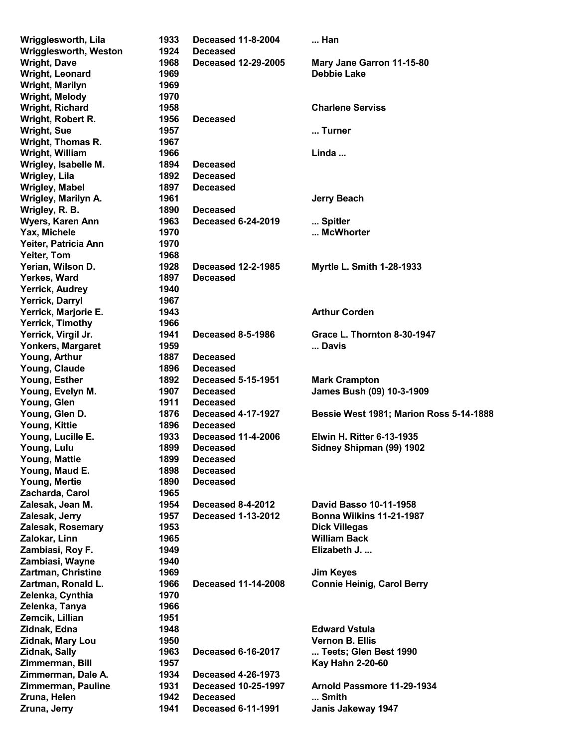| | | | |
|---|---|---|---|
| **Wrigglesworth, Lila** | **1933** | **Deceased 11-8-2004** | **... Han** |
| **Wrigglesworth, Weston** | **1924** | **Deceased** | |
| **Wright, Dave** | **1968** | **Deceased 12-29-2005** | **Mary Jane Garron 11-15-80** |
| **Wright, Leonard** | **1969** | | **Debbie Lake** |
| **Wright, Marilyn** | **1969** | | |
| **Wright, Melody** | **1970** | | |
| **Wright, Richard** | **1958** | | **Charlene Serviss** |
| **Wright, Robert R.** | **1956** | **Deceased** | |
| **Wright, Sue** | **1957** | | **... Turner** |
| **Wright, Thomas R.** | **1967** | | |
| **Wright, William** | **1966** | | **Linda ...** |
| **Wrigley, Isabelle M.** | **1894** | **Deceased** | |
| **Wrigley, Lila** | **1892** | **Deceased** | |
| **Wrigley, Mabel** | **1897** | **Deceased** | |
| **Wrigley, Marilyn A.** | **1961** | | **Jerry Beach** |
| **Wrigley, R. B.** | **1890** | **Deceased** | |
| **Wyers, Karen Ann** | **1963** | **Deceased 6-24-2019** | **... Spitler** |
| **Yax, Michele** | **1970** | | **... McWhorter** |
| **Yeiter, Patricia Ann** | **1970** | | |
| **Yeiter, Tom** | **1968** | | |
| **Yerian, Wilson D.** | **1928** | **Deceased 12-2-1985** | **Myrtle L. Smith 1-28-1933** |
| **Yerkes, Ward** | **1897** | **Deceased** | |
| **Yerrick, Audrey** | **1940** | | |
| **Yerrick, Darryl** | **1967** | | |
| **Yerrick, Marjorie E.** | **1943** | | **Arthur Corden** |
| **Yerrick, Timothy** | **1966** | | |
| **Yerrick, Virgil Jr.** | **1941** | **Deceased 8-5-1986** | **Grace L. Thornton 8-30-1947** |
| **Yonkers, Margaret** | **1959** | | **... Davis** |
| **Young, Arthur** | **1887** | **Deceased** | |
| **Young, Claude** | **1896** | **Deceased** | |
| **Young, Esther** | **1892** | **Deceased 5-15-1951** | **Mark Crampton** |
| **Young, Evelyn M.** | **1907** | **Deceased** | **James Bush (09) 10-3-1909** |
| **Young, Glen** | **1911** | **Deceased** | |
| **Young, Glen D.** | **1876** | **Deceased 4-17-1927** | **Bessie West 1981; Marion Ross 5-14-1888** |
| **Young, Kittie** | **1896** | **Deceased** | |
| **Young, Lucille E.** | **1933** | **Deceased 11-4-2006** | **Elwin H. Ritter 6-13-1935** |
| **Young, Lulu** | **1899** | **Deceased** | **Sidney Shipman (99) 1902** |
| **Young, Mattie** | **1899** | **Deceased** | |
| **Young, Maud E.** | **1898** | **Deceased** | |
| **Young, Mertie** | **1890** | **Deceased** | |
| **Zacharda, Carol** | **1965** | | |
| **Zalesak, Jean M.** | **1954** | **Deceased 8-4-2012** | **David Basso 10-11-1958** |
| **Zalesak, Jerry** | **1957** | **Deceased 1-13-2012** | **Bonna Wilkins 11-21-1987** |
| **Zalesak, Rosemary** | **1953** | | **Dick Villegas** |
| **Zalokar, Linn** | **1965** | | **William Back** |
| **Zambiasi, Roy F.** | **1949** | | **Elizabeth J. ...** |
| **Zambiasi, Wayne** | **1940** | | |
| **Zartman, Christine** | **1969** | | **Jim Keyes** |
| **Zartman, Ronald L.** | **1966** | **Deceased 11-14-2008** | **Connie Heinig, Carol Berry** |
| **Zelenka, Cynthia** | **1970** | | |
| **Zelenka, Tanya** | **1966** | | |
| **Zemcik, Lillian** | **1951** | | |
| **Zidnak, Edna** | **1948** | | **Edward Vstula** |
| **Zidnak, Mary Lou** | **1950** | | **Vernon B. Ellis** |
| **Zidnak, Sally** | **1963** | **Deceased 6-16-2017** | **... Teets; Glen Best 1990** |
| **Zimmerman, Bill** | **1957** | | **Kay Hahn 2-20-60** |
| **Zimmerman, Dale A.** | **1934** | **Deceased 4-26-1973** | |
| **Zimmerman, Pauline** | **1931** | **Deceased 10-25-1997** | **Arnold Passmore 11-29-1934** |
| **Zruna, Helen** | **1942** | **Deceased** | **... Smith** |
| **Zruna, Jerry** | **1941** | **Deceased 6-11-1991** | **Janis Jakeway 1947** |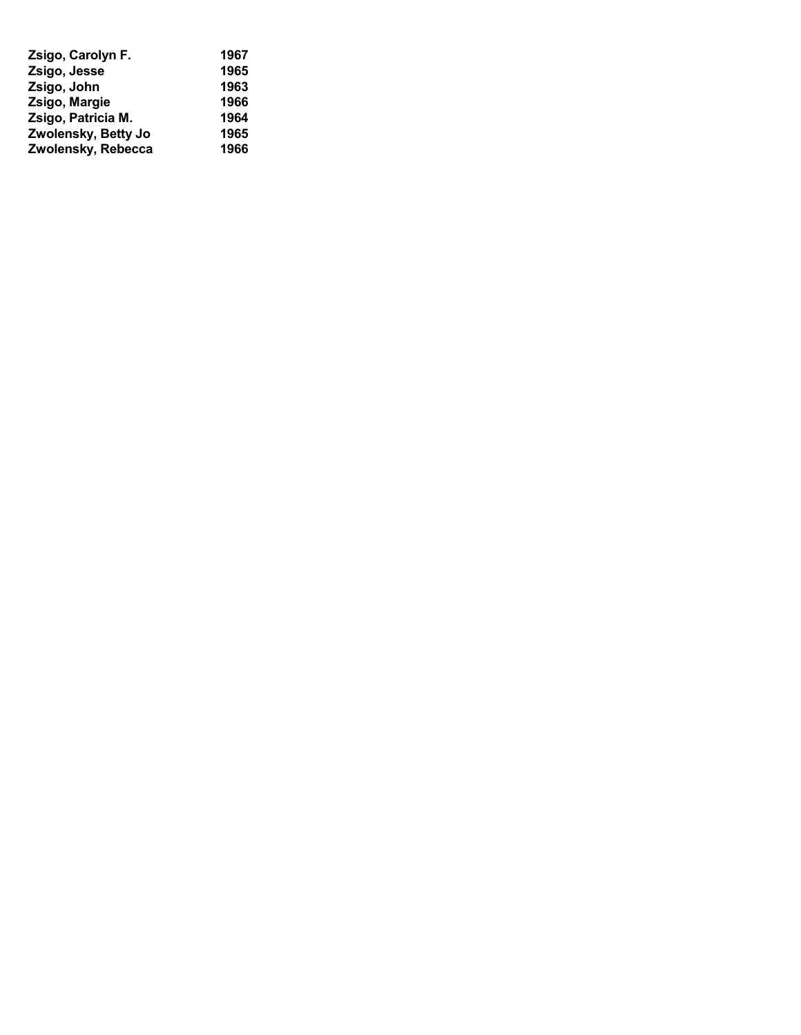| | |
|---|---|
| **Zsigo, Carolyn F.** | **1967** |
| **Zsigo, Jesse** | **1965** |
| **Zsigo, John** | **1963** |
| **Zsigo, Margie** | **1966** |
| **Zsigo, Patricia M.** | **1964** |
| **Zwolensky, Betty Jo** | **1965** |
| **Zwolensky, Rebecca** | **1966** |